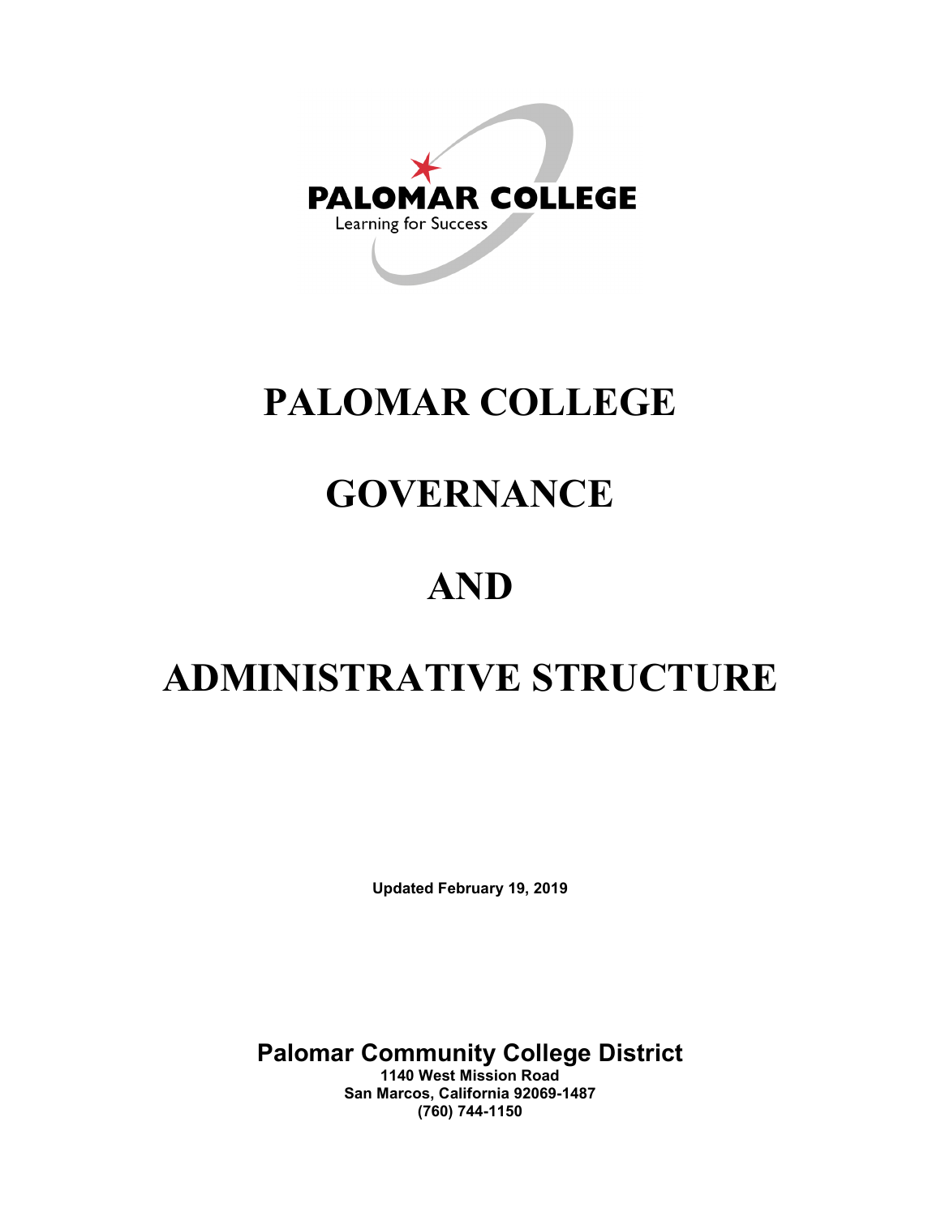PALOMAR COLLEGE

Learning for Success

# PALOMAR COLLEGE

# GOVERNANCE

# AND

# ADMINISTRATIVE STRUCTURE

**Updated February 19, 2019**

**Palomar Community College District**

**1140 West Mission Road**
**San Marcos, California 92069-1487**
**(760) 744-1150**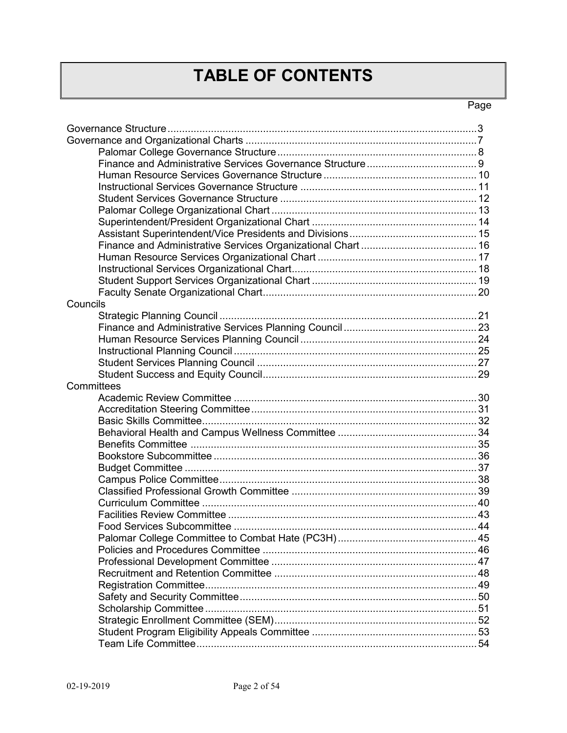# TABLE OF CONTENTS

| | Page |
|---|---|
| Governance Structure | 3 |
| Governance and Organizational Charts | 7 |
| Palomar College Governance Structure | 8 |
| Finance and Administrative Services Governance Structure | 9 |
| Human Resource Services Governance Structure | 10 |
| Instructional Services Governance Structure | 11 |
| Student Services Governance Structure | 12 |
| Palomar College Organizational Chart | 13 |
| Superintendent/President Organizational Chart | 14 |
| Assistant Superintendent/Vice Presidents and Divisions | 15 |
| Finance and Administrative Services Organizational Chart | 16 |
| Human Resource Services Organizational Chart | 17 |
| Instructional Services Organizational Chart | 18 |
| Student Support Services Organizational Chart | 19 |
| Faculty Senate Organizational Chart | 20 |
| **Councils** | |
| Strategic Planning Council | 21 |
| Finance and Administrative Services Planning Council | 23 |
| Human Resource Services Planning Council | 24 |
| Instructional Planning Council | 25 |
| Student Services Planning Council | 27 |
| Student Success and Equity Council | 29 |
| **Committees** | |
| Academic Review Committee | 30 |
| Accreditation Steering Committee | 31 |
| Basic Skills Committee | 32 |
| Behavioral Health and Campus Wellness Committee | 34 |
| Benefits Committee | 35 |
| Bookstore Subcommittee | 36 |
| Budget Committee | 37 |
| Campus Police Committee | 38 |
| Classified Professional Growth Committee | 39 |
| Curriculum Committee | 40 |
| Facilities Review Committee | 43 |
| Food Services Subcommittee | 44 |
| Palomar College Committee to Combat Hate (PC3H) | 45 |
| Policies and Procedures Committee | 46 |
| Professional Development Committee | 47 |
| Recruitment and Retention Committee | 48 |
| Registration Committee | 49 |
| Safety and Security Committee | 50 |
| Scholarship Committee | 51 |
| Strategic Enrollment Committee (SEM) | 52 |
| Student Program Eligibility Appeals Committee | 53 |
| Team Life Committee | 54 |

02-19-2019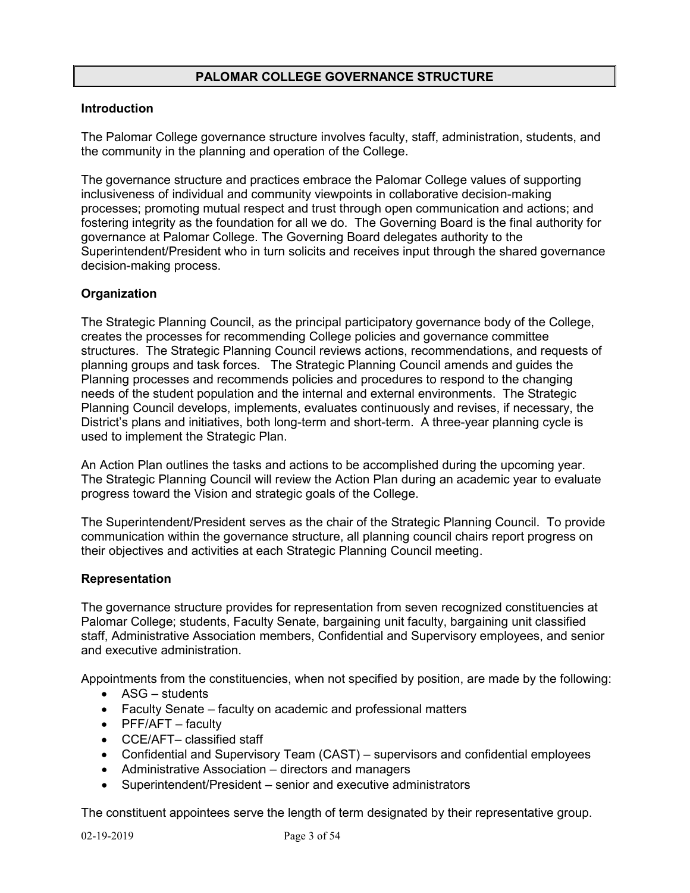# PALOMAR COLLEGE GOVERNANCE STRUCTURE

## Introduction

The Palomar College governance structure involves faculty, staff, administration, students, and the community in the planning and operation of the College.

The governance structure and practices embrace the Palomar College values of supporting inclusiveness of individual and community viewpoints in collaborative decision-making processes; promoting mutual respect and trust through open communication and actions; and fostering integrity as the foundation for all we do. The Governing Board is the final authority for governance at Palomar College. The Governing Board delegates authority to the Superintendent/President who in turn solicits and receives input through the shared governance decision-making process.

## Organization

The Strategic Planning Council, as the principal participatory governance body of the College, creates the processes for recommending College policies and governance committee structures. The Strategic Planning Council reviews actions, recommendations, and requests of planning groups and task forces. The Strategic Planning Council amends and guides the Planning processes and recommends policies and procedures to respond to the changing needs of the student population and the internal and external environments. The Strategic Planning Council develops, implements, evaluates continuously and revises, if necessary, the District's plans and initiatives, both long-term and short-term. A three-year planning cycle is used to implement the Strategic Plan.

An Action Plan outlines the tasks and actions to be accomplished during the upcoming year. The Strategic Planning Council will review the Action Plan during an academic year to evaluate progress toward the Vision and strategic goals of the College.

The Superintendent/President serves as the chair of the Strategic Planning Council. To provide communication within the governance structure, all planning council chairs report progress on their objectives and activities at each Strategic Planning Council meeting.

## Representation

The governance structure provides for representation from seven recognized constituencies at Palomar College; students, Faculty Senate, bargaining unit faculty, bargaining unit classified staff, Administrative Association members, Confidential and Supervisory employees, and senior and executive administration.

Appointments from the constituencies, when not specified by position, are made by the following:

- ASG – students
- Faculty Senate – faculty on academic and professional matters
- PFF/AFT – faculty
- CCE/AFT– classified staff
- Confidential and Supervisory Team (CAST) – supervisors and confidential employees
- Administrative Association – directors and managers
- Superintendent/President – senior and executive administrators

The constituent appointees serve the length of term designated by their representative group.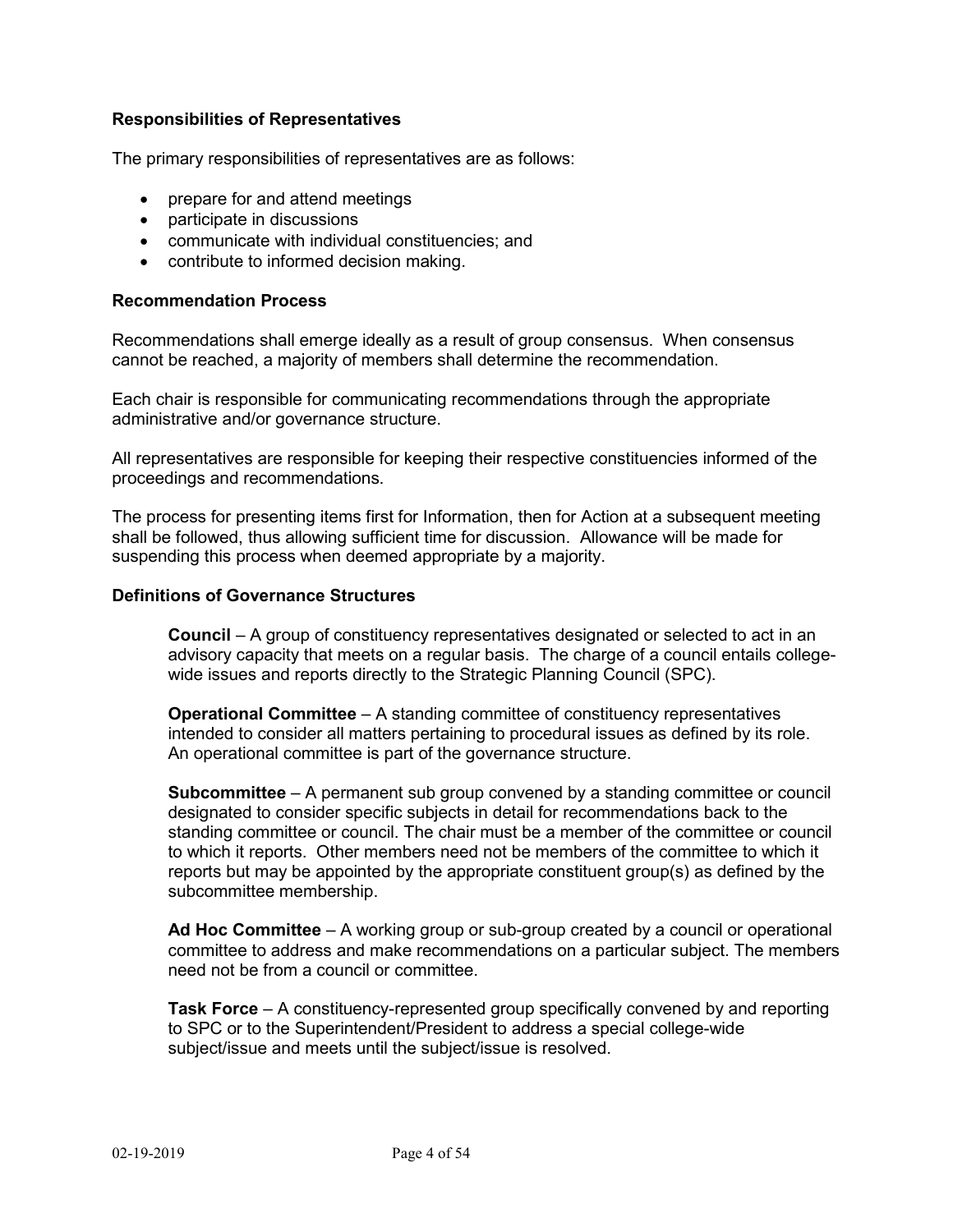### Responsibilities of Representatives

The primary responsibilities of representatives are as follows:

- prepare for and attend meetings
- participate in discussions
- communicate with individual constituencies; and
- contribute to informed decision making.

### Recommendation Process

Recommendations shall emerge ideally as a result of group consensus. When consensus cannot be reached, a majority of members shall determine the recommendation.

Each chair is responsible for communicating recommendations through the appropriate administrative and/or governance structure.

All representatives are responsible for keeping their respective constituencies informed of the proceedings and recommendations.

The process for presenting items first for Information, then for Action at a subsequent meeting shall be followed, thus allowing sufficient time for discussion. Allowance will be made for suspending this process when deemed appropriate by a majority.

### Definitions of Governance Structures

**Council** – A group of constituency representatives designated or selected to act in an advisory capacity that meets on a regular basis. The charge of a council entails college-wide issues and reports directly to the Strategic Planning Council (SPC).

**Operational Committee** – A standing committee of constituency representatives intended to consider all matters pertaining to procedural issues as defined by its role. An operational committee is part of the governance structure.

**Subcommittee** – A permanent sub group convened by a standing committee or council designated to consider specific subjects in detail for recommendations back to the standing committee or council. The chair must be a member of the committee or council to which it reports. Other members need not be members of the committee to which it reports but may be appointed by the appropriate constituent group(s) as defined by the subcommittee membership.

**Ad Hoc Committee** – A working group or sub-group created by a council or operational committee to address and make recommendations on a particular subject. The members need not be from a council or committee.

**Task Force** – A constituency-represented group specifically convened by and reporting to SPC or to the Superintendent/President to address a special college-wide subject/issue and meets until the subject/issue is resolved.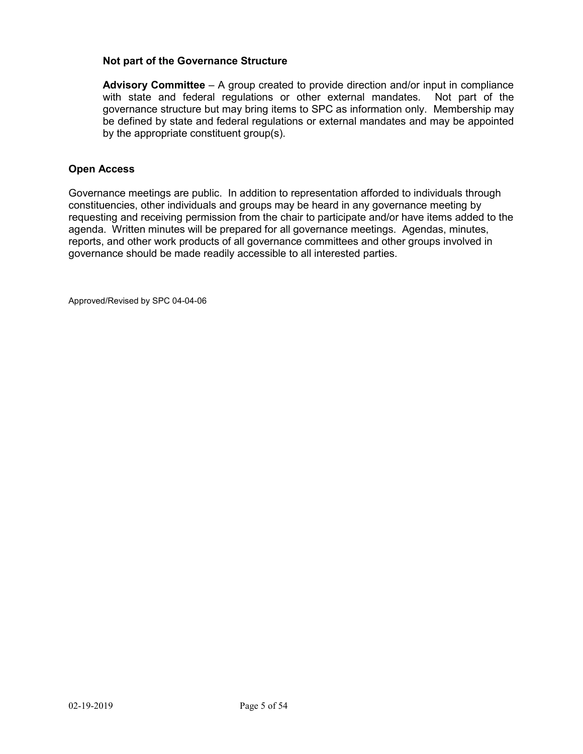### Not part of the Governance Structure

**Advisory Committee** – A group created to provide direction and/or input in compliance with state and federal regulations or other external mandates. Not part of the governance structure but may bring items to SPC as information only. Membership may be defined by state and federal regulations or external mandates and may be appointed by the appropriate constituent group(s).

## Open Access

Governance meetings are public. In addition to representation afforded to individuals through constituencies, other individuals and groups may be heard in any governance meeting by requesting and receiving permission from the chair to participate and/or have items added to the agenda. Written minutes will be prepared for all governance meetings. Agendas, minutes, reports, and other work products of all governance committees and other groups involved in governance should be made readily accessible to all interested parties.

Approved/Revised by SPC 04-04-06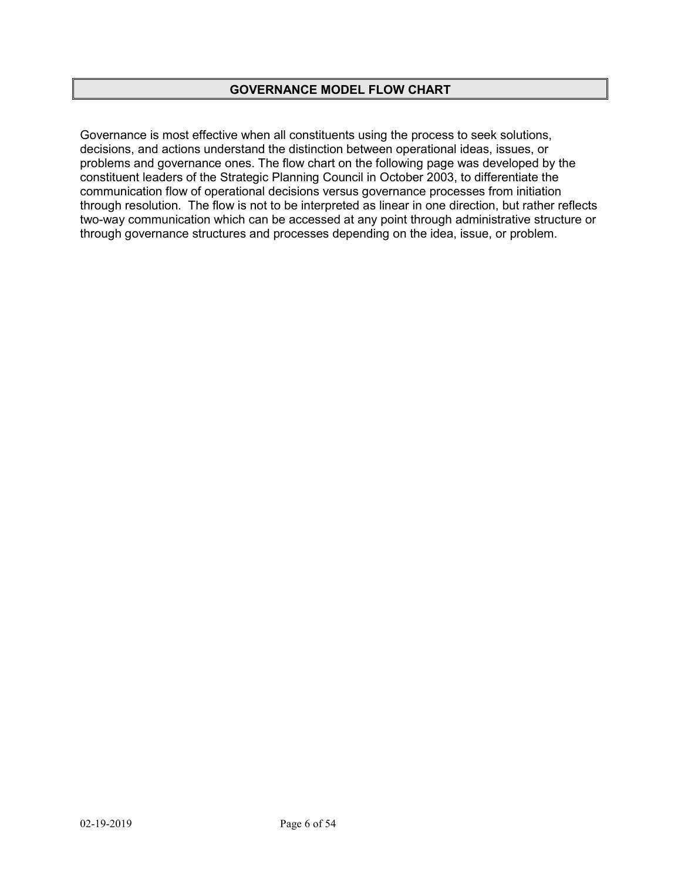## GOVERNANCE MODEL FLOW CHART

Governance is most effective when all constituents using the process to seek solutions, decisions, and actions understand the distinction between operational ideas, issues, or problems and governance ones. The flow chart on the following page was developed by the constituent leaders of the Strategic Planning Council in October 2003, to differentiate the communication flow of operational decisions versus governance processes from initiation through resolution. The flow is not to be interpreted as linear in one direction, but rather reflects two-way communication which can be accessed at any point through administrative structure or through governance structures and processes depending on the idea, issue, or problem.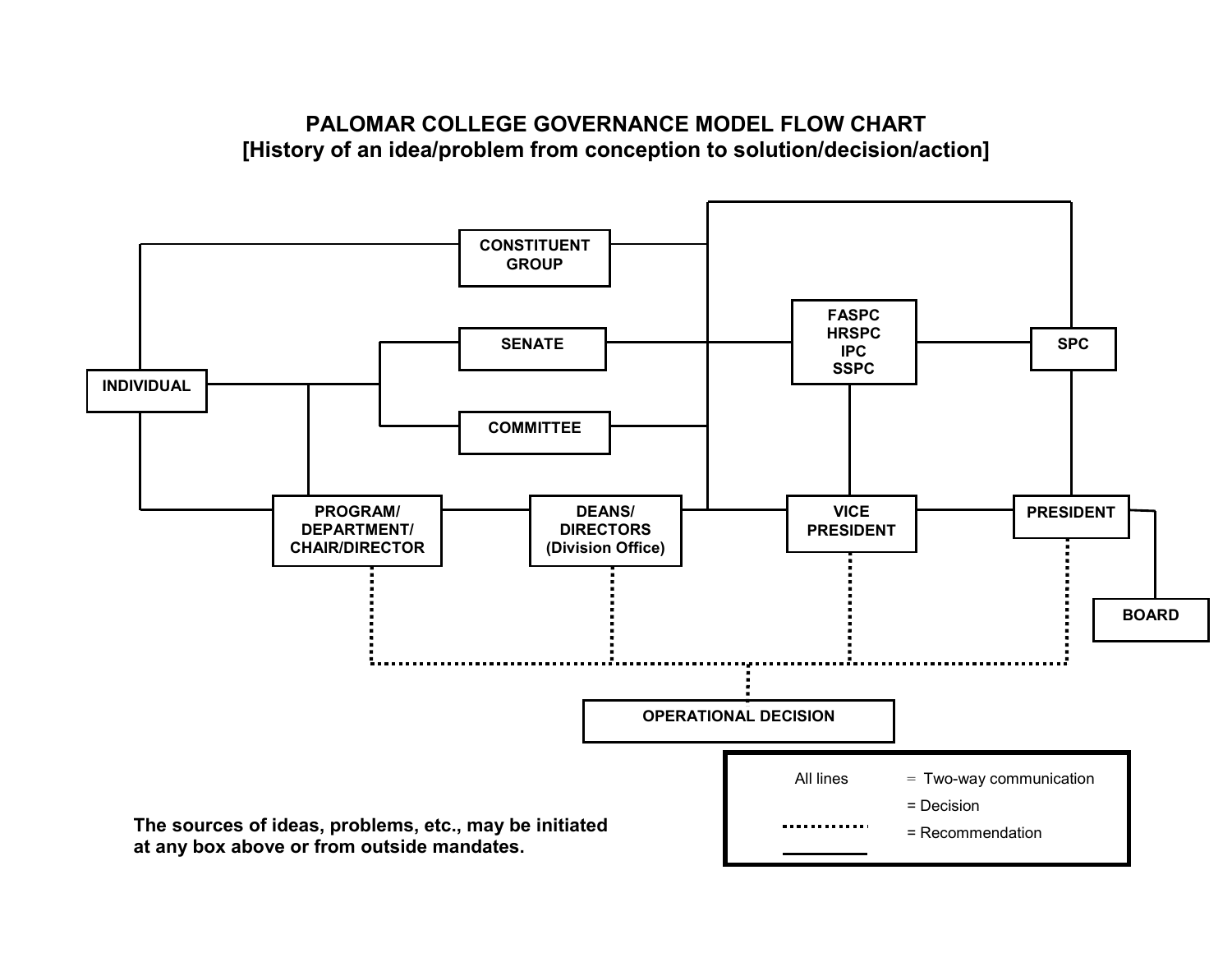# PALOMAR COLLEGE GOVERNANCE MODEL FLOW CHART
## [History of an idea/problem from conception to solution/decision/action]

CONSTITUENT GROUP

SENATE

COMMITTEE

INDIVIDUAL

FASPC
HRSPC
IPC
SSPC

SPC

PROGRAM/ DEPARTMENT/ CHAIR/DIRECTOR

DEANS/ DIRECTORS (Division Office)

VICE PRESIDENT

PRESIDENT

BOARD

OPERATIONAL DECISION

| | |
|---|---|
| All lines | = Two-way communication |
| | = Decision |
| ·········· | = Recommendation |
| ———— | |

**The sources of ideas, problems, etc., may be initiated at any box above or from outside mandates.**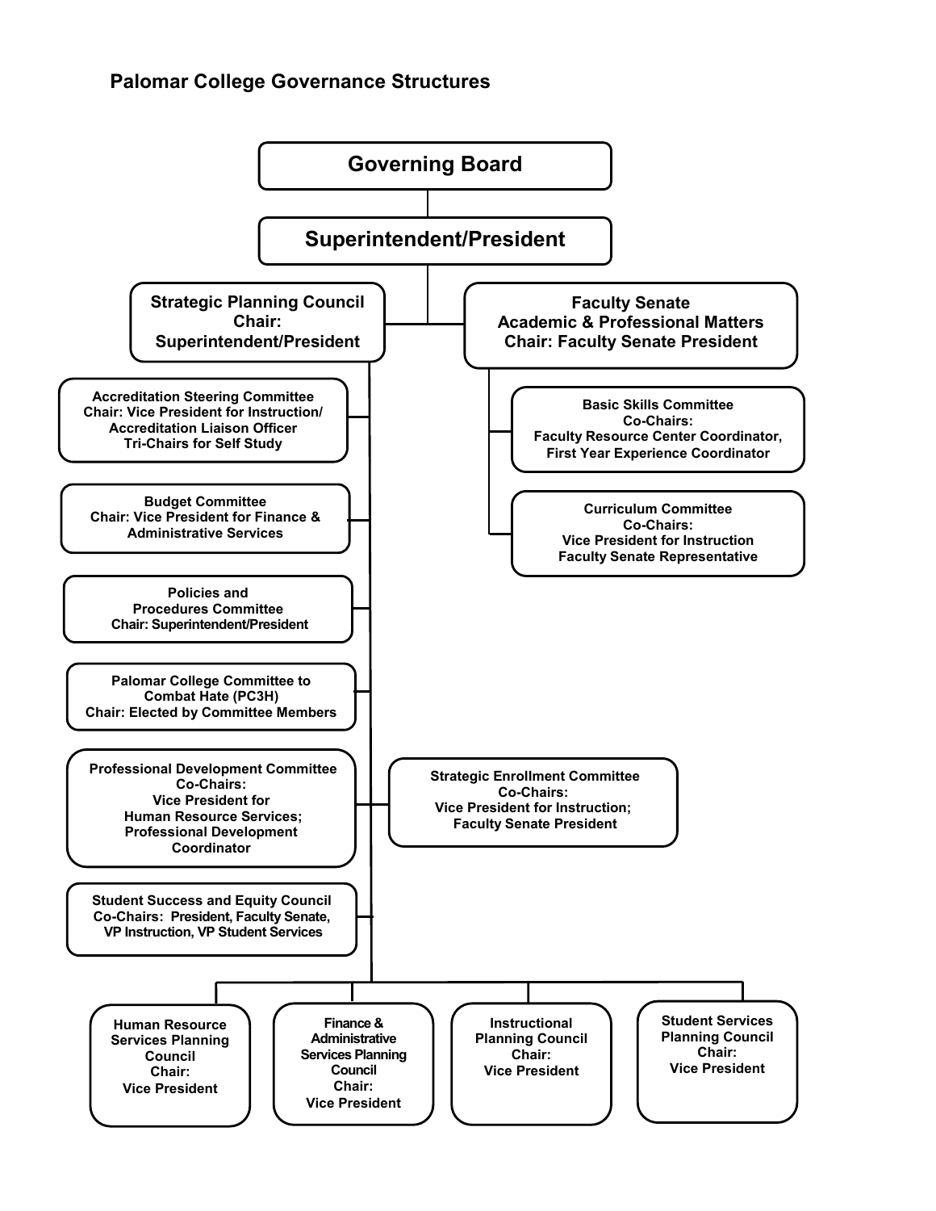## Palomar College Governance Structures

- **Governing Board**
  - **Superintendent/President**
    - **Strategic Planning Council**
      Chair: Superintendent/President
      - **Accreditation Steering Committee**
        Chair: Vice President for Instruction/ Accreditation Liaison Officer
        Tri-Chairs for Self Study
      - **Budget Committee**
        Chair: Vice President for Finance & Administrative Services
      - **Policies and Procedures Committee**
        Chair: Superintendent/President
      - **Palomar College Committee to Combat Hate (PC3H)**
        Chair: Elected by Committee Members
      - **Professional Development Committee**
        Co-Chairs:
        Vice President for Human Resource Services;
        Professional Development Coordinator
      - **Strategic Enrollment Committee**
        Co-Chairs:
        Vice President for Instruction;
        Faculty Senate President
      - **Student Success and Equity Council**
        Co-Chairs: President, Faculty Senate, VP Instruction, VP Student Services
      - **Human Resource Services Planning Council**
        Chair:
        Vice President
      - **Finance & Administrative Services Planning Council**
        Chair:
        Vice President
      - **Instructional Planning Council**
        Chair:
        Vice President
      - **Student Services Planning Council**
        Chair:
        Vice President
    - **Faculty Senate**
      Academic & Professional Matters
      Chair: Faculty Senate President
      - **Basic Skills Committee**
        Co-Chairs:
        Faculty Resource Center Coordinator,
        First Year Experience Coordinator
      - **Curriculum Committee**
        Co-Chairs:
        Vice President for Instruction
        Faculty Senate Representative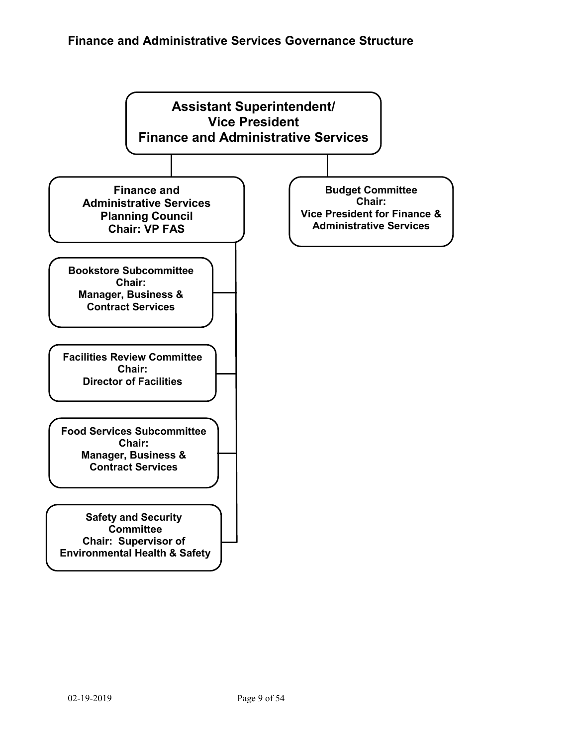## Finance and Administrative Services Governance Structure

**Assistant Superintendent/ Vice President Finance and Administrative Services**

- **Finance and Administrative Services Planning Council**
  **Chair: VP FAS**
  - **Bookstore Subcommittee**
    **Chair: Manager, Business & Contract Services**
  - **Facilities Review Committee**
    **Chair: Director of Facilities**
  - **Food Services Subcommittee**
    **Chair: Manager, Business & Contract Services**
  - **Safety and Security Committee**
    **Chair: Supervisor of Environmental Health & Safety**
- **Budget Committee**
  **Chair: Vice President for Finance & Administrative Services**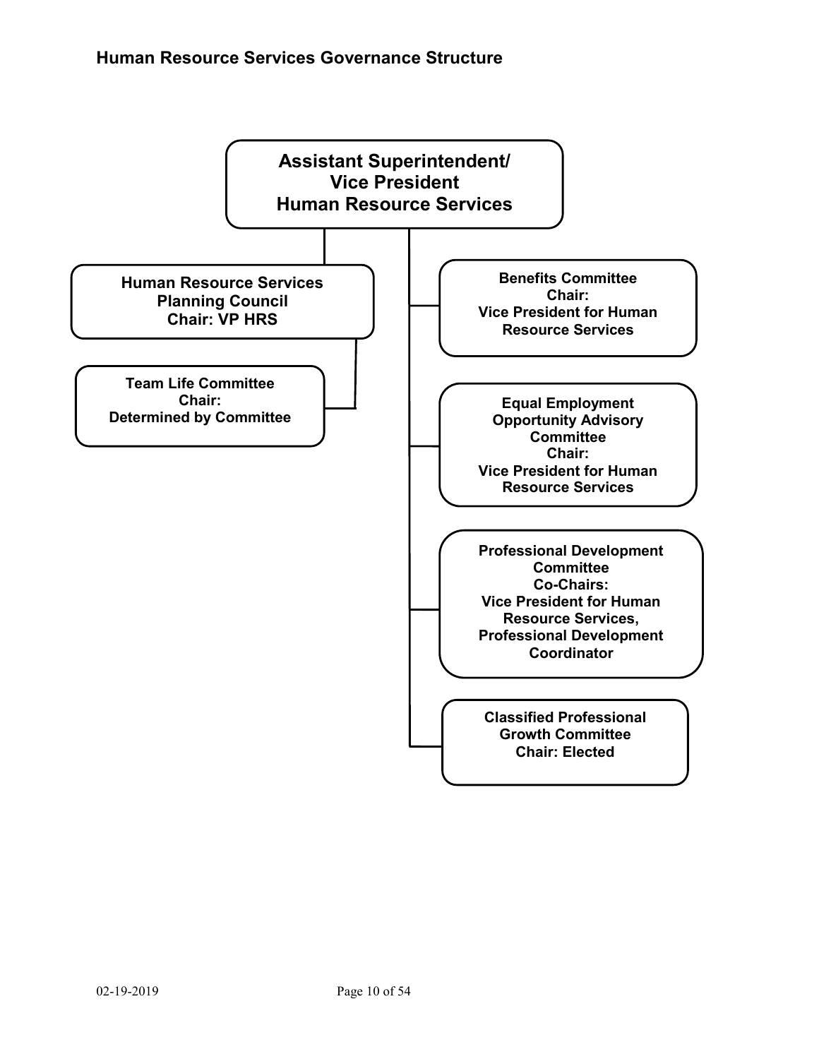## Human Resource Services Governance Structure

**Assistant Superintendent/ Vice President Human Resource Services**

- **Human Resource Services Planning Council**
  Chair: VP HRS
  - **Team Life Committee**
    Chair: Determined by Committee
- **Benefits Committee**
  Chair: Vice President for Human Resource Services
- **Equal Employment Opportunity Advisory Committee**
  Chair: Vice President for Human Resource Services
- **Professional Development Committee**
  Co-Chairs: Vice President for Human Resource Services, Professional Development Coordinator
- **Classified Professional Growth Committee**
  Chair: Elected

02-19-2019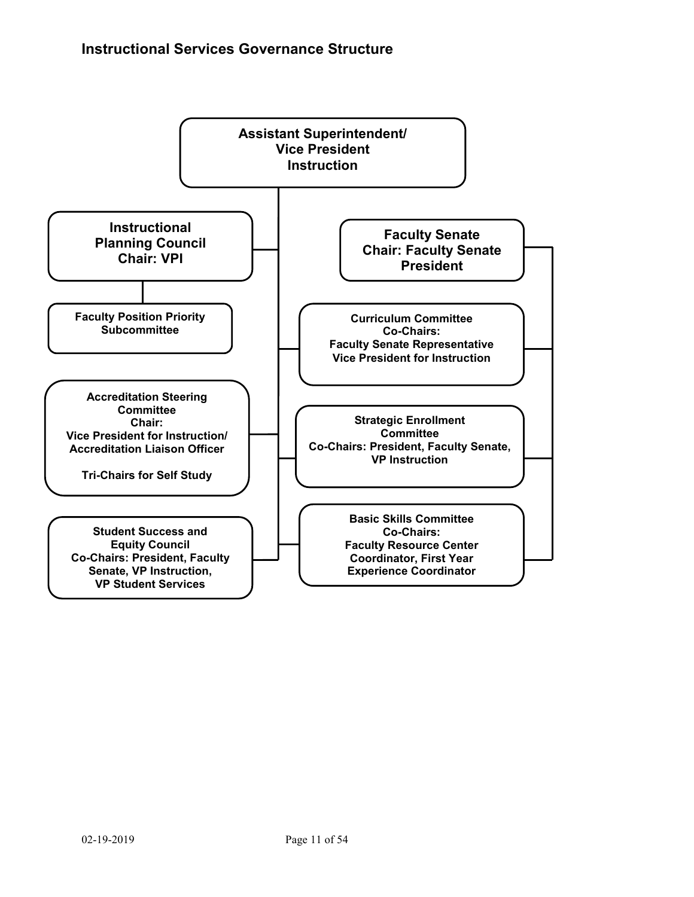### Instructional Services Governance Structure

**Assistant Superintendent/ Vice President Instruction**

- **Instructional Planning Council** Chair: VPI
  - **Faculty Position Priority Subcommittee**
- **Accreditation Steering Committee**
  Chair: Vice President for Instruction/ Accreditation Liaison Officer
  Tri-Chairs for Self Study
- **Student Success and Equity Council**
  Co-Chairs: President, Faculty Senate, VP Instruction, VP Student Services
- **Curriculum Committee**
  Co-Chairs: Faculty Senate Representative, Vice President for Instruction
- **Strategic Enrollment Committee**
  Co-Chairs: President, Faculty Senate, VP Instruction
- **Basic Skills Committee**
  Co-Chairs: Faculty Resource Center Coordinator, First Year Experience Coordinator

**Faculty Senate** Chair: Faculty Senate President

- **Curriculum Committee**
- **Strategic Enrollment Committee**
- **Basic Skills Committee**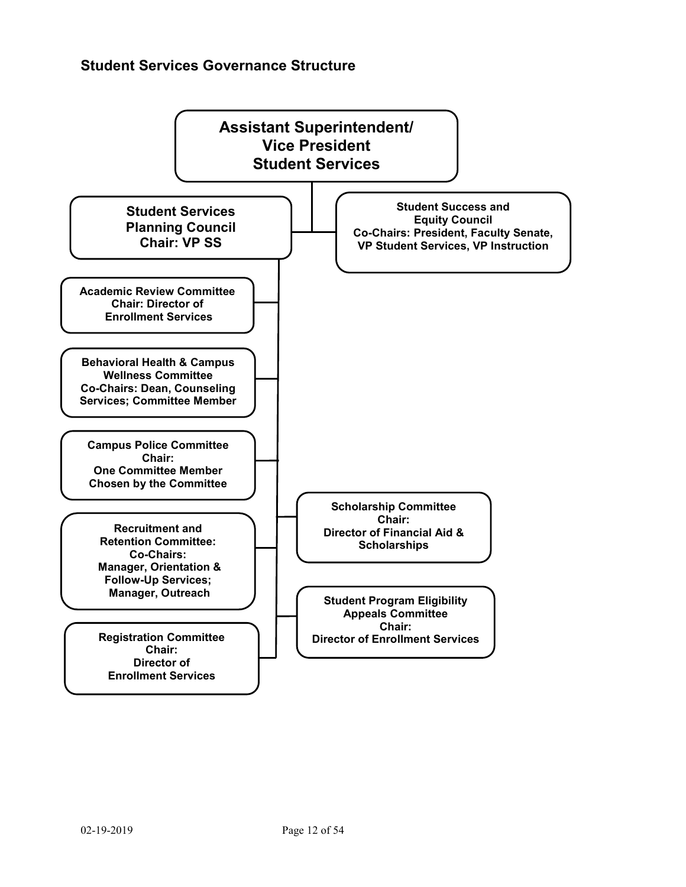## Student Services Governance Structure

**Assistant Superintendent/ Vice President Student Services**

- **Student Services Planning Council**
  **Chair: VP SS**
  - **Academic Review Committee**
    **Chair: Director of Enrollment Services**
  - **Behavioral Health & Campus Wellness Committee**
    **Co-Chairs: Dean, Counseling Services; Committee Member**
  - **Campus Police Committee**
    **Chair: One Committee Member Chosen by the Committee**
  - **Recruitment and Retention Committee:**
    **Co-Chairs: Manager, Orientation & Follow-Up Services; Manager, Outreach**
  - **Registration Committee**
    **Chair: Director of Enrollment Services**
  - **Scholarship Committee**
    **Chair: Director of Financial Aid & Scholarships**
  - **Student Program Eligibility Appeals Committee**
    **Chair: Director of Enrollment Services**
- **Student Success and Equity Council**
  **Co-Chairs: President, Faculty Senate, VP Student Services, VP Instruction**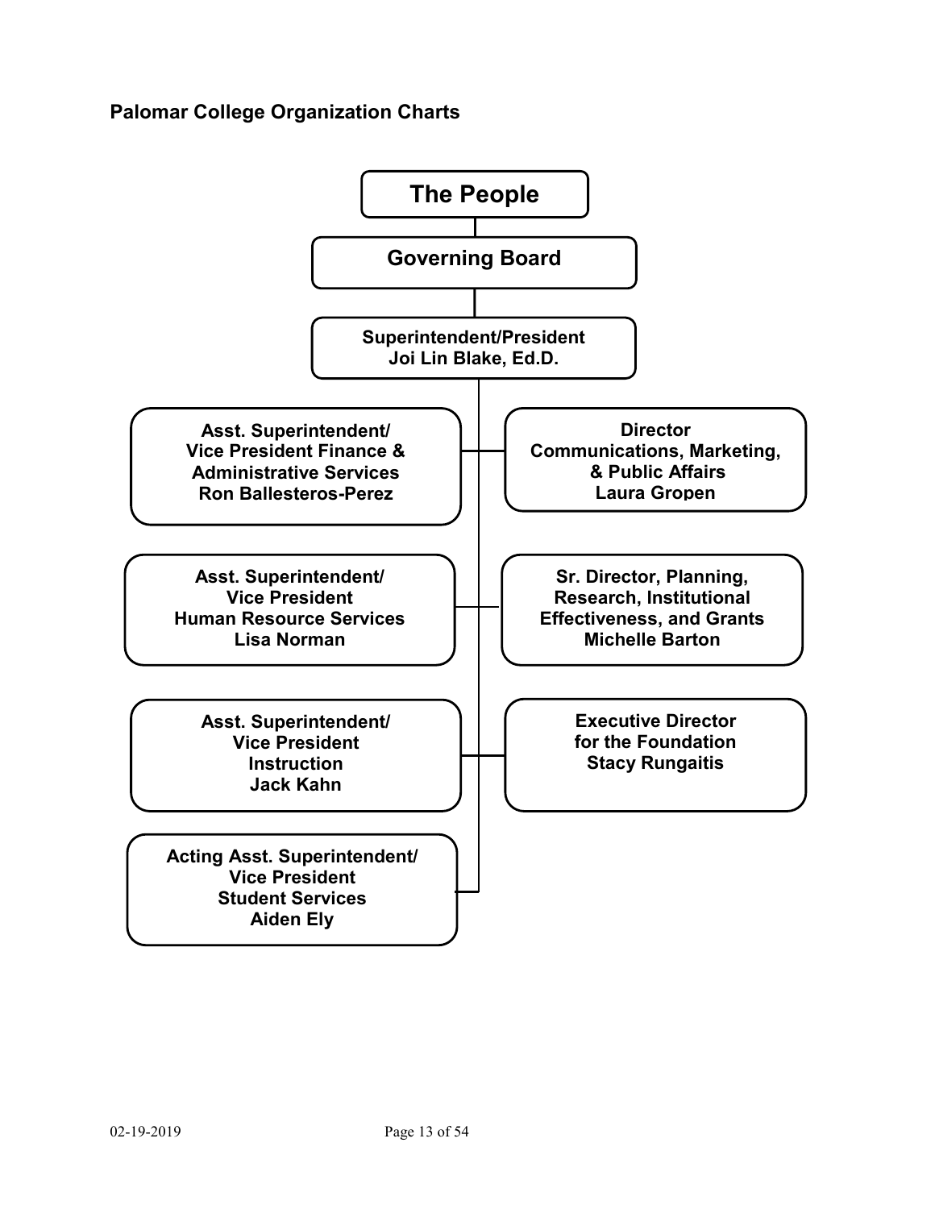## Palomar College Organization Charts

**The People**

**Governing Board**

**Superintendent/President**
**Joi Lin Blake, Ed.D.**

- **Asst. Superintendent/ Vice President Finance & Administrative Services** — **Ron Ballesteros-Perez**
- **Director Communications, Marketing, & Public Affairs** — **Laura Gropen**
- **Asst. Superintendent/ Vice President Human Resource Services** — **Lisa Norman**
- **Sr. Director, Planning, Research, Institutional Effectiveness, and Grants** — **Michelle Barton**
- **Asst. Superintendent/ Vice President Instruction** — **Jack Kahn**
- **Executive Director for the Foundation** — **Stacy Rungaitis**
- **Acting Asst. Superintendent/ Vice President Student Services** — **Aiden Ely**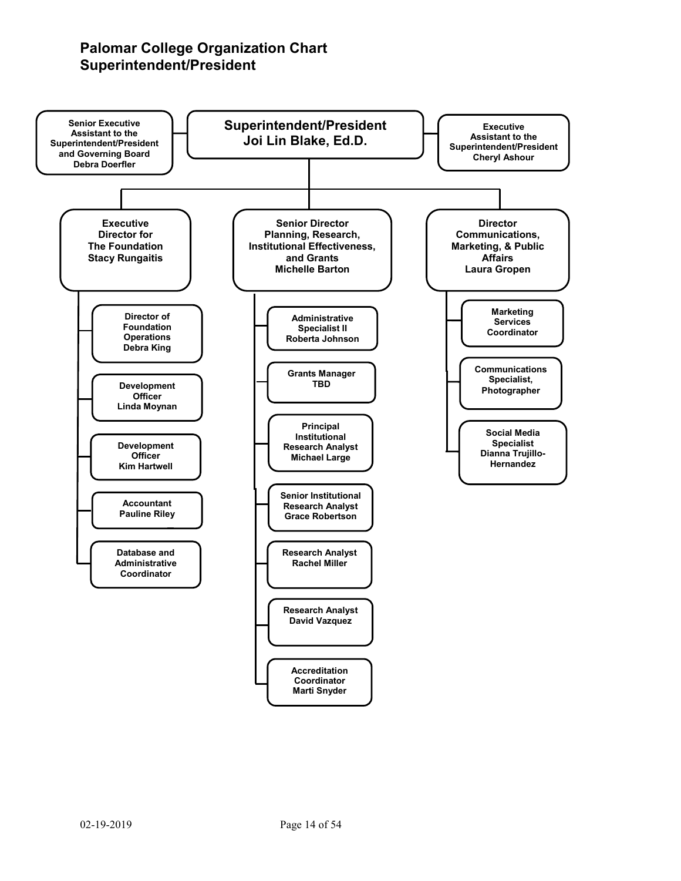# Palomar College Organization Chart
## Superintendent/President

**Superintendent/President**
**Joi Lin Blake, Ed.D.**

- **Senior Executive Assistant to the Superintendent/President and Governing Board** – Debra Doerfler
- **Executive Assistant to the Superintendent/President** – Cheryl Ashour

### Executive Director for The Foundation – Stacy Rungaitis

- Director of Foundation Operations – Debra King
- Development Officer – Linda Moynan
- Development Officer – Kim Hartwell
- Accountant – Pauline Riley
- Database and Administrative Coordinator

### Senior Director Planning, Research, Institutional Effectiveness, and Grants – Michelle Barton

- Administrative Specialist II – Roberta Johnson
- Grants Manager – TBD
- Principal Institutional Research Analyst – Michael Large
- Senior Institutional Research Analyst – Grace Robertson
- Research Analyst – Rachel Miller
- Research Analyst – David Vazquez
- Accreditation Coordinator – Marti Snyder

### Director Communications, Marketing, & Public Affairs – Laura Gropen

- Marketing Services Coordinator
- Communications Specialist, Photographer
- Social Media Specialist – Dianna Trujillo-Hernandez

02-19-2019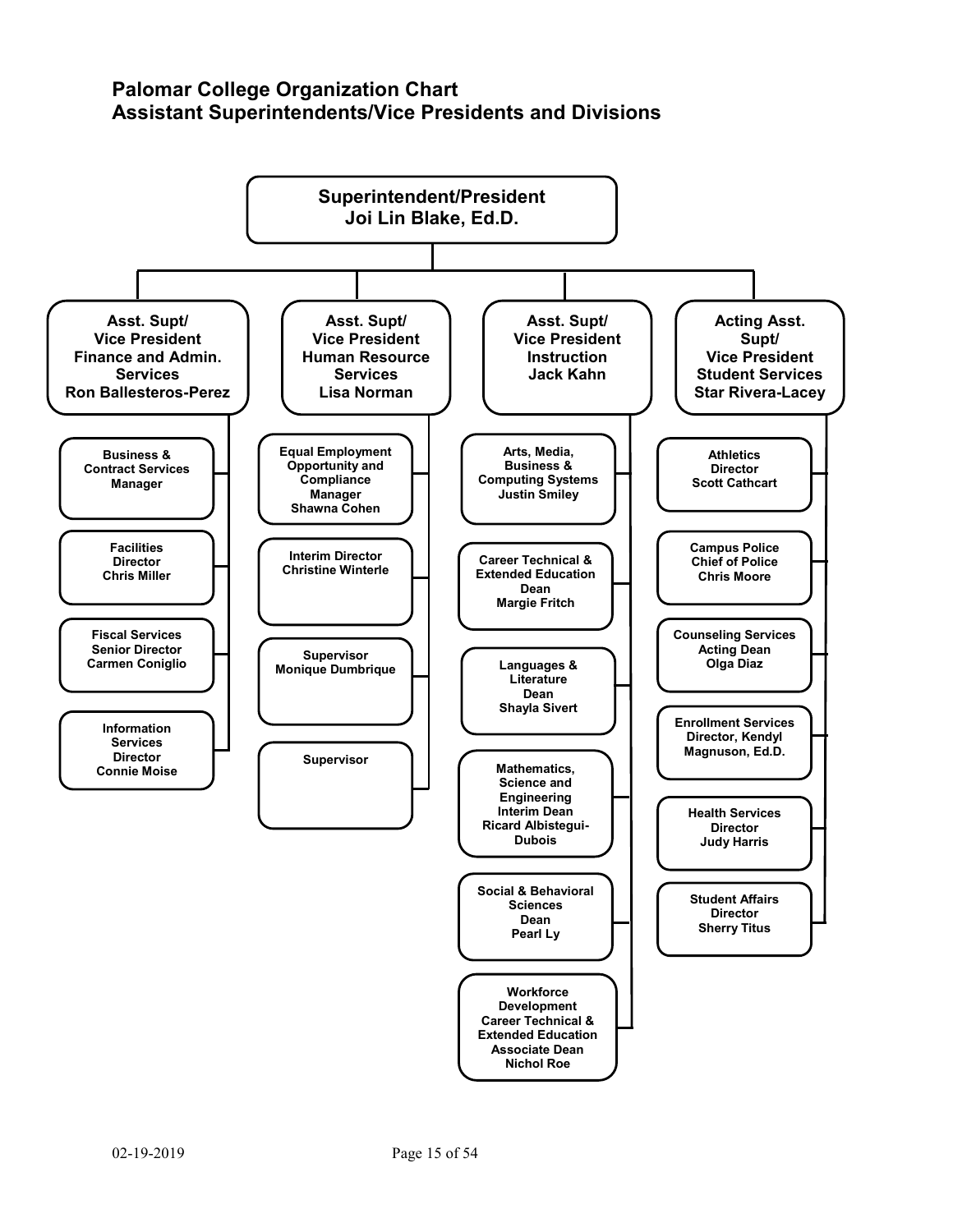## Palomar College Organization Chart
## Assistant Superintendents/Vice Presidents and Divisions

**Superintendent/President**
**Joi Lin Blake, Ed.D.**

**Asst. Supt/ Vice President Finance and Admin. Services — Ron Ballesteros-Perez**

- Business & Contract Services Manager
- Facilities Director — Chris Miller
- Fiscal Services Senior Director — Carmen Coniglio
- Information Services Director — Connie Moise

**Asst. Supt/ Vice President Human Resource Services — Lisa Norman**

- Equal Employment Opportunity and Compliance Manager — Shawna Cohen
- Interim Director — Christine Winterle
- Supervisor — Monique Dumbrique
- Supervisor

**Asst. Supt/ Vice President Instruction — Jack Kahn**

- Arts, Media, Business & Computing Systems — Justin Smiley
- Career Technical & Extended Education Dean — Margie Fritch
- Languages & Literature Dean — Shayla Sivert
- Mathematics, Science and Engineering Interim Dean — Ricard Albistegui-Dubois
- Social & Behavioral Sciences Dean — Pearl Ly
- Workforce Development Career Technical & Extended Education Associate Dean — Nichol Roe

**Acting Asst. Supt/ Vice President Student Services — Star Rivera-Lacey**

- Athletics Director — Scott Cathcart
- Campus Police Chief of Police — Chris Moore
- Counseling Services Acting Dean — Olga Diaz
- Enrollment Services Director, Kendyl Magnuson, Ed.D.
- Health Services Director — Judy Harris
- Student Affairs Director — Sherry Titus

02-19-2019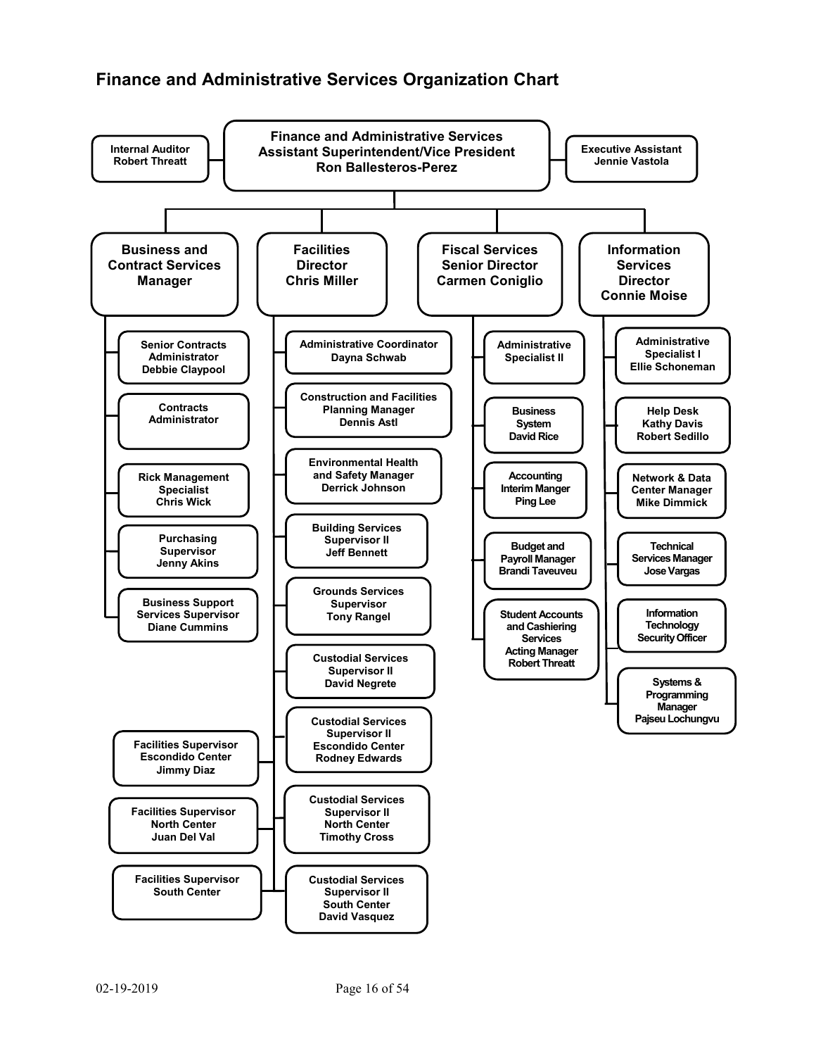## Finance and Administrative Services Organization Chart

**Finance and Administrative Services Assistant Superintendent/Vice President**
**Ron Ballesteros-Perez**

- **Internal Auditor** – Robert Threatt
- **Executive Assistant** – Jennie Vastola

### Business and Contract Services Manager

- Senior Contracts Administrator – Debbie Claypool
- Contracts Administrator
- Rick Management Specialist – Chris Wick
- Purchasing Supervisor – Jenny Akins
- Business Support Services Supervisor – Diane Cummins

### Facilities Director – Chris Miller

- Administrative Coordinator – Dayna Schwab
- Construction and Facilities Planning Manager – Dennis Astl
- Environmental Health and Safety Manager – Derrick Johnson
- Building Services Supervisor II – Jeff Bennett
- Grounds Services Supervisor – Tony Rangel
- Custodial Services Supervisor II – David Negrete
- Custodial Services Supervisor II Escondido Center – Rodney Edwards
- Custodial Services Supervisor II North Center – Timothy Cross
- Custodial Services Supervisor II South Center – David Vasquez
- Facilities Supervisor Escondido Center – Jimmy Diaz
- Facilities Supervisor North Center – Juan Del Val
- Facilities Supervisor South Center

### Fiscal Services Senior Director – Carmen Coniglio

- Administrative Specialist II
- Business System – David Rice
- Accounting Interim Manger – Ping Lee
- Budget and Payroll Manager – Brandi Taveuveu
- Student Accounts and Cashiering Services Acting Manager – Robert Threatt

### Information Services Director – Connie Moise

- Administrative Specialist I – Ellie Schoneman
- Help Desk – Kathy Davis, Robert Sedillo
- Network & Data Center Manager – Mike Dimmick
- Technical Services Manager – Jose Vargas
- Information Technology Security Officer
- Systems & Programming Manager – Pajseu Lochungvu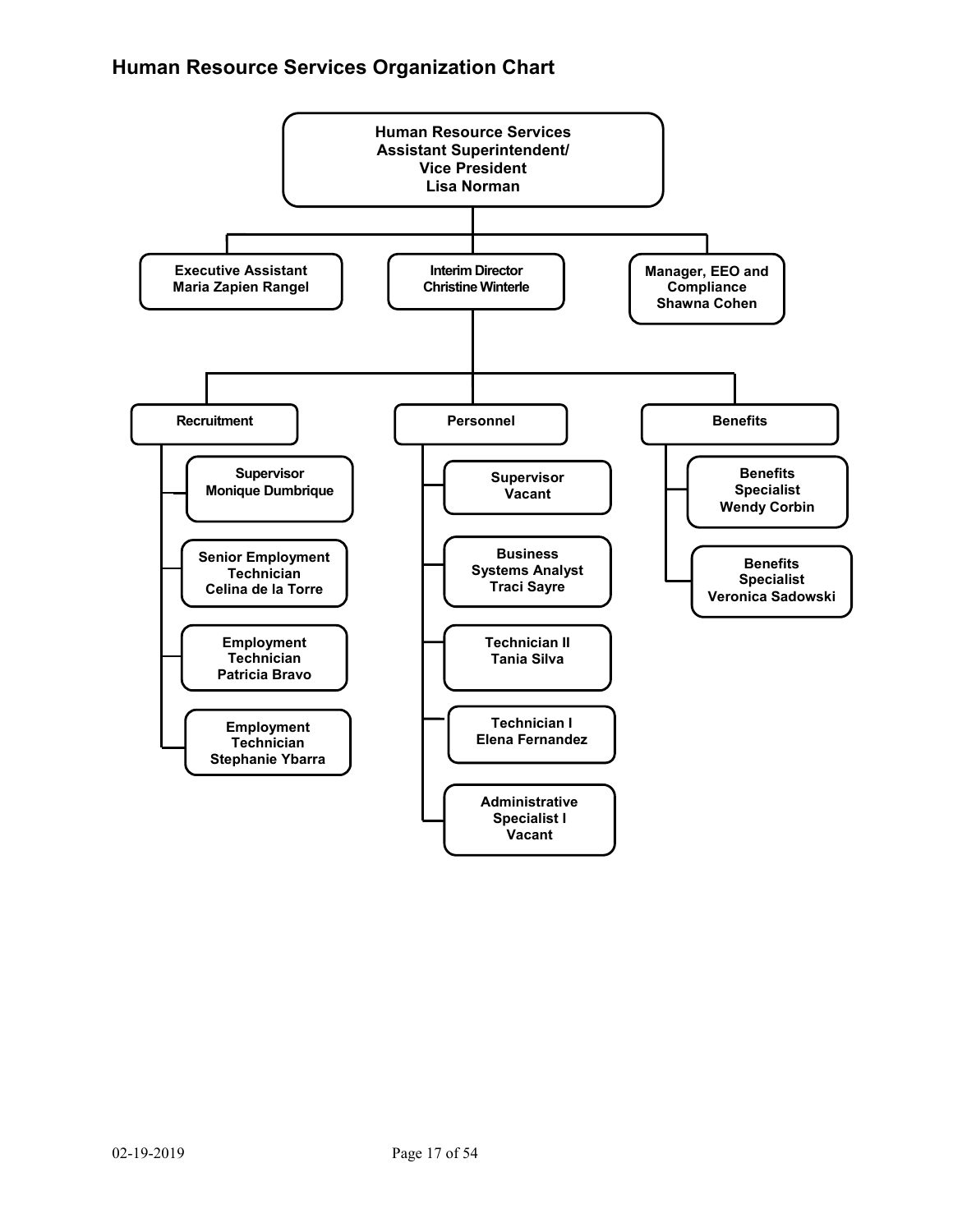## Human Resource Services Organization Chart

- **Human Resource Services Assistant Superintendent/ Vice President** – Lisa Norman
  - **Executive Assistant** – Maria Zapien Rangel
  - **Interim Director** – Christine Winterle
    - **Recruitment**
      - Supervisor – Monique Dumbrique
      - Senior Employment Technician – Celina de la Torre
      - Employment Technician – Patricia Bravo
      - Employment Technician – Stephanie Ybarra
    - **Personnel**
      - Supervisor – Vacant
      - Business Systems Analyst – Traci Sayre
      - Technician II – Tania Silva
      - Technician I – Elena Fernandez
      - Administrative Specialist I – Vacant
    - **Benefits**
      - Benefits Specialist – Wendy Corbin
      - Benefits Specialist – Veronica Sadowski
  - **Manager, EEO and Compliance** – Shawna Cohen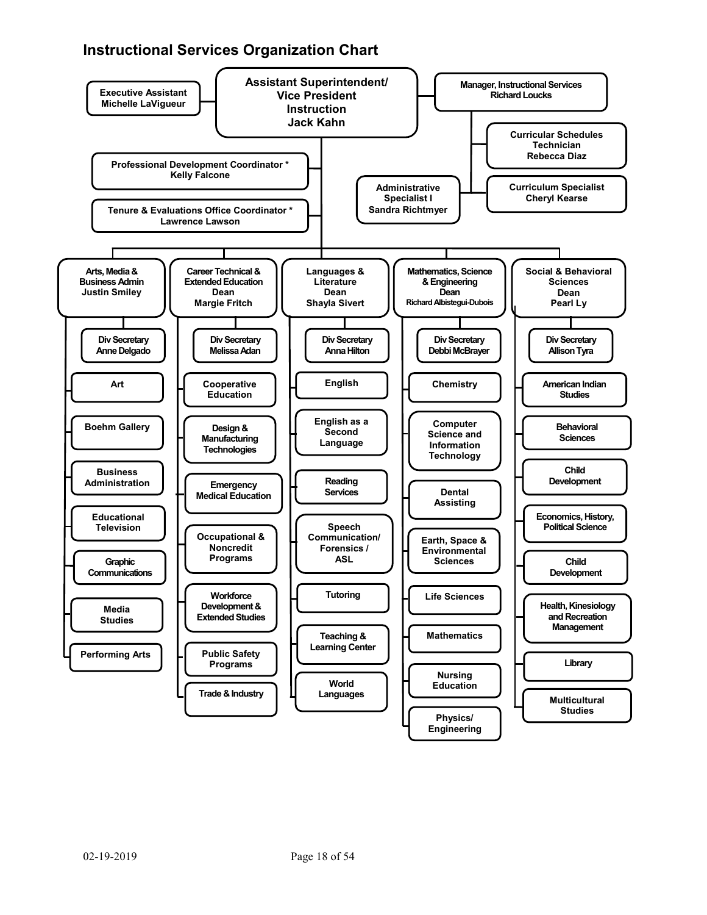## Instructional Services Organization Chart

**Assistant Superintendent/ Vice President Instruction**
**Jack Kahn**

- **Executive Assistant** – Michelle LaVigueur
- **Manager, Instructional Services** – Richard Loucks
  - **Curricular Schedules Technician** – Rebecca Diaz
  - **Curriculum Specialist** – Cheryl Kearse
  - **Administrative Specialist I** – Sandra Richtmyer
- **Professional Development Coordinator *** – Kelly Falcone
- **Tenure & Evaluations Office Coordinator *** – Lawrence Lawson

### Arts, Media & Business Admin
**Justin Smiley**

- Div Secretary – Anne Delgado
- Art
- Boehm Gallery
- Business Administration
- Educational Television
- Graphic Communications
- Media Studies
- Performing Arts

### Career Technical & Extended Education Dean
**Margie Fritch**

- Div Secretary – Melissa Adan
- Cooperative Education
- Design & Manufacturing Technologies
- Emergency Medical Education
- Occupational & Noncredit Programs
- Workforce Development & Extended Studies
- Public Safety Programs
- Trade & Industry

### Languages & Literature Dean
**Shayla Sivert**

- Div Secretary – Anna Hilton
- English
- English as a Second Language
- Reading Services
- Speech Communication/ Forensics / ASL
- Tutoring
- Teaching & Learning Center
- World Languages

### Mathematics, Science & Engineering Dean
**Richard Albistegui-Dubois**

- Div Secretary – Debbi McBrayer
- Chemistry
- Computer Science and Information Technology
- Dental Assisting
- Earth, Space & Environmental Sciences
- Life Sciences
- Mathematics
- Nursing Education
- Physics/ Engineering

### Social & Behavioral Sciences Dean
**Pearl Ly**

- Div Secretary – Allison Tyra
- American Indian Studies
- Behavioral Sciences
- Child Development
- Economics, History, Political Science
- Child Development
- Health, Kinesiology and Recreation Management
- Library
- Multicultural Studies

02-19-2019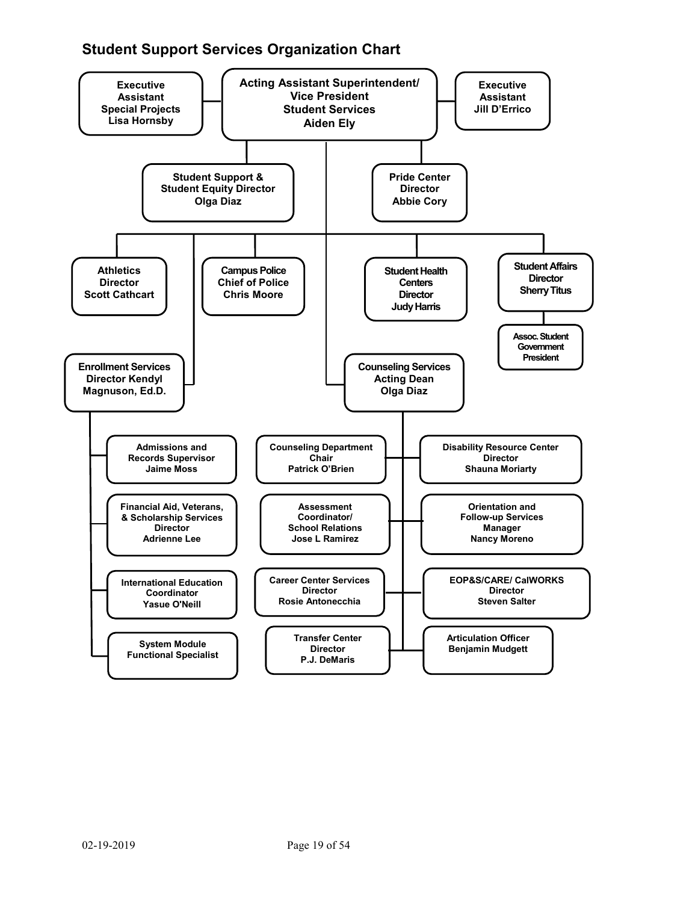## Student Support Services Organization Chart

- **Acting Assistant Superintendent/ Vice President Student Services** — Aiden Ely
  - **Executive Assistant Special Projects** — Lisa Hornsby
  - **Executive Assistant** — Jill D'Errico
  - **Student Support & Student Equity Director** — Olga Diaz
  - **Pride Center Director** — Abbie Cory
  - **Athletics Director** — Scott Cathcart
  - **Campus Police Chief of Police** — Chris Moore
  - **Student Health Centers Director** — Judy Harris
  - **Student Affairs Director** — Sherry Titus
    - **Assoc. Student Government President**
  - **Enrollment Services Director** — Kendyl Magnuson, Ed.D.
    - **Admissions and Records Supervisor** — Jaime Moss
    - **Financial Aid, Veterans, & Scholarship Services Director** — Adrienne Lee
    - **International Education Coordinator** — Yasue O'Neill
    - **System Module Functional Specialist**
  - **Counseling Services Acting Dean** — Olga Diaz
    - **Counseling Department Chair** — Patrick O'Brien
    - **Disability Resource Center Director** — Shauna Moriarty
    - **Assessment Coordinator/ School Relations** — Jose L Ramirez
    - **Orientation and Follow-up Services Manager** — Nancy Moreno
    - **Career Center Services Director** — Rosie Antonecchia
    - **EOP&S/CARE/ CalWORKS Director** — Steven Salter
    - **Transfer Center Director** — P.J. DeMaris
    - **Articulation Officer** — Benjamin Mudgett

02-19-2019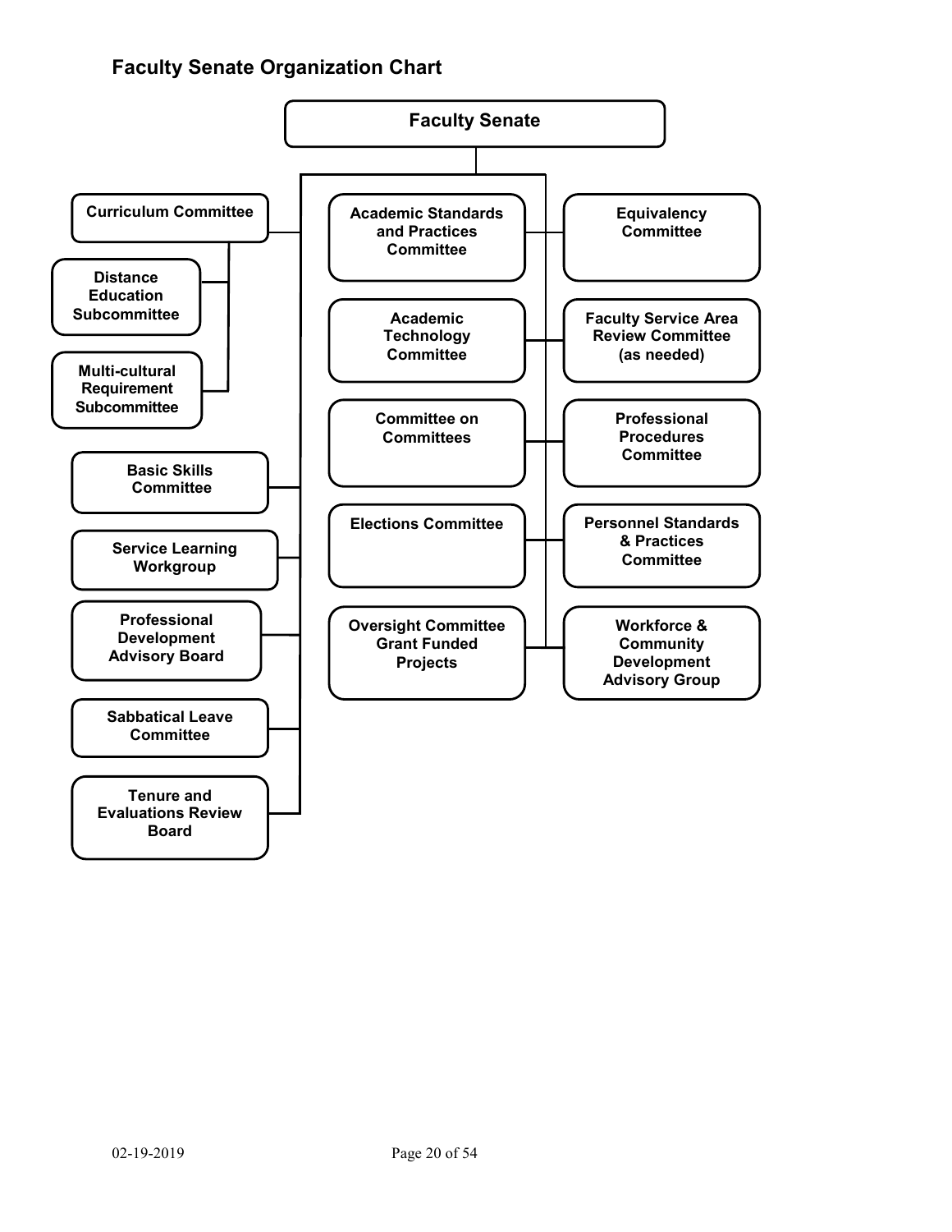## Faculty Senate Organization Chart

- **Faculty Senate**
  - Curriculum Committee
    - Distance Education Subcommittee
    - Multi-cultural Requirement Subcommittee
  - Basic Skills Committee
  - Service Learning Workgroup
  - Professional Development Advisory Board
  - Sabbatical Leave Committee
  - Tenure and Evaluations Review Board
  - Academic Standards and Practices Committee
  - Academic Technology Committee
  - Committee on Committees
  - Elections Committee
  - Oversight Committee Grant Funded Projects
  - Equivalency Committee
  - Faculty Service Area Review Committee (as needed)
  - Professional Procedures Committee
  - Personnel Standards & Practices Committee
  - Workforce & Community Development Advisory Group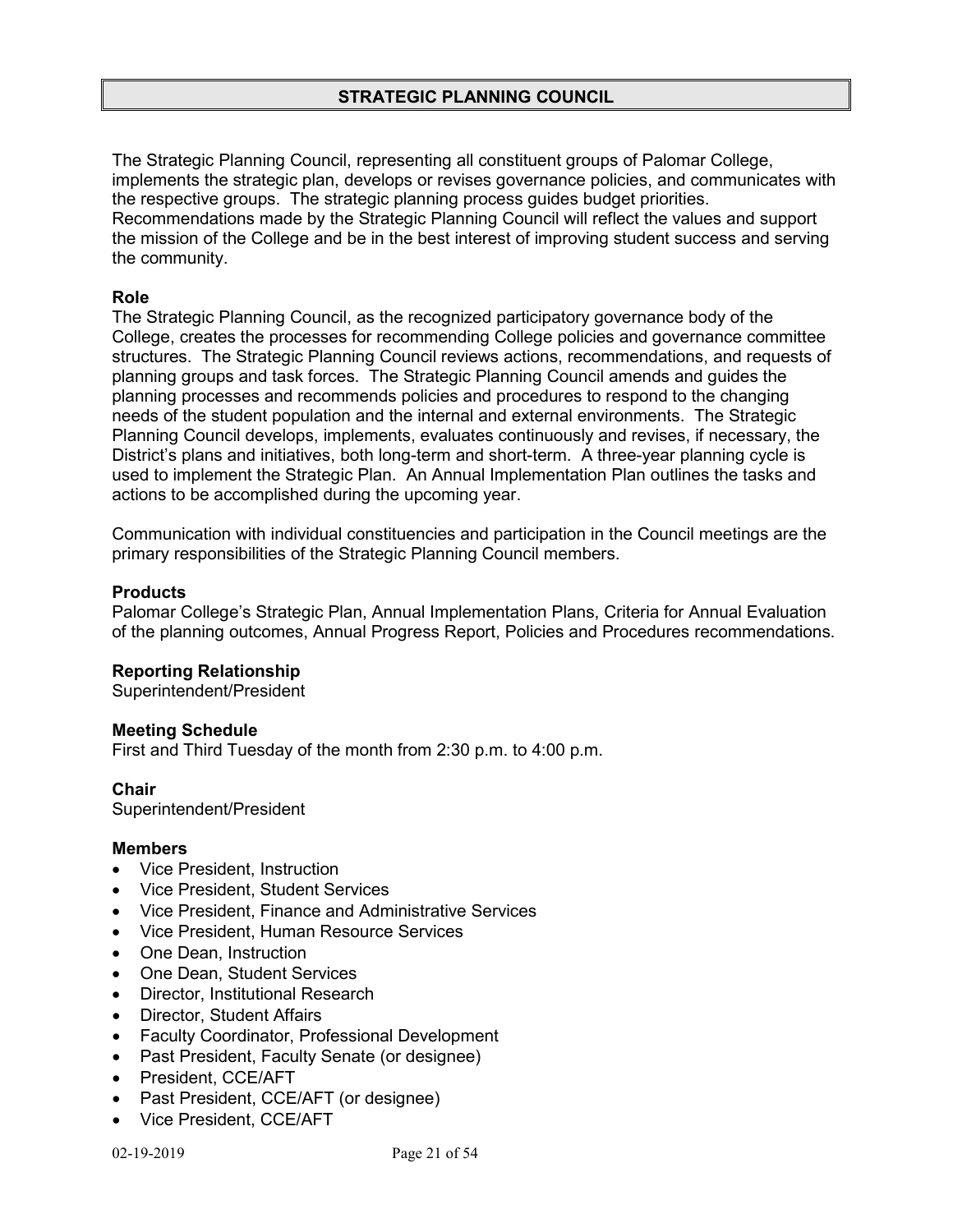# STRATEGIC PLANNING COUNCIL

The Strategic Planning Council, representing all constituent groups of Palomar College, implements the strategic plan, develops or revises governance policies, and communicates with the respective groups. The strategic planning process guides budget priorities. Recommendations made by the Strategic Planning Council will reflect the values and support the mission of the College and be in the best interest of improving student success and serving the community.

**Role**
The Strategic Planning Council, as the recognized participatory governance body of the College, creates the processes for recommending College policies and governance committee structures. The Strategic Planning Council reviews actions, recommendations, and requests of planning groups and task forces. The Strategic Planning Council amends and guides the planning processes and recommends policies and procedures to respond to the changing needs of the student population and the internal and external environments. The Strategic Planning Council develops, implements, evaluates continuously and revises, if necessary, the District's plans and initiatives, both long-term and short-term. A three-year planning cycle is used to implement the Strategic Plan. An Annual Implementation Plan outlines the tasks and actions to be accomplished during the upcoming year.

Communication with individual constituencies and participation in the Council meetings are the primary responsibilities of the Strategic Planning Council members.

**Products**
Palomar College's Strategic Plan, Annual Implementation Plans, Criteria for Annual Evaluation of the planning outcomes, Annual Progress Report, Policies and Procedures recommendations.

**Reporting Relationship**
Superintendent/President

**Meeting Schedule**
First and Third Tuesday of the month from 2:30 p.m. to 4:00 p.m.

**Chair**
Superintendent/President

**Members**
- Vice President, Instruction
- Vice President, Student Services
- Vice President, Finance and Administrative Services
- Vice President, Human Resource Services
- One Dean, Instruction
- One Dean, Student Services
- Director, Institutional Research
- Director, Student Affairs
- Faculty Coordinator, Professional Development
- Past President, Faculty Senate (or designee)
- President, CCE/AFT
- Past President, CCE/AFT (or designee)
- Vice President, CCE/AFT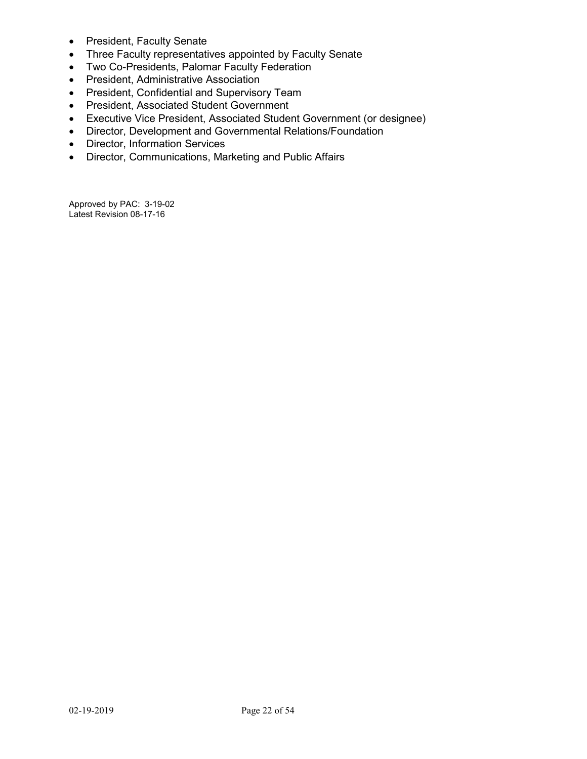- President, Faculty Senate
- Three Faculty representatives appointed by Faculty Senate
- Two Co-Presidents, Palomar Faculty Federation
- President, Administrative Association
- President, Confidential and Supervisory Team
- President, Associated Student Government
- Executive Vice President, Associated Student Government (or designee)
- Director, Development and Governmental Relations/Foundation
- Director, Information Services
- Director, Communications, Marketing and Public Affairs

Approved by PAC: 3-19-02
Latest Revision 08-17-16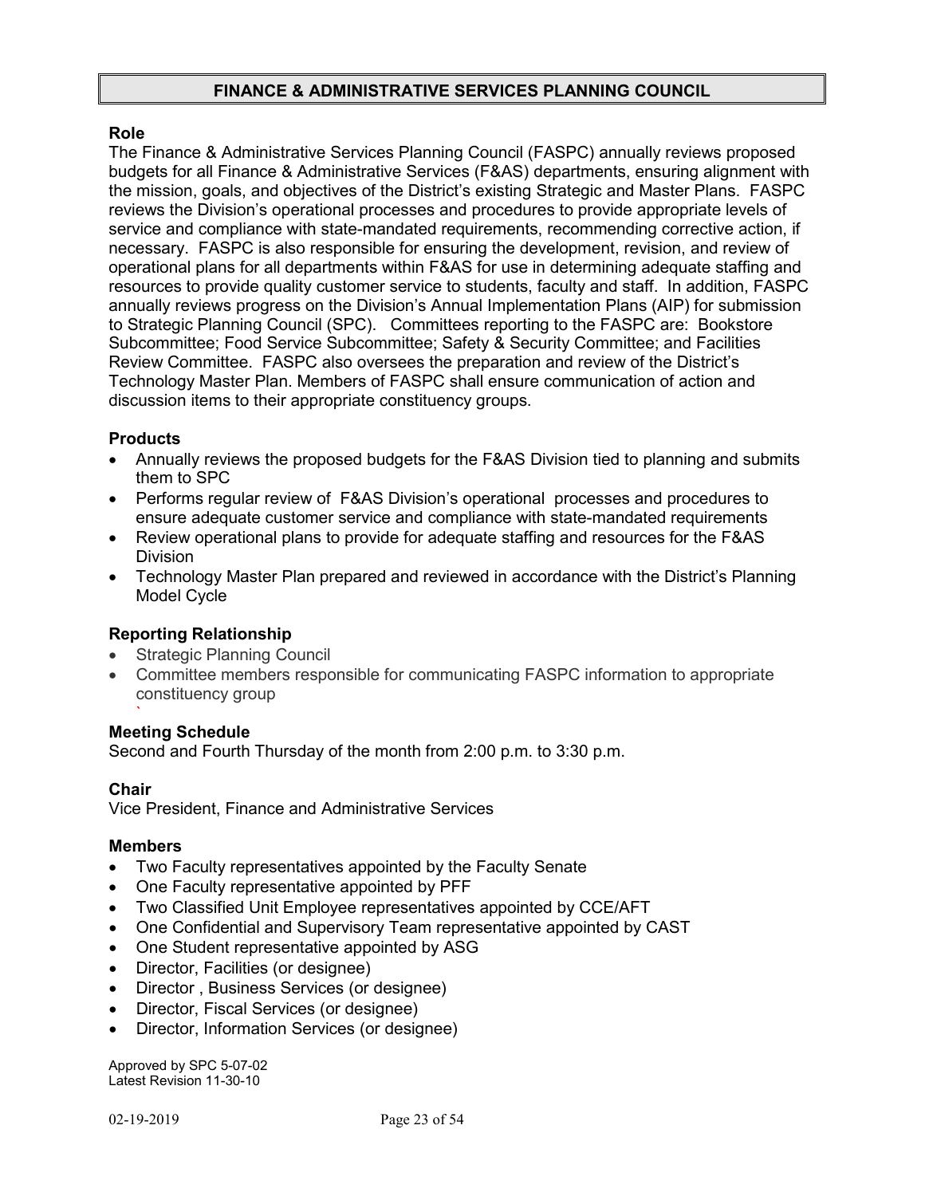## FINANCE & ADMINISTRATIVE SERVICES PLANNING COUNCIL

### Role

The Finance & Administrative Services Planning Council (FASPC) annually reviews proposed budgets for all Finance & Administrative Services (F&AS) departments, ensuring alignment with the mission, goals, and objectives of the District's existing Strategic and Master Plans. FASPC reviews the Division's operational processes and procedures to provide appropriate levels of service and compliance with state-mandated requirements, recommending corrective action, if necessary. FASPC is also responsible for ensuring the development, revision, and review of operational plans for all departments within F&AS for use in determining adequate staffing and resources to provide quality customer service to students, faculty and staff. In addition, FASPC annually reviews progress on the Division's Annual Implementation Plans (AIP) for submission to Strategic Planning Council (SPC). Committees reporting to the FASPC are: Bookstore Subcommittee; Food Service Subcommittee; Safety & Security Committee; and Facilities Review Committee. FASPC also oversees the preparation and review of the District's Technology Master Plan. Members of FASPC shall ensure communication of action and discussion items to their appropriate constituency groups.

### Products

- Annually reviews the proposed budgets for the F&AS Division tied to planning and submits them to SPC
- Performs regular review of F&AS Division's operational processes and procedures to ensure adequate customer service and compliance with state-mandated requirements
- Review operational plans to provide for adequate staffing and resources for the F&AS Division
- Technology Master Plan prepared and reviewed in accordance with the District's Planning Model Cycle

### Reporting Relationship

- Strategic Planning Council
- Committee members responsible for communicating FASPC information to appropriate constituency group

### Meeting Schedule

Second and Fourth Thursday of the month from 2:00 p.m. to 3:30 p.m.

### Chair

Vice President, Finance and Administrative Services

### Members

- Two Faculty representatives appointed by the Faculty Senate
- One Faculty representative appointed by PFF
- Two Classified Unit Employee representatives appointed by CCE/AFT
- One Confidential and Supervisory Team representative appointed by CAST
- One Student representative appointed by ASG
- Director, Facilities (or designee)
- Director , Business Services (or designee)
- Director, Fiscal Services (or designee)
- Director, Information Services (or designee)

Approved by SPC 5-07-02
Latest Revision 11-30-10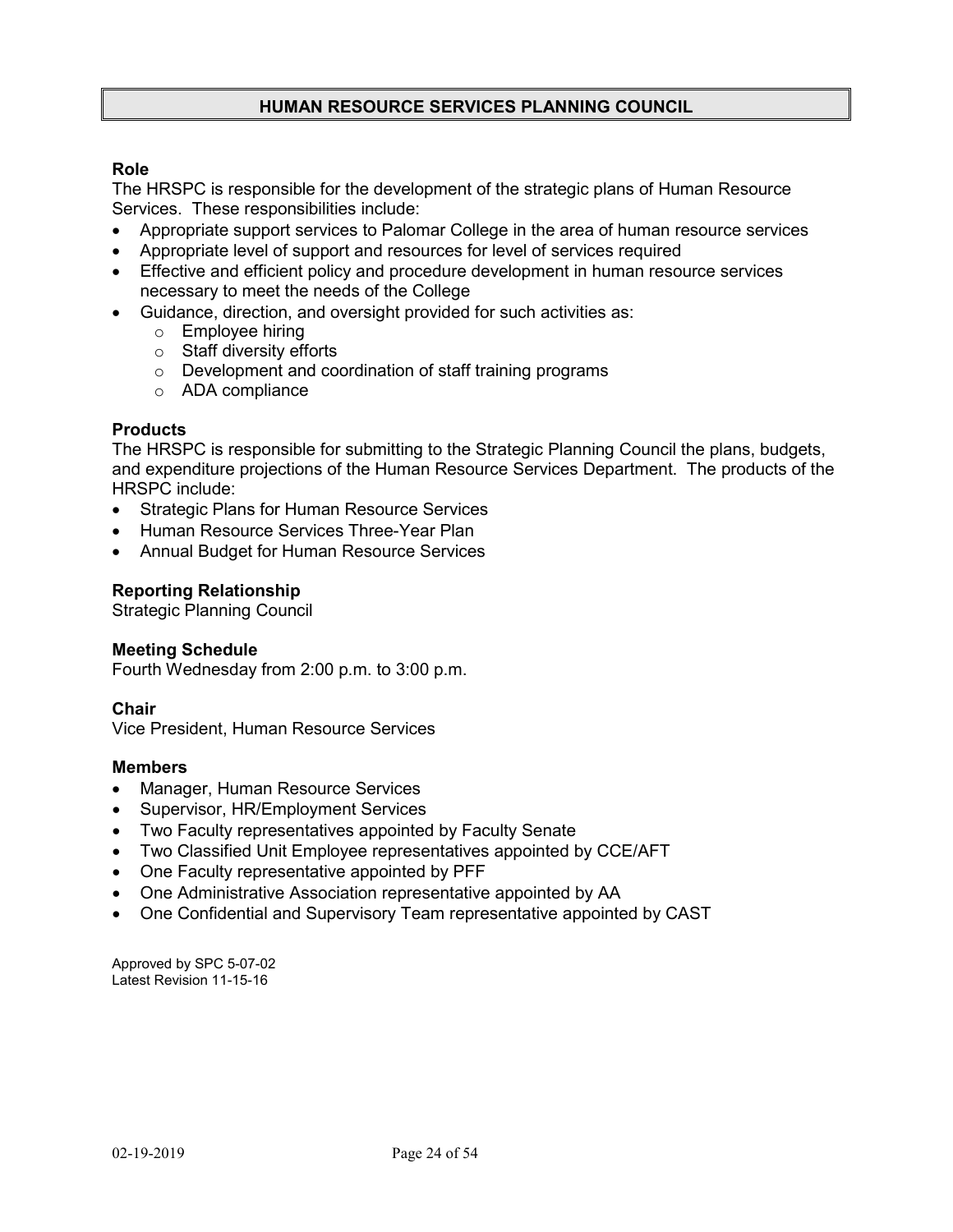## HUMAN RESOURCE SERVICES PLANNING COUNCIL

### Role

The HRSPC is responsible for the development of the strategic plans of Human Resource Services. These responsibilities include:

- Appropriate support services to Palomar College in the area of human resource services
- Appropriate level of support and resources for level of services required
- Effective and efficient policy and procedure development in human resource services necessary to meet the needs of the College
- Guidance, direction, and oversight provided for such activities as:
  - Employee hiring
  - Staff diversity efforts
  - Development and coordination of staff training programs
  - ADA compliance

### Products

The HRSPC is responsible for submitting to the Strategic Planning Council the plans, budgets, and expenditure projections of the Human Resource Services Department. The products of the HRSPC include:

- Strategic Plans for Human Resource Services
- Human Resource Services Three-Year Plan
- Annual Budget for Human Resource Services

### Reporting Relationship

Strategic Planning Council

### Meeting Schedule

Fourth Wednesday from 2:00 p.m. to 3:00 p.m.

### Chair

Vice President, Human Resource Services

### Members

- Manager, Human Resource Services
- Supervisor, HR/Employment Services
- Two Faculty representatives appointed by Faculty Senate
- Two Classified Unit Employee representatives appointed by CCE/AFT
- One Faculty representative appointed by PFF
- One Administrative Association representative appointed by AA
- One Confidential and Supervisory Team representative appointed by CAST

Approved by SPC 5-07-02
Latest Revision 11-15-16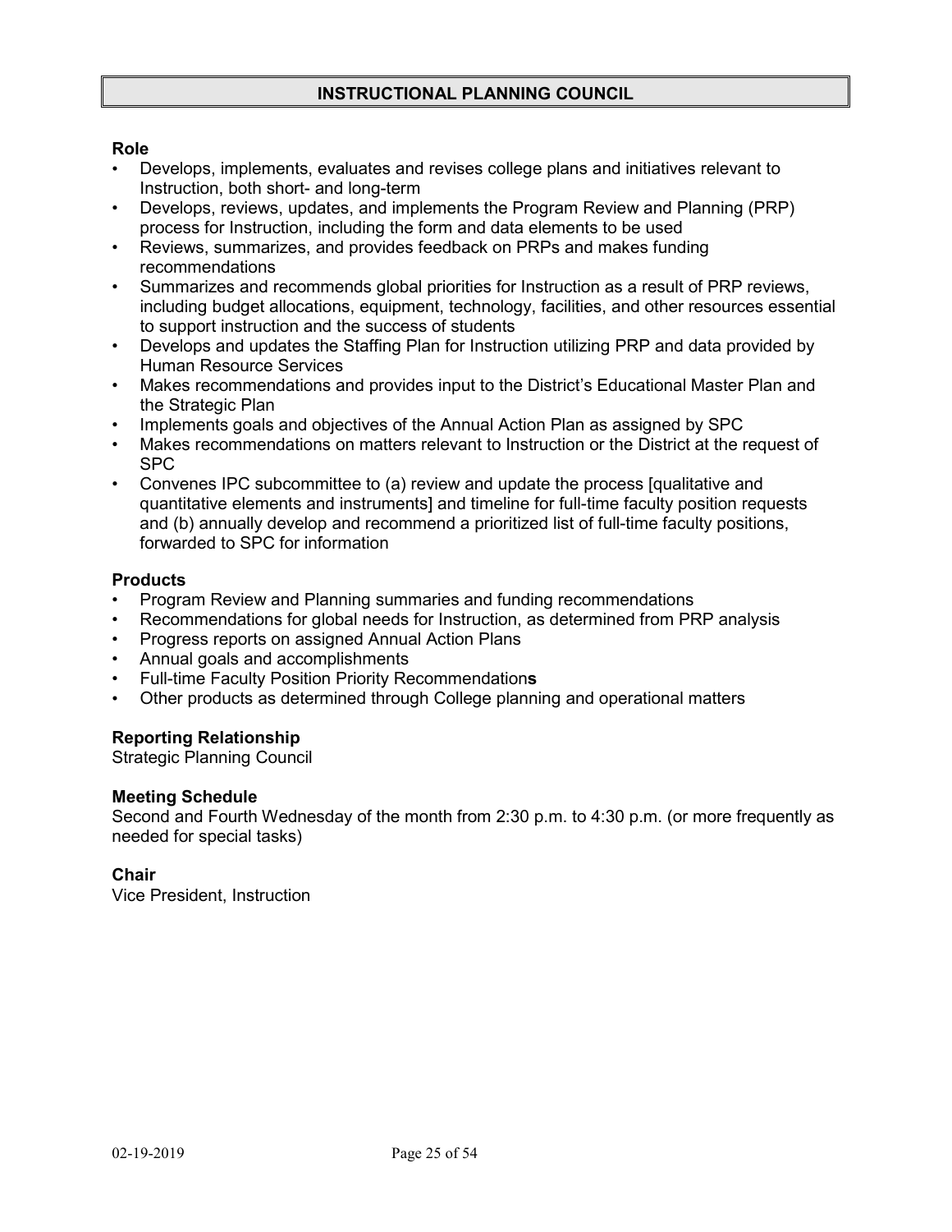# INSTRUCTIONAL PLANNING COUNCIL

### Role

- Develops, implements, evaluates and revises college plans and initiatives relevant to Instruction, both short- and long-term
- Develops, reviews, updates, and implements the Program Review and Planning (PRP) process for Instruction, including the form and data elements to be used
- Reviews, summarizes, and provides feedback on PRPs and makes funding recommendations
- Summarizes and recommends global priorities for Instruction as a result of PRP reviews, including budget allocations, equipment, technology, facilities, and other resources essential to support instruction and the success of students
- Develops and updates the Staffing Plan for Instruction utilizing PRP and data provided by Human Resource Services
- Makes recommendations and provides input to the District's Educational Master Plan and the Strategic Plan
- Implements goals and objectives of the Annual Action Plan as assigned by SPC
- Makes recommendations on matters relevant to Instruction or the District at the request of SPC
- Convenes IPC subcommittee to (a) review and update the process [qualitative and quantitative elements and instruments] and timeline for full-time faculty position requests and (b) annually develop and recommend a prioritized list of full-time faculty positions, forwarded to SPC for information

### Products

- Program Review and Planning summaries and funding recommendations
- Recommendations for global needs for Instruction, as determined from PRP analysis
- Progress reports on assigned Annual Action Plans
- Annual goals and accomplishments
- Full-time Faculty Position Priority Recommendation**s**
- Other products as determined through College planning and operational matters

### Reporting Relationship

Strategic Planning Council

### Meeting Schedule

Second and Fourth Wednesday of the month from 2:30 p.m. to 4:30 p.m. (or more frequently as needed for special tasks)

### Chair

Vice President, Instruction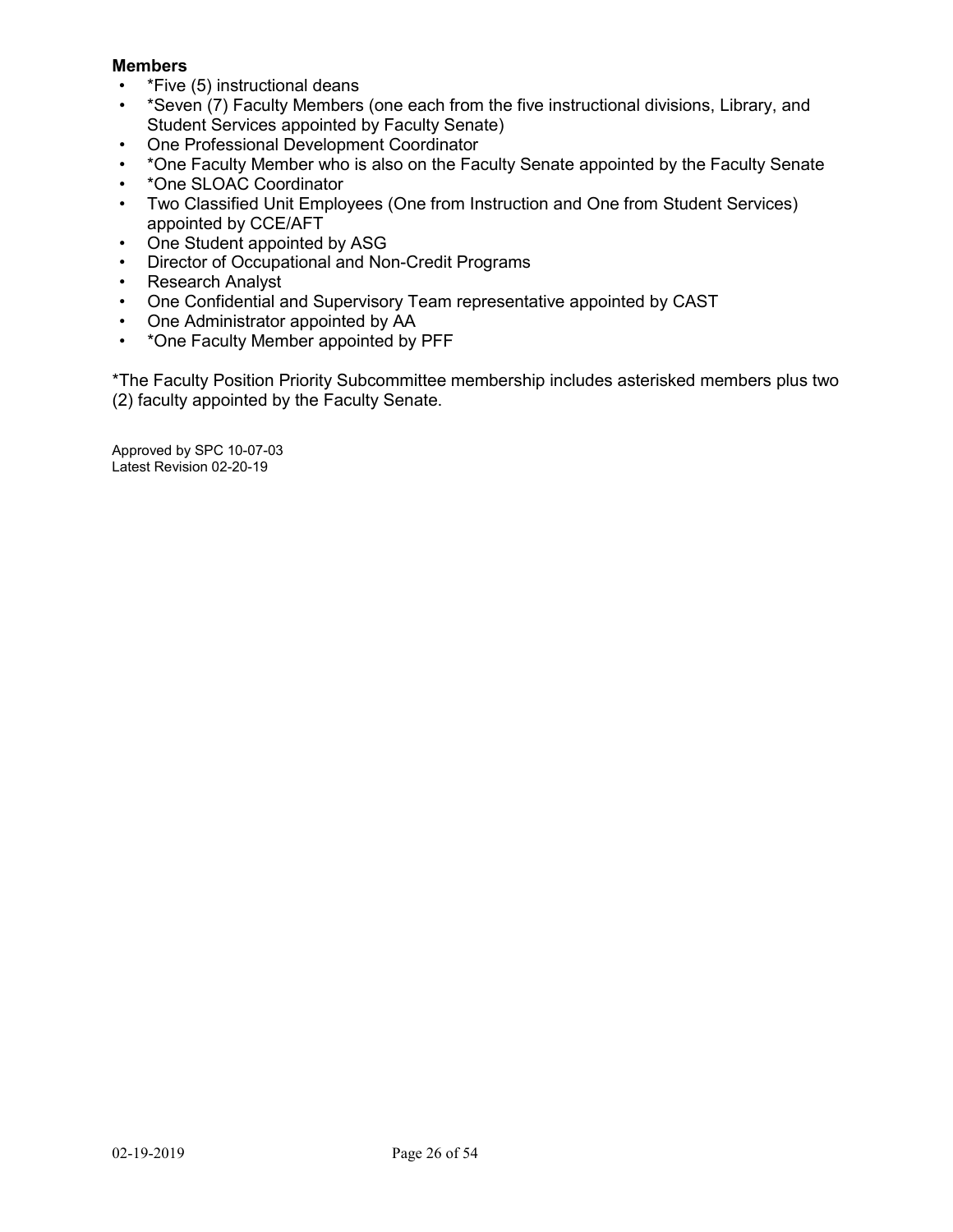**Members**

- *Five (5) instructional deans
- *Seven (7) Faculty Members (one each from the five instructional divisions, Library, and Student Services appointed by Faculty Senate)
- One Professional Development Coordinator
- *One Faculty Member who is also on the Faculty Senate appointed by the Faculty Senate
- *One SLOAC Coordinator
- Two Classified Unit Employees (One from Instruction and One from Student Services) appointed by CCE/AFT
- One Student appointed by ASG
- Director of Occupational and Non-Credit Programs
- Research Analyst
- One Confidential and Supervisory Team representative appointed by CAST
- One Administrator appointed by AA
- *One Faculty Member appointed by PFF

*The Faculty Position Priority Subcommittee membership includes asterisked members plus two (2) faculty appointed by the Faculty Senate.

Approved by SPC 10-07-03
Latest Revision 02-20-19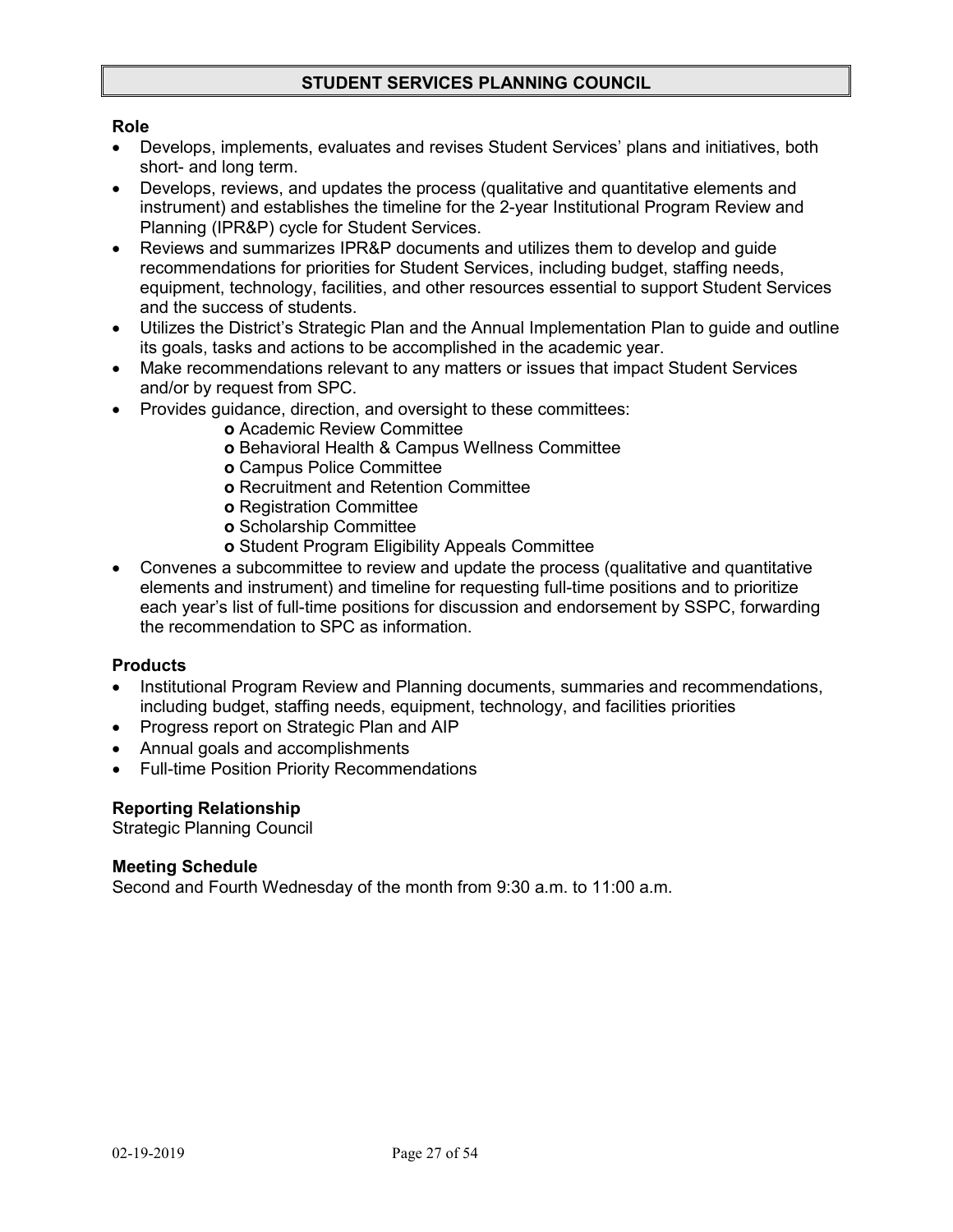## STUDENT SERVICES PLANNING COUNCIL

**Role**

- Develops, implements, evaluates and revises Student Services' plans and initiatives, both short- and long term.
- Develops, reviews, and updates the process (qualitative and quantitative elements and instrument) and establishes the timeline for the 2-year Institutional Program Review and Planning (IPR&P) cycle for Student Services.
- Reviews and summarizes IPR&P documents and utilizes them to develop and guide recommendations for priorities for Student Services, including budget, staffing needs, equipment, technology, facilities, and other resources essential to support Student Services and the success of students.
- Utilizes the District's Strategic Plan and the Annual Implementation Plan to guide and outline its goals, tasks and actions to be accomplished in the academic year.
- Make recommendations relevant to any matters or issues that impact Student Services and/or by request from SPC.
- Provides guidance, direction, and oversight to these committees:
  - Academic Review Committee
  - Behavioral Health & Campus Wellness Committee
  - Campus Police Committee
  - Recruitment and Retention Committee
  - Registration Committee
  - Scholarship Committee
  - Student Program Eligibility Appeals Committee
- Convenes a subcommittee to review and update the process (qualitative and quantitative elements and instrument) and timeline for requesting full-time positions and to prioritize each year's list of full-time positions for discussion and endorsement by SSPC, forwarding the recommendation to SPC as information.

**Products**

- Institutional Program Review and Planning documents, summaries and recommendations, including budget, staffing needs, equipment, technology, and facilities priorities
- Progress report on Strategic Plan and AIP
- Annual goals and accomplishments
- Full-time Position Priority Recommendations

**Reporting Relationship**

Strategic Planning Council

**Meeting Schedule**

Second and Fourth Wednesday of the month from 9:30 a.m. to 11:00 a.m.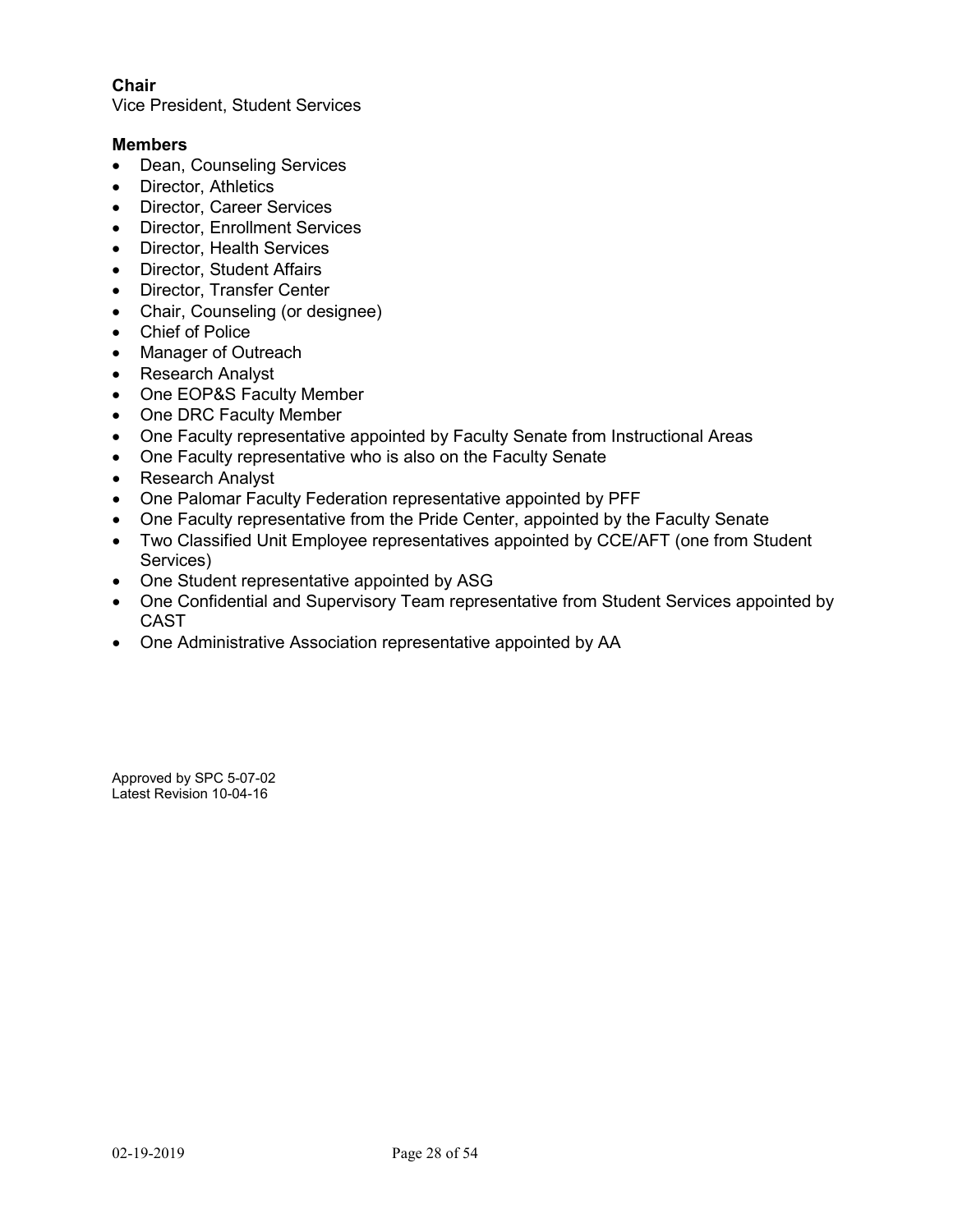**Chair**
Vice President, Student Services

**Members**
- Dean, Counseling Services
- Director, Athletics
- Director, Career Services
- Director, Enrollment Services
- Director, Health Services
- Director, Student Affairs
- Director, Transfer Center
- Chair, Counseling (or designee)
- Chief of Police
- Manager of Outreach
- Research Analyst
- One EOP&S Faculty Member
- One DRC Faculty Member
- One Faculty representative appointed by Faculty Senate from Instructional Areas
- One Faculty representative who is also on the Faculty Senate
- Research Analyst
- One Palomar Faculty Federation representative appointed by PFF
- One Faculty representative from the Pride Center, appointed by the Faculty Senate
- Two Classified Unit Employee representatives appointed by CCE/AFT (one from Student Services)
- One Student representative appointed by ASG
- One Confidential and Supervisory Team representative from Student Services appointed by CAST
- One Administrative Association representative appointed by AA

Approved by SPC 5-07-02
Latest Revision 10-04-16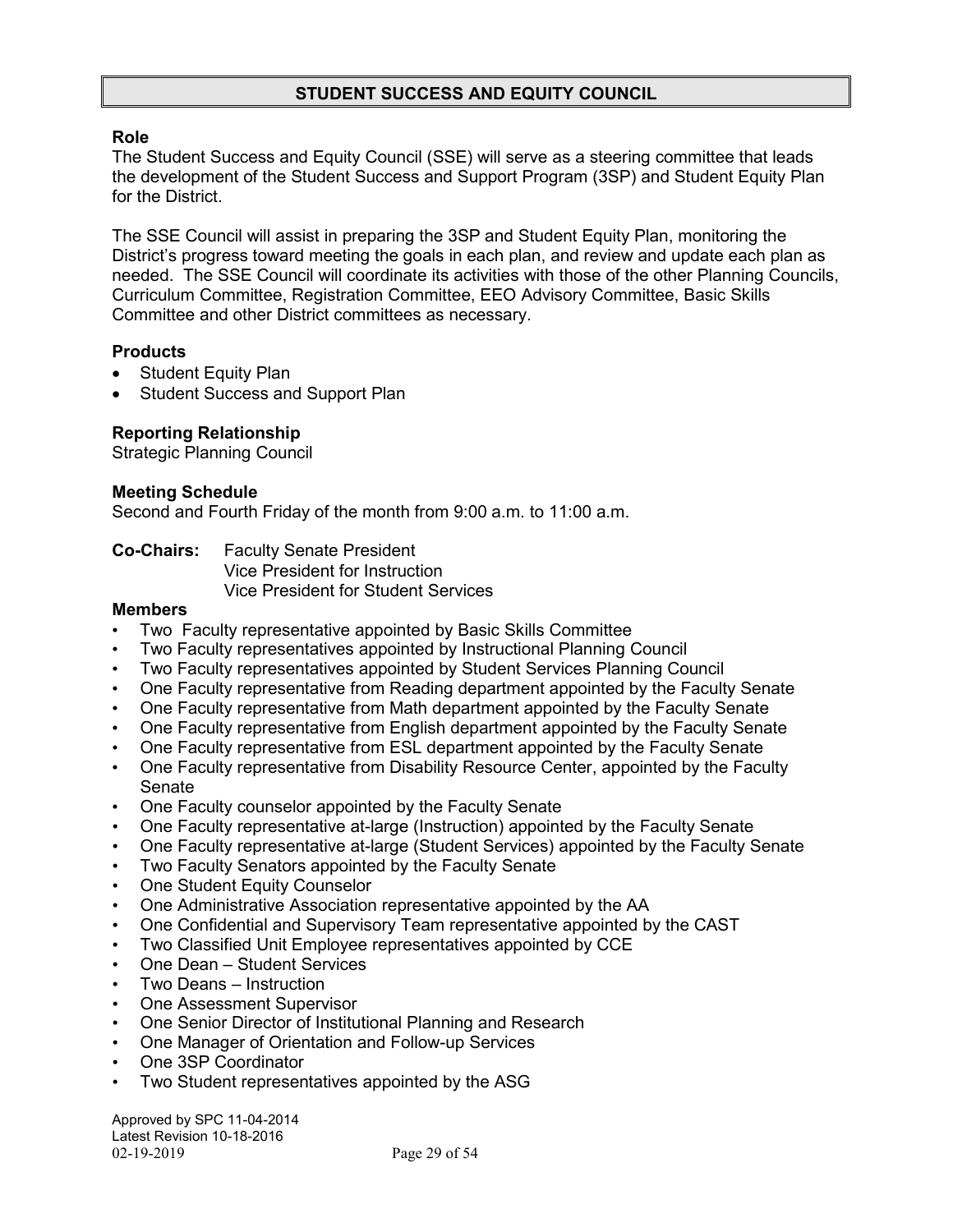## STUDENT SUCCESS AND EQUITY COUNCIL

### Role

The Student Success and Equity Council (SSE) will serve as a steering committee that leads the development of the Student Success and Support Program (3SP) and Student Equity Plan for the District.

The SSE Council will assist in preparing the 3SP and Student Equity Plan, monitoring the District's progress toward meeting the goals in each plan, and review and update each plan as needed. The SSE Council will coordinate its activities with those of the other Planning Councils, Curriculum Committee, Registration Committee, EEO Advisory Committee, Basic Skills Committee and other District committees as necessary.

### Products

- Student Equity Plan
- Student Success and Support Plan

### Reporting Relationship

Strategic Planning Council

### Meeting Schedule

Second and Fourth Friday of the month from 9:00 a.m. to 11:00 a.m.

**Co-Chairs:** Faculty Senate President
Vice President for Instruction
Vice President for Student Services

### Members

- Two Faculty representative appointed by Basic Skills Committee
- Two Faculty representatives appointed by Instructional Planning Council
- Two Faculty representatives appointed by Student Services Planning Council
- One Faculty representative from Reading department appointed by the Faculty Senate
- One Faculty representative from Math department appointed by the Faculty Senate
- One Faculty representative from English department appointed by the Faculty Senate
- One Faculty representative from ESL department appointed by the Faculty Senate
- One Faculty representative from Disability Resource Center, appointed by the Faculty Senate
- One Faculty counselor appointed by the Faculty Senate
- One Faculty representative at-large (Instruction) appointed by the Faculty Senate
- One Faculty representative at-large (Student Services) appointed by the Faculty Senate
- Two Faculty Senators appointed by the Faculty Senate
- One Student Equity Counselor
- One Administrative Association representative appointed by the AA
- One Confidential and Supervisory Team representative appointed by the CAST
- Two Classified Unit Employee representatives appointed by CCE
- One Dean – Student Services
- Two Deans – Instruction
- One Assessment Supervisor
- One Senior Director of Institutional Planning and Research
- One Manager of Orientation and Follow-up Services
- One 3SP Coordinator
- Two Student representatives appointed by the ASG

Approved by SPC 11-04-2014
Latest Revision 10-18-2016
02-19-2019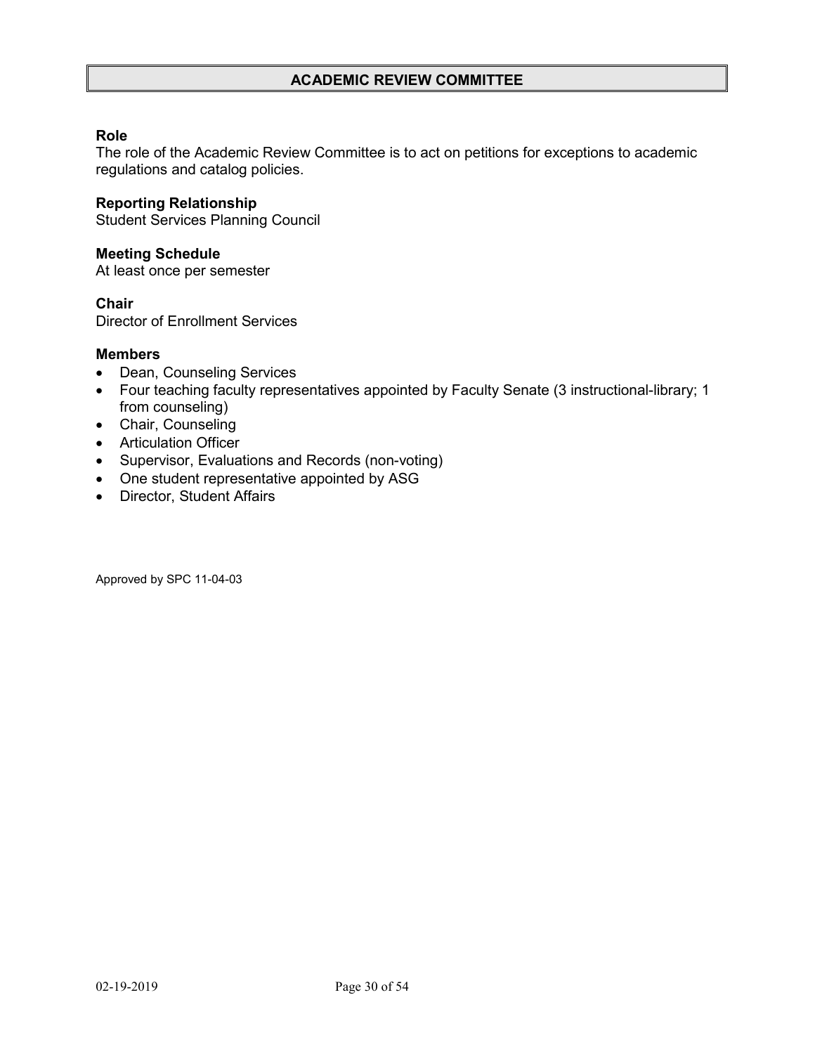# ACADEMIC REVIEW COMMITTEE

**Role**
The role of the Academic Review Committee is to act on petitions for exceptions to academic regulations and catalog policies.

**Reporting Relationship**
Student Services Planning Council

**Meeting Schedule**
At least once per semester

**Chair**
Director of Enrollment Services

**Members**

- Dean, Counseling Services
- Four teaching faculty representatives appointed by Faculty Senate (3 instructional-library; 1 from counseling)
- Chair, Counseling
- Articulation Officer
- Supervisor, Evaluations and Records (non-voting)
- One student representative appointed by ASG
- Director, Student Affairs

Approved by SPC 11-04-03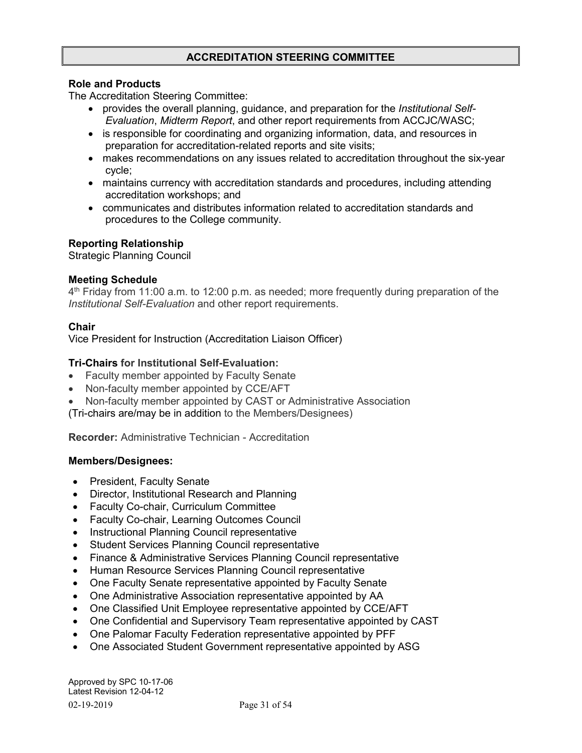# ACCREDITATION STEERING COMMITTEE

**Role and Products**
The Accreditation Steering Committee:

- provides the overall planning, guidance, and preparation for the *Institutional Self-Evaluation*, *Midterm Report*, and other report requirements from ACCJC/WASC;
- is responsible for coordinating and organizing information, data, and resources in preparation for accreditation-related reports and site visits;
- makes recommendations on any issues related to accreditation throughout the six-year cycle;
- maintains currency with accreditation standards and procedures, including attending accreditation workshops; and
- communicates and distributes information related to accreditation standards and procedures to the College community.

**Reporting Relationship**
Strategic Planning Council

**Meeting Schedule**
4th Friday from 11:00 a.m. to 12:00 p.m. as needed; more frequently during preparation of the *Institutional Self-Evaluation* and other report requirements.

**Chair**
Vice President for Instruction (Accreditation Liaison Officer)

**Tri-Chairs for Institutional Self-Evaluation:**

- Faculty member appointed by Faculty Senate
- Non-faculty member appointed by CCE/AFT
- Non-faculty member appointed by CAST or Administrative Association

(Tri-chairs are/may be in addition to the Members/Designees)

**Recorder:** Administrative Technician - Accreditation

**Members/Designees:**

- President, Faculty Senate
- Director, Institutional Research and Planning
- Faculty Co-chair, Curriculum Committee
- Faculty Co-chair, Learning Outcomes Council
- Instructional Planning Council representative
- Student Services Planning Council representative
- Finance & Administrative Services Planning Council representative
- Human Resource Services Planning Council representative
- One Faculty Senate representative appointed by Faculty Senate
- One Administrative Association representative appointed by AA
- One Classified Unit Employee representative appointed by CCE/AFT
- One Confidential and Supervisory Team representative appointed by CAST
- One Palomar Faculty Federation representative appointed by PFF
- One Associated Student Government representative appointed by ASG

Approved by SPC 10-17-06
Latest Revision 12-04-12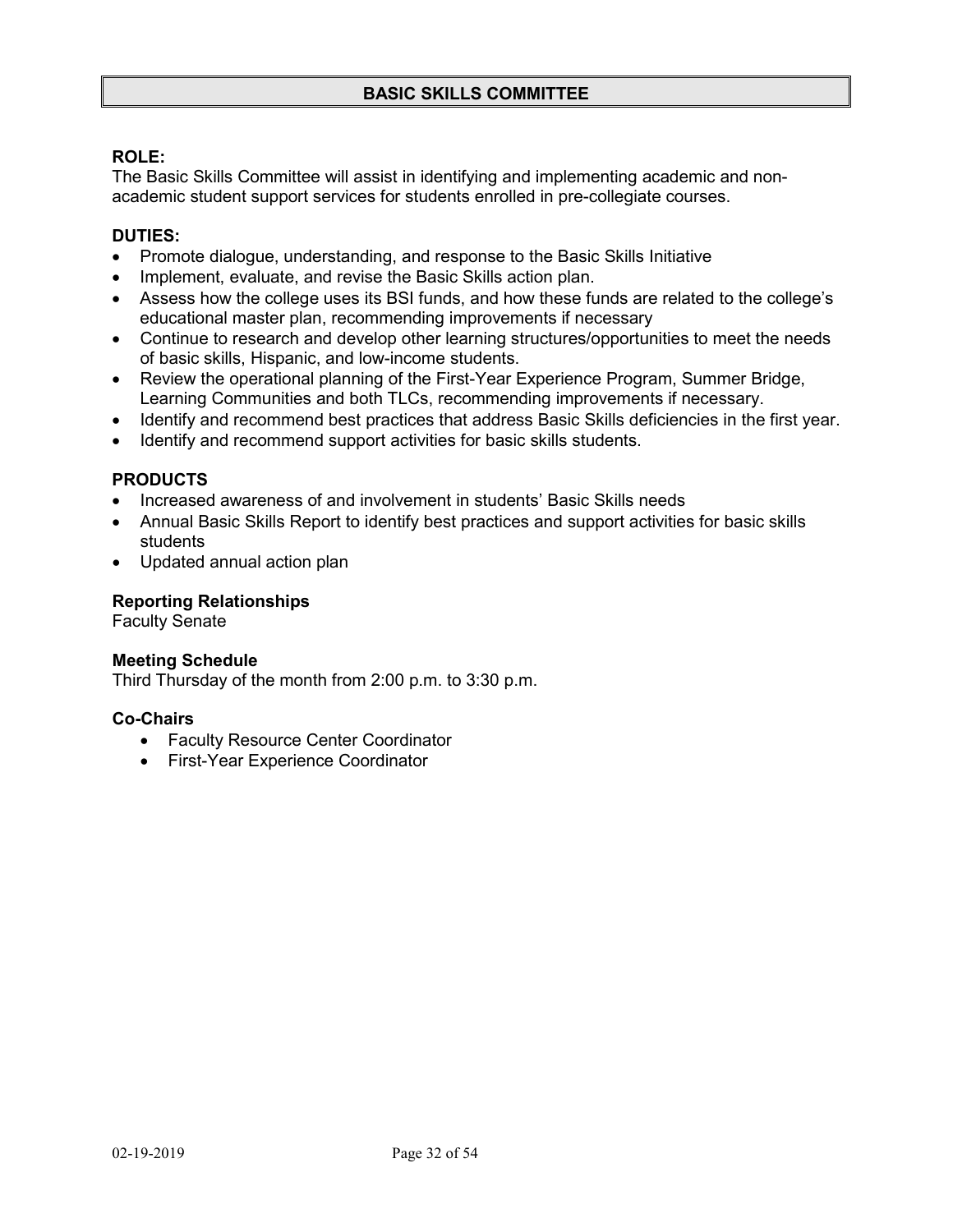# BASIC SKILLS COMMITTEE

### ROLE:

The Basic Skills Committee will assist in identifying and implementing academic and non-academic student support services for students enrolled in pre-collegiate courses.

### DUTIES:

- Promote dialogue, understanding, and response to the Basic Skills Initiative
- Implement, evaluate, and revise the Basic Skills action plan.
- Assess how the college uses its BSI funds, and how these funds are related to the college's educational master plan, recommending improvements if necessary
- Continue to research and develop other learning structures/opportunities to meet the needs of basic skills, Hispanic, and low-income students.
- Review the operational planning of the First-Year Experience Program, Summer Bridge, Learning Communities and both TLCs, recommending improvements if necessary.
- Identify and recommend best practices that address Basic Skills deficiencies in the first year.
- Identify and recommend support activities for basic skills students.

### PRODUCTS

- Increased awareness of and involvement in students' Basic Skills needs
- Annual Basic Skills Report to identify best practices and support activities for basic skills students
- Updated annual action plan

### Reporting Relationships

Faculty Senate

### Meeting Schedule

Third Thursday of the month from 2:00 p.m. to 3:30 p.m.

### Co-Chairs

- Faculty Resource Center Coordinator
- First-Year Experience Coordinator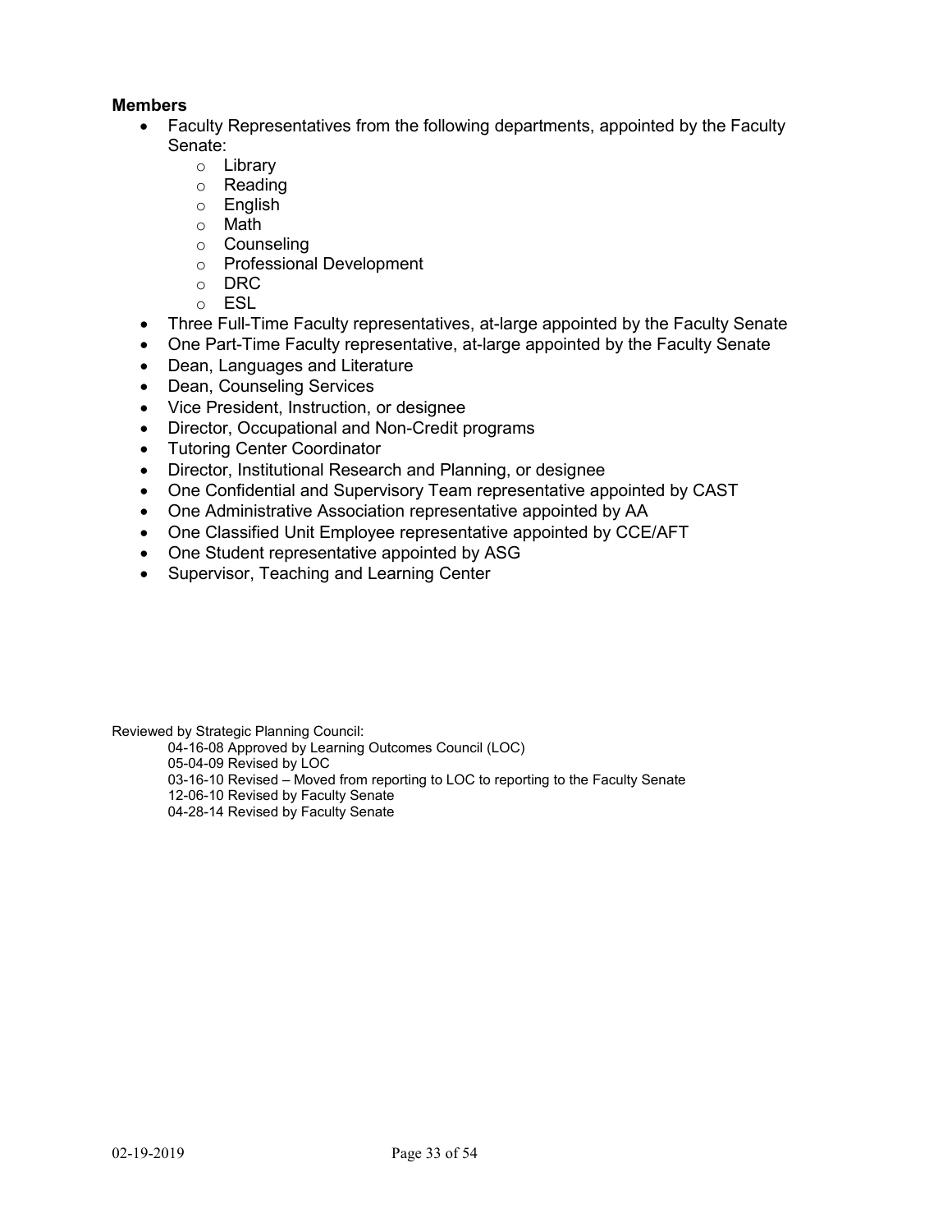**Members**

- Faculty Representatives from the following departments, appointed by the Faculty Senate:
    - Library
    - Reading
    - English
    - Math
    - Counseling
    - Professional Development
    - DRC
    - ESL
- Three Full-Time Faculty representatives, at-large appointed by the Faculty Senate
- One Part-Time Faculty representative, at-large appointed by the Faculty Senate
- Dean, Languages and Literature
- Dean, Counseling Services
- Vice President, Instruction, or designee
- Director, Occupational and Non-Credit programs
- Tutoring Center Coordinator
- Director, Institutional Research and Planning, or designee
- One Confidential and Supervisory Team representative appointed by CAST
- One Administrative Association representative appointed by AA
- One Classified Unit Employee representative appointed by CCE/AFT
- One Student representative appointed by ASG
- Supervisor, Teaching and Learning Center

Reviewed by Strategic Planning Council:

04-16-08 Approved by Learning Outcomes Council (LOC)
05-04-09 Revised by LOC
03-16-10 Revised – Moved from reporting to LOC to reporting to the Faculty Senate
12-06-10 Revised by Faculty Senate
04-28-14 Revised by Faculty Senate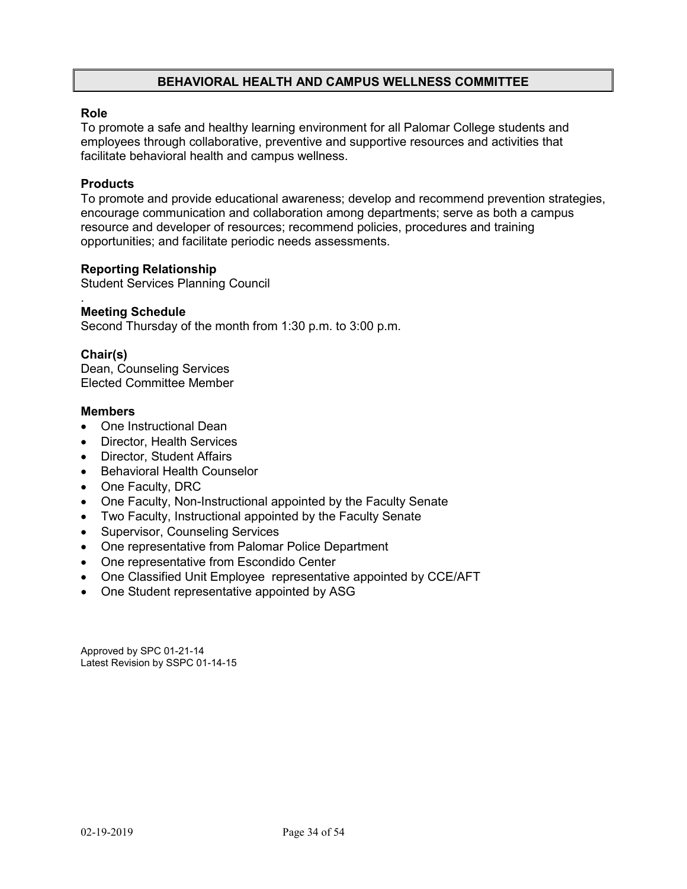## BEHAVIORAL HEALTH AND CAMPUS WELLNESS COMMITTEE

**Role**
To promote a safe and healthy learning environment for all Palomar College students and employees through collaborative, preventive and supportive resources and activities that facilitate behavioral health and campus wellness.

**Products**
To promote and provide educational awareness; develop and recommend prevention strategies, encourage communication and collaboration among departments; serve as both a campus resource and developer of resources; recommend policies, procedures and training opportunities; and facilitate periodic needs assessments.

**Reporting Relationship**
Student Services Planning Council

**Meeting Schedule**
Second Thursday of the month from 1:30 p.m. to 3:00 p.m.

**Chair(s)**
Dean, Counseling Services
Elected Committee Member

**Members**

- One Instructional Dean
- Director, Health Services
- Director, Student Affairs
- Behavioral Health Counselor
- One Faculty, DRC
- One Faculty, Non-Instructional appointed by the Faculty Senate
- Two Faculty, Instructional appointed by the Faculty Senate
- Supervisor, Counseling Services
- One representative from Palomar Police Department
- One representative from Escondido Center
- One Classified Unit Employee representative appointed by CCE/AFT
- One Student representative appointed by ASG

Approved by SPC 01-21-14
Latest Revision by SSPC 01-14-15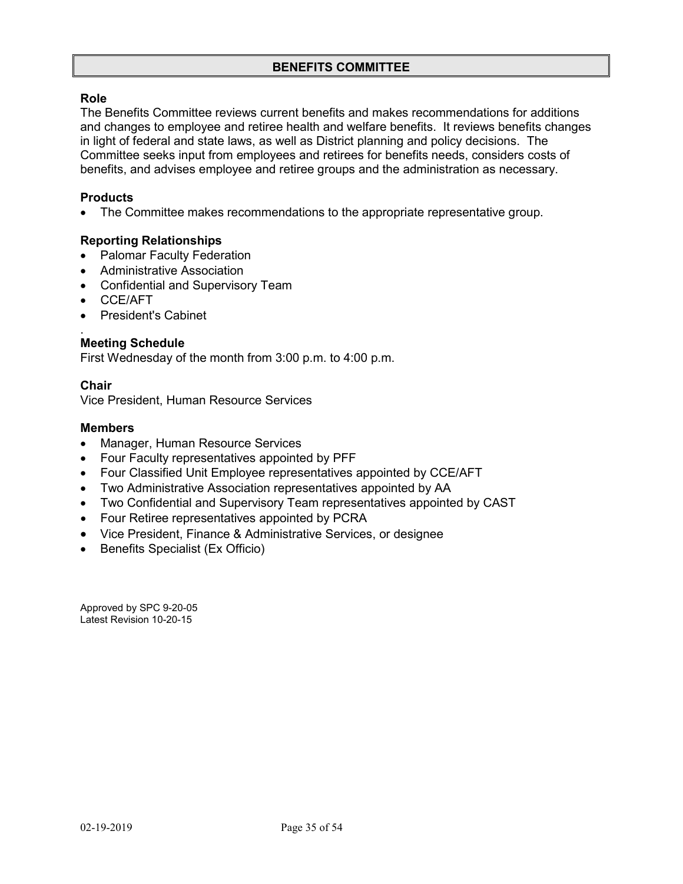# BENEFITS COMMITTEE

### Role

The Benefits Committee reviews current benefits and makes recommendations for additions and changes to employee and retiree health and welfare benefits. It reviews benefits changes in light of federal and state laws, as well as District planning and policy decisions. The Committee seeks input from employees and retirees for benefits needs, considers costs of benefits, and advises employee and retiree groups and the administration as necessary.

### Products

- The Committee makes recommendations to the appropriate representative group.

### Reporting Relationships

- Palomar Faculty Federation
- Administrative Association
- Confidential and Supervisory Team
- CCE/AFT
- President's Cabinet

.

### Meeting Schedule

First Wednesday of the month from 3:00 p.m. to 4:00 p.m.

### Chair

Vice President, Human Resource Services

### Members

- Manager, Human Resource Services
- Four Faculty representatives appointed by PFF
- Four Classified Unit Employee representatives appointed by CCE/AFT
- Two Administrative Association representatives appointed by AA
- Two Confidential and Supervisory Team representatives appointed by CAST
- Four Retiree representatives appointed by PCRA
- Vice President, Finance & Administrative Services, or designee
- Benefits Specialist (Ex Officio)

Approved by SPC 9-20-05
Latest Revision 10-20-15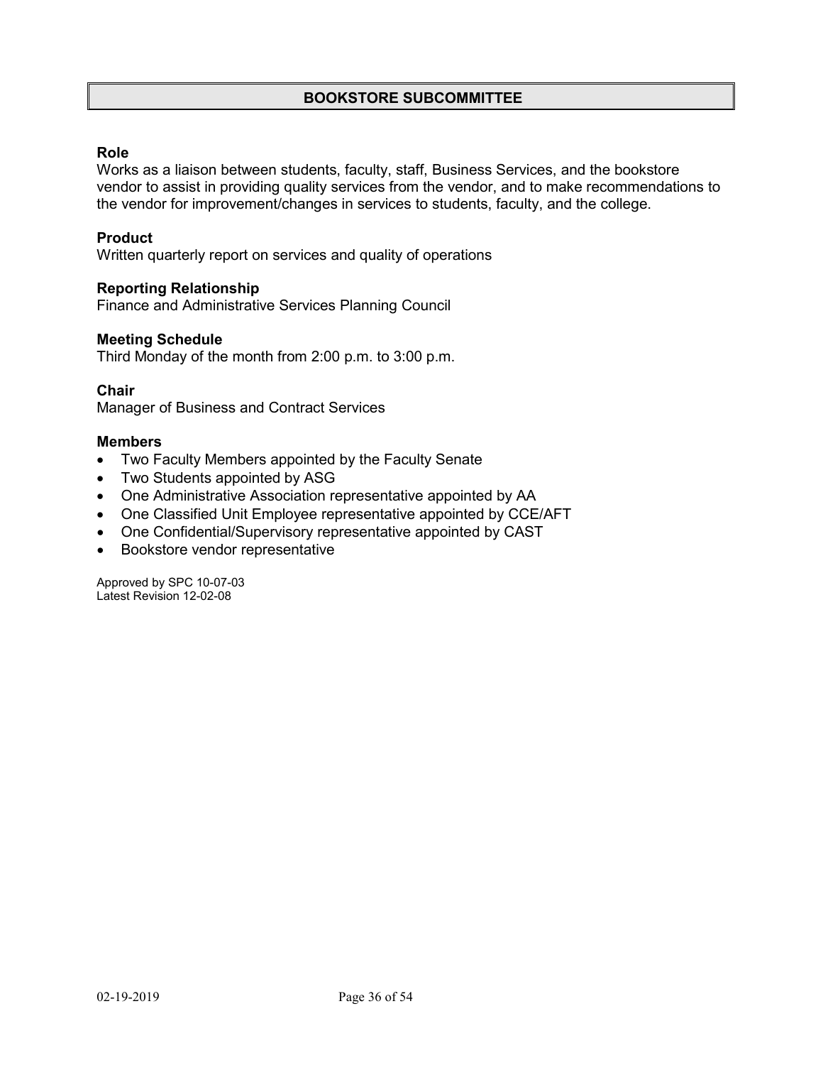# BOOKSTORE SUBCOMMITTEE

**Role**

Works as a liaison between students, faculty, staff, Business Services, and the bookstore vendor to assist in providing quality services from the vendor, and to make recommendations to the vendor for improvement/changes in services to students, faculty, and the college.

**Product**

Written quarterly report on services and quality of operations

**Reporting Relationship**

Finance and Administrative Services Planning Council

**Meeting Schedule**

Third Monday of the month from 2:00 p.m. to 3:00 p.m.

**Chair**

Manager of Business and Contract Services

**Members**

- Two Faculty Members appointed by the Faculty Senate
- Two Students appointed by ASG
- One Administrative Association representative appointed by AA
- One Classified Unit Employee representative appointed by CCE/AFT
- One Confidential/Supervisory representative appointed by CAST
- Bookstore vendor representative

Approved by SPC 10-07-03
Latest Revision 12-02-08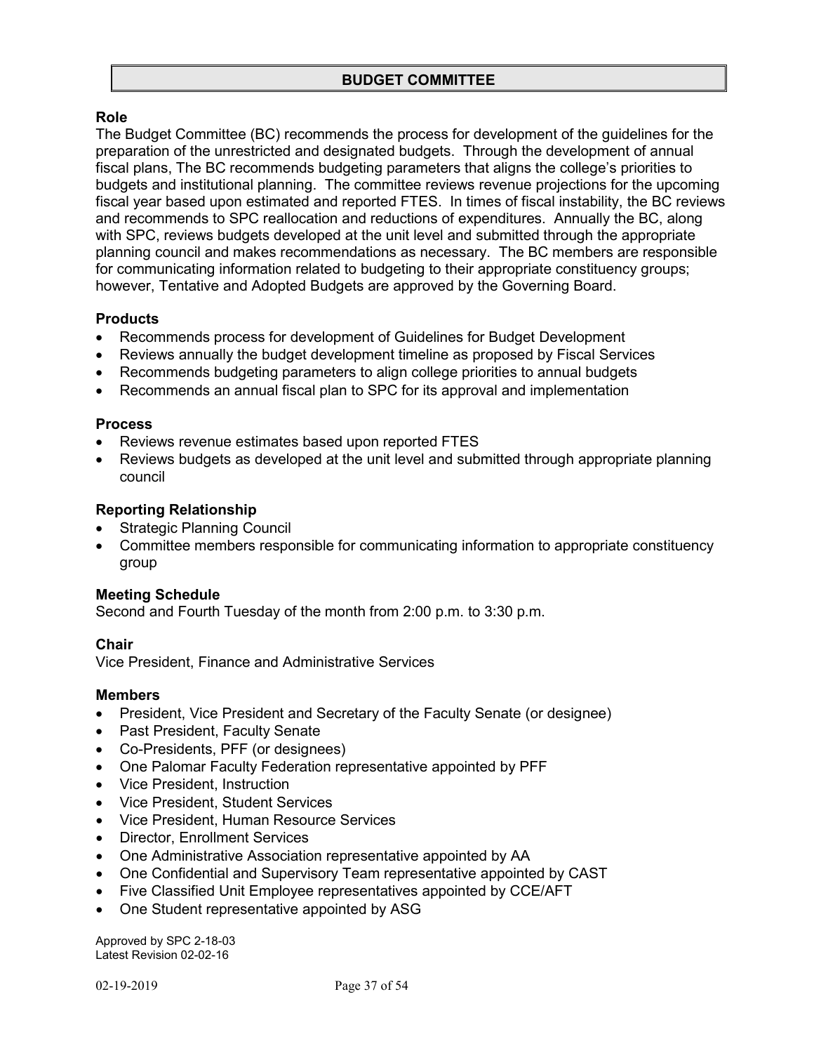# BUDGET COMMITTEE

### Role

The Budget Committee (BC) recommends the process for development of the guidelines for the preparation of the unrestricted and designated budgets. Through the development of annual fiscal plans, The BC recommends budgeting parameters that aligns the college's priorities to budgets and institutional planning. The committee reviews revenue projections for the upcoming fiscal year based upon estimated and reported FTES. In times of fiscal instability, the BC reviews and recommends to SPC reallocation and reductions of expenditures. Annually the BC, along with SPC, reviews budgets developed at the unit level and submitted through the appropriate planning council and makes recommendations as necessary. The BC members are responsible for communicating information related to budgeting to their appropriate constituency groups; however, Tentative and Adopted Budgets are approved by the Governing Board.

### Products

- Recommends process for development of Guidelines for Budget Development
- Reviews annually the budget development timeline as proposed by Fiscal Services
- Recommends budgeting parameters to align college priorities to annual budgets
- Recommends an annual fiscal plan to SPC for its approval and implementation

### Process

- Reviews revenue estimates based upon reported FTES
- Reviews budgets as developed at the unit level and submitted through appropriate planning council

### Reporting Relationship

- Strategic Planning Council
- Committee members responsible for communicating information to appropriate constituency group

### Meeting Schedule

Second and Fourth Tuesday of the month from 2:00 p.m. to 3:30 p.m.

### Chair

Vice President, Finance and Administrative Services

### Members

- President, Vice President and Secretary of the Faculty Senate (or designee)
- Past President, Faculty Senate
- Co-Presidents, PFF (or designees)
- One Palomar Faculty Federation representative appointed by PFF
- Vice President, Instruction
- Vice President, Student Services
- Vice President, Human Resource Services
- Director, Enrollment Services
- One Administrative Association representative appointed by AA
- One Confidential and Supervisory Team representative appointed by CAST
- Five Classified Unit Employee representatives appointed by CCE/AFT
- One Student representative appointed by ASG

Approved by SPC 2-18-03
Latest Revision 02-02-16

02-19-2019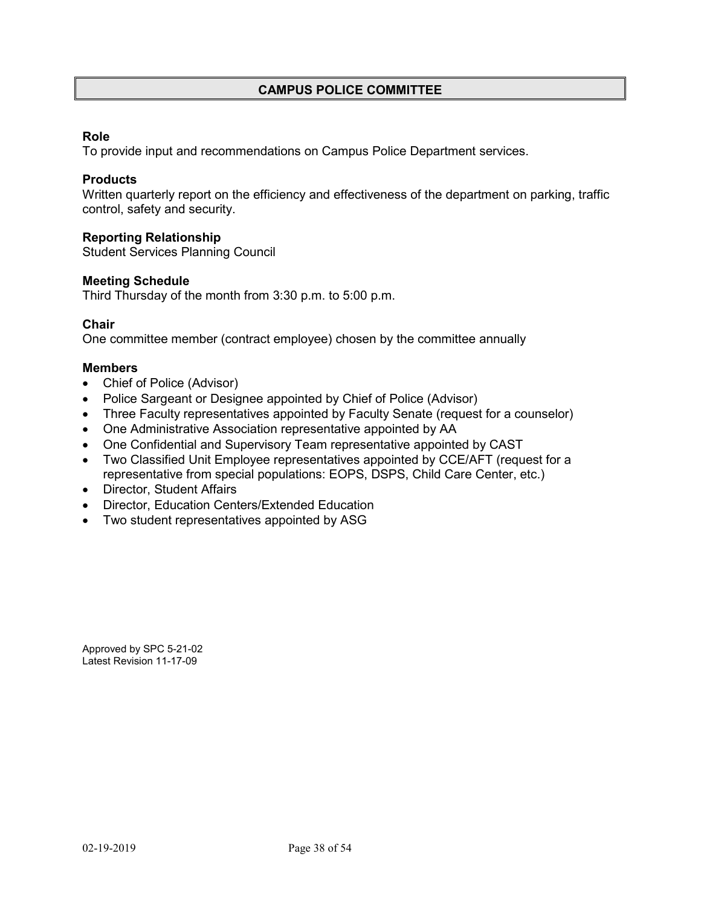# CAMPUS POLICE COMMITTEE

**Role**
To provide input and recommendations on Campus Police Department services.

**Products**
Written quarterly report on the efficiency and effectiveness of the department on parking, traffic control, safety and security.

**Reporting Relationship**
Student Services Planning Council

**Meeting Schedule**
Third Thursday of the month from 3:30 p.m. to 5:00 p.m.

**Chair**
One committee member (contract employee) chosen by the committee annually

**Members**

- Chief of Police (Advisor)
- Police Sargeant or Designee appointed by Chief of Police (Advisor)
- Three Faculty representatives appointed by Faculty Senate (request for a counselor)
- One Administrative Association representative appointed by AA
- One Confidential and Supervisory Team representative appointed by CAST
- Two Classified Unit Employee representatives appointed by CCE/AFT (request for a representative from special populations: EOPS, DSPS, Child Care Center, etc.)
- Director, Student Affairs
- Director, Education Centers/Extended Education
- Two student representatives appointed by ASG

Approved by SPC 5-21-02
Latest Revision 11-17-09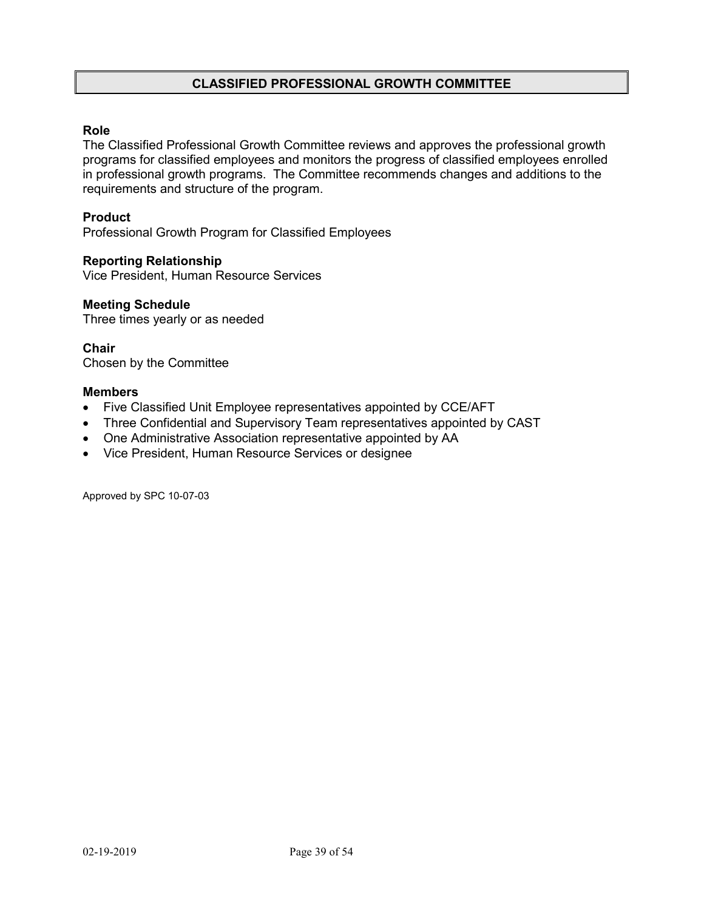# CLASSIFIED PROFESSIONAL GROWTH COMMITTEE

**Role**
The Classified Professional Growth Committee reviews and approves the professional growth programs for classified employees and monitors the progress of classified employees enrolled in professional growth programs. The Committee recommends changes and additions to the requirements and structure of the program.

**Product**
Professional Growth Program for Classified Employees

**Reporting Relationship**
Vice President, Human Resource Services

**Meeting Schedule**
Three times yearly or as needed

**Chair**
Chosen by the Committee

**Members**
- Five Classified Unit Employee representatives appointed by CCE/AFT
- Three Confidential and Supervisory Team representatives appointed by CAST
- One Administrative Association representative appointed by AA
- Vice President, Human Resource Services or designee

Approved by SPC 10-07-03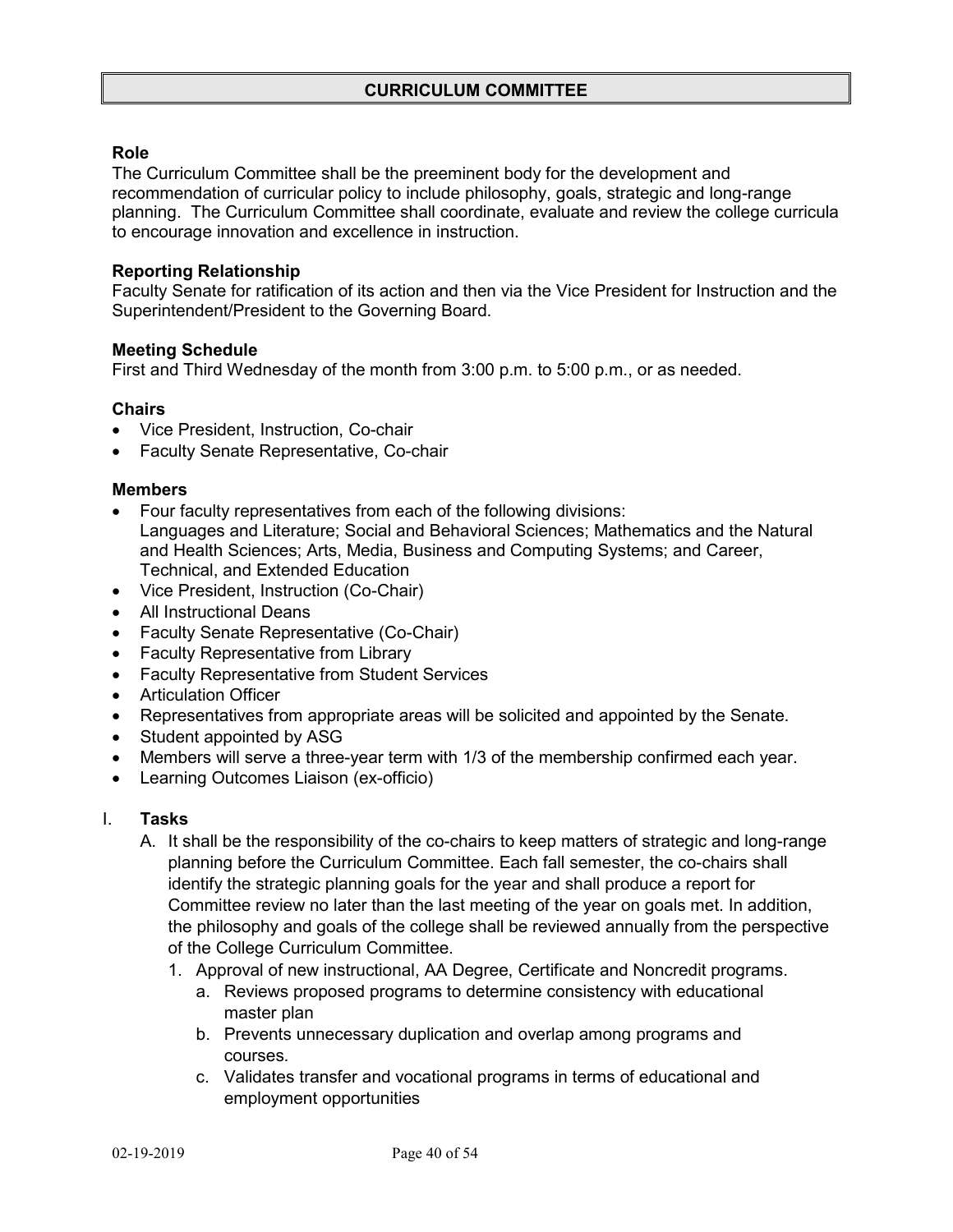# CURRICULUM COMMITTEE

### Role

The Curriculum Committee shall be the preeminent body for the development and recommendation of curricular policy to include philosophy, goals, strategic and long-range planning. The Curriculum Committee shall coordinate, evaluate and review the college curricula to encourage innovation and excellence in instruction.

### Reporting Relationship

Faculty Senate for ratification of its action and then via the Vice President for Instruction and the Superintendent/President to the Governing Board.

### Meeting Schedule

First and Third Wednesday of the month from 3:00 p.m. to 5:00 p.m., or as needed.

### Chairs

- Vice President, Instruction, Co-chair
- Faculty Senate Representative, Co-chair

### Members

- Four faculty representatives from each of the following divisions: Languages and Literature; Social and Behavioral Sciences; Mathematics and the Natural and Health Sciences; Arts, Media, Business and Computing Systems; and Career, Technical, and Extended Education
- Vice President, Instruction (Co-Chair)
- All Instructional Deans
- Faculty Senate Representative (Co-Chair)
- Faculty Representative from Library
- Faculty Representative from Student Services
- Articulation Officer
- Representatives from appropriate areas will be solicited and appointed by the Senate.
- Student appointed by ASG
- Members will serve a three-year term with 1/3 of the membership confirmed each year.
- Learning Outcomes Liaison (ex-officio)

I. **Tasks**

   A. It shall be the responsibility of the co-chairs to keep matters of strategic and long-range planning before the Curriculum Committee. Each fall semester, the co-chairs shall identify the strategic planning goals for the year and shall produce a report for Committee review no later than the last meeting of the year on goals met. In addition, the philosophy and goals of the college shall be reviewed annually from the perspective of the College Curriculum Committee.

      1. Approval of new instructional, AA Degree, Certificate and Noncredit programs.
         a. Reviews proposed programs to determine consistency with educational master plan
         b. Prevents unnecessary duplication and overlap among programs and courses.
         c. Validates transfer and vocational programs in terms of educational and employment opportunities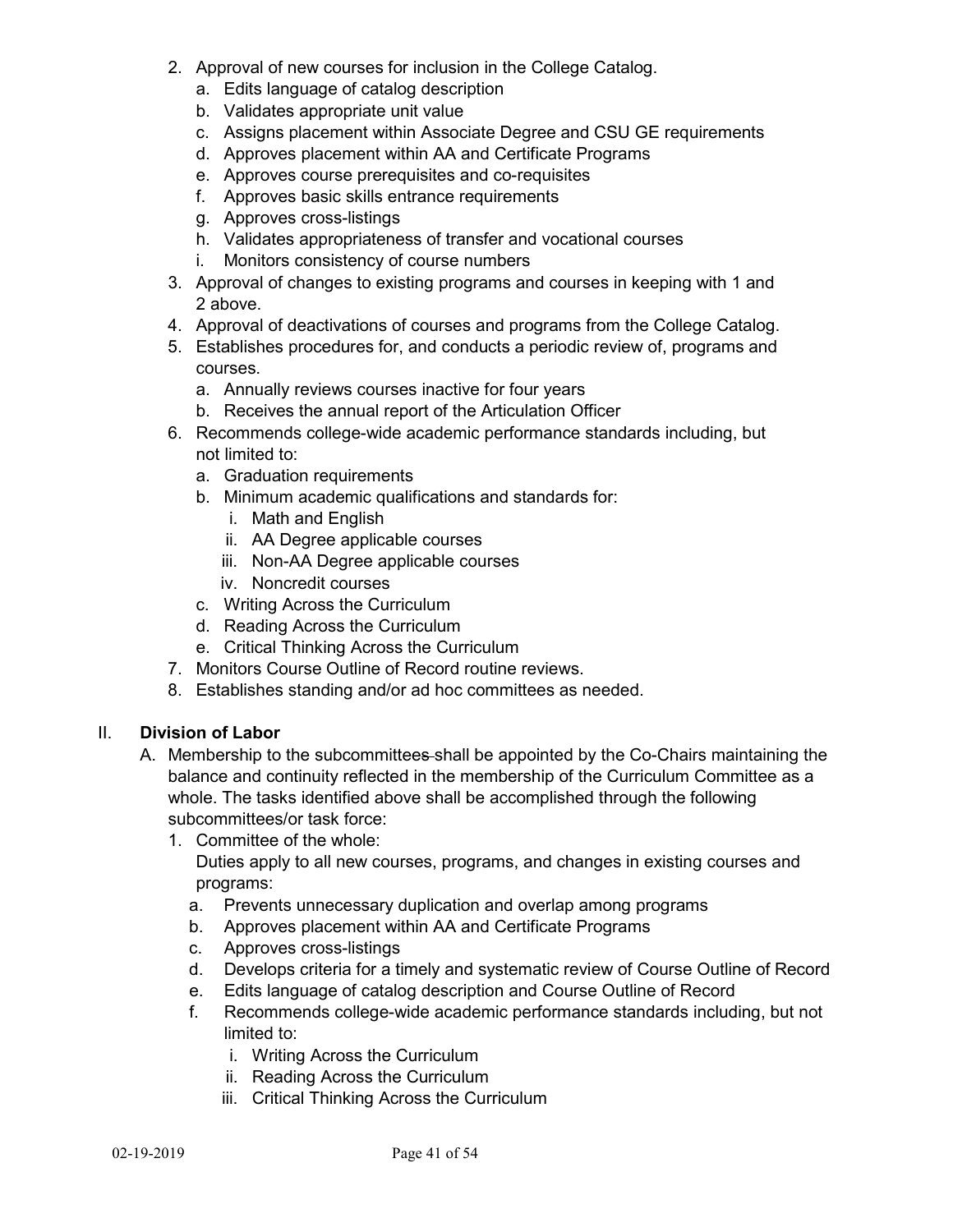2. Approval of new courses for inclusion in the College Catalog.
   a. Edits language of catalog description
   b. Validates appropriate unit value
   c. Assigns placement within Associate Degree and CSU GE requirements
   d. Approves placement within AA and Certificate Programs
   e. Approves course prerequisites and co-requisites
   f. Approves basic skills entrance requirements
   g. Approves cross-listings
   h. Validates appropriateness of transfer and vocational courses
   i. Monitors consistency of course numbers
3. Approval of changes to existing programs and courses in keeping with 1 and 2 above.
4. Approval of deactivations of courses and programs from the College Catalog.
5. Establishes procedures for, and conducts a periodic review of, programs and courses.
   a. Annually reviews courses inactive for four years
   b. Receives the annual report of the Articulation Officer
6. Recommends college-wide academic performance standards including, but not limited to:
   a. Graduation requirements
   b. Minimum academic qualifications and standards for:
      i. Math and English
      ii. AA Degree applicable courses
      iii. Non-AA Degree applicable courses
      iv. Noncredit courses
   c. Writing Across the Curriculum
   d. Reading Across the Curriculum
   e. Critical Thinking Across the Curriculum
7. Monitors Course Outline of Record routine reviews.
8. Establishes standing and/or ad hoc committees as needed.

## II. Division of Labor

A. Membership to the subcommittees shall be appointed by the Co-Chairs maintaining the balance and continuity reflected in the membership of the Curriculum Committee as a whole. The tasks identified above shall be accomplished through the following subcommittees/or task force:
   1. Committee of the whole:
      Duties apply to all new courses, programs, and changes in existing courses and programs:
      a. Prevents unnecessary duplication and overlap among programs
      b. Approves placement within AA and Certificate Programs
      c. Approves cross-listings
      d. Develops criteria for a timely and systematic review of Course Outline of Record
      e. Edits language of catalog description and Course Outline of Record
      f. Recommends college-wide academic performance standards including, but not limited to:
         i. Writing Across the Curriculum
         ii. Reading Across the Curriculum
         iii. Critical Thinking Across the Curriculum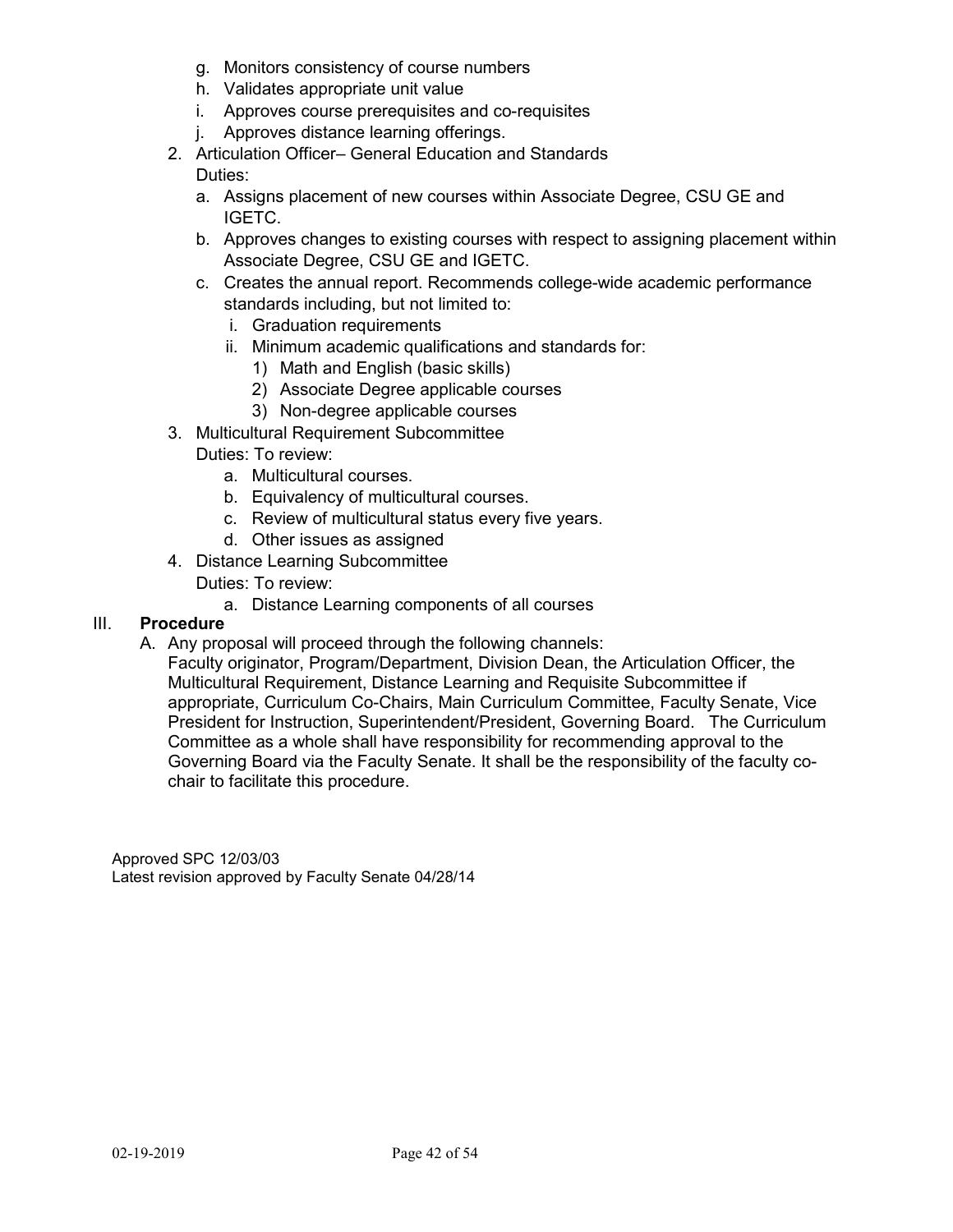g. Monitors consistency of course numbers
   h. Validates appropriate unit value
   i. Approves course prerequisites and co-requisites
   j. Approves distance learning offerings.

2. Articulation Officer– General Education and Standards

   Duties:

   a. Assigns placement of new courses within Associate Degree, CSU GE and IGETC.
   b. Approves changes to existing courses with respect to assigning placement within Associate Degree, CSU GE and IGETC.
   c. Creates the annual report. Recommends college-wide academic performance standards including, but not limited to:
      i. Graduation requirements
      ii. Minimum academic qualifications and standards for:
         1) Math and English (basic skills)
         2) Associate Degree applicable courses
         3) Non-degree applicable courses

3. Multicultural Requirement Subcommittee

   Duties: To review:

   a. Multicultural courses.
   b. Equivalency of multicultural courses.
   c. Review of multicultural status every five years.
   d. Other issues as assigned

4. Distance Learning Subcommittee

   Duties: To review:

   a. Distance Learning components of all courses

## III. **Procedure**

A. Any proposal will proceed through the following channels:
   Faculty originator, Program/Department, Division Dean, the Articulation Officer, the Multicultural Requirement, Distance Learning and Requisite Subcommittee if appropriate, Curriculum Co-Chairs, Main Curriculum Committee, Faculty Senate, Vice President for Instruction, Superintendent/President, Governing Board. The Curriculum Committee as a whole shall have responsibility for recommending approval to the Governing Board via the Faculty Senate. It shall be the responsibility of the faculty co-chair to facilitate this procedure.

Approved SPC 12/03/03
Latest revision approved by Faculty Senate 04/28/14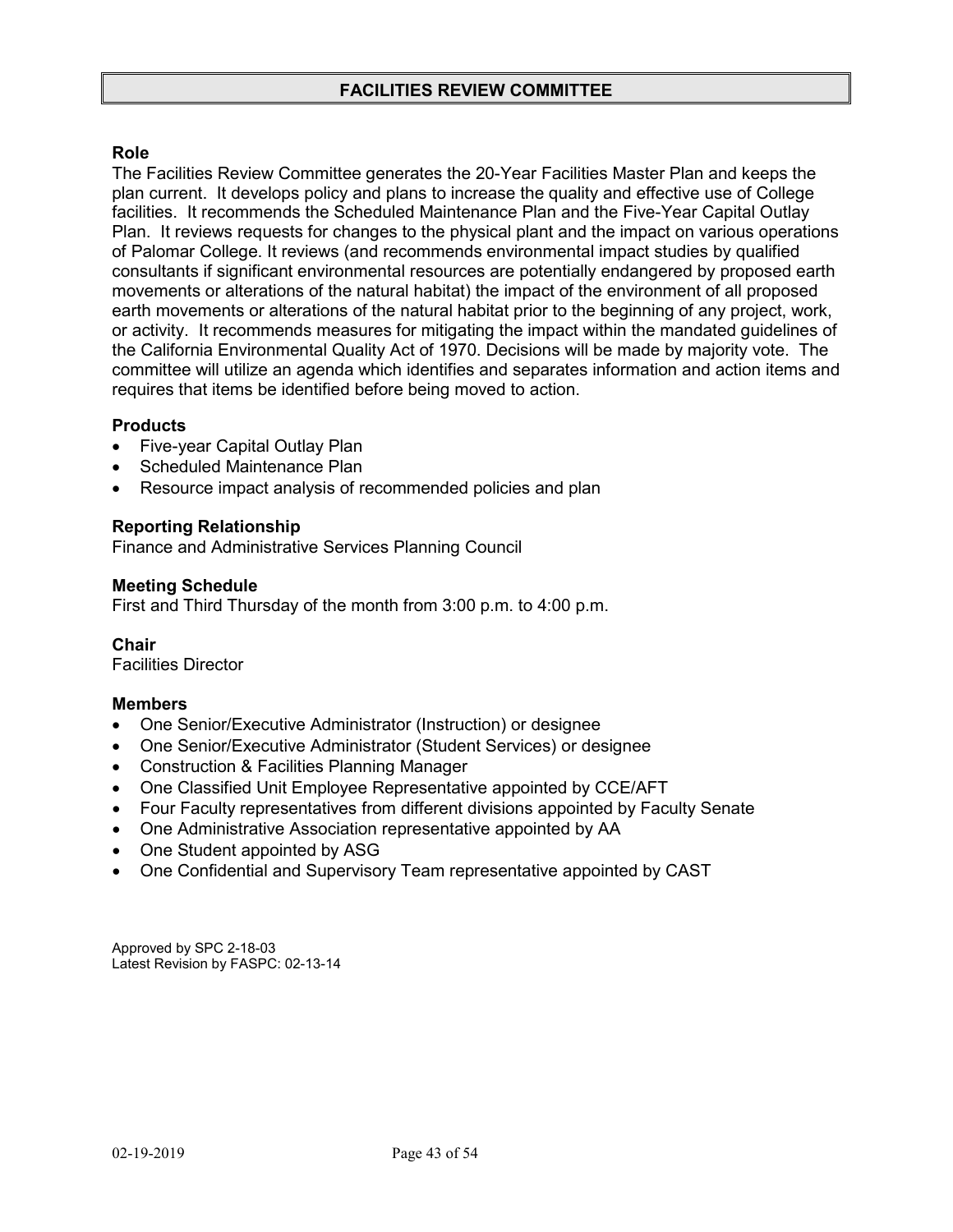# FACILITIES REVIEW COMMITTEE

### Role

The Facilities Review Committee generates the 20-Year Facilities Master Plan and keeps the plan current. It develops policy and plans to increase the quality and effective use of College facilities. It recommends the Scheduled Maintenance Plan and the Five-Year Capital Outlay Plan. It reviews requests for changes to the physical plant and the impact on various operations of Palomar College. It reviews (and recommends environmental impact studies by qualified consultants if significant environmental resources are potentially endangered by proposed earth movements or alterations of the natural habitat) the impact of the environment of all proposed earth movements or alterations of the natural habitat prior to the beginning of any project, work, or activity. It recommends measures for mitigating the impact within the mandated guidelines of the California Environmental Quality Act of 1970. Decisions will be made by majority vote. The committee will utilize an agenda which identifies and separates information and action items and requires that items be identified before being moved to action.

### Products

- Five-year Capital Outlay Plan
- Scheduled Maintenance Plan
- Resource impact analysis of recommended policies and plan

### Reporting Relationship

Finance and Administrative Services Planning Council

### Meeting Schedule

First and Third Thursday of the month from 3:00 p.m. to 4:00 p.m.

### Chair

Facilities Director

### Members

- One Senior/Executive Administrator (Instruction) or designee
- One Senior/Executive Administrator (Student Services) or designee
- Construction & Facilities Planning Manager
- One Classified Unit Employee Representative appointed by CCE/AFT
- Four Faculty representatives from different divisions appointed by Faculty Senate
- One Administrative Association representative appointed by AA
- One Student appointed by ASG
- One Confidential and Supervisory Team representative appointed by CAST

Approved by SPC 2-18-03
Latest Revision by FASPC: 02-13-14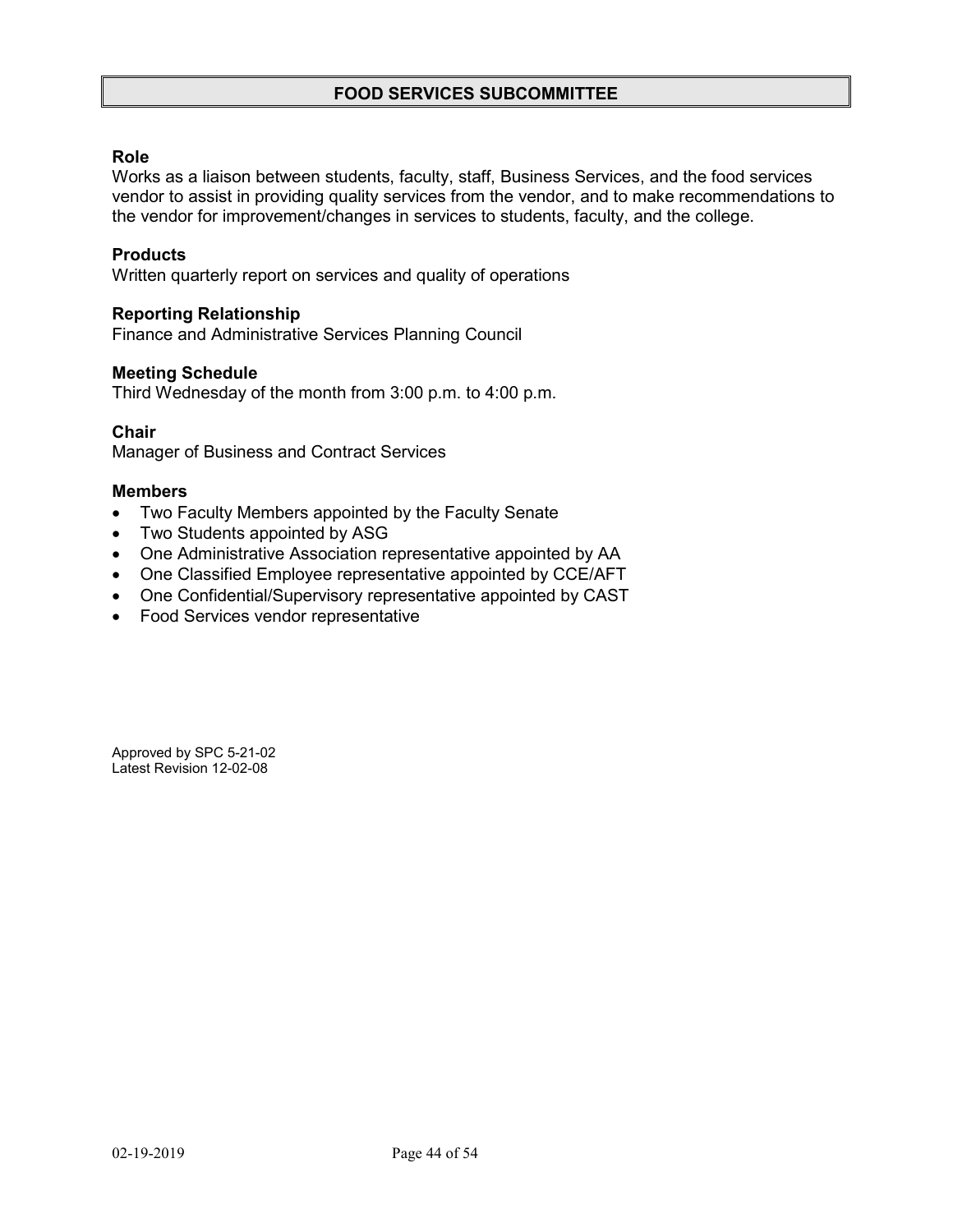# FOOD SERVICES SUBCOMMITTEE

**Role**
Works as a liaison between students, faculty, staff, Business Services, and the food services vendor to assist in providing quality services from the vendor, and to make recommendations to the vendor for improvement/changes in services to students, faculty, and the college.

**Products**
Written quarterly report on services and quality of operations

**Reporting Relationship**
Finance and Administrative Services Planning Council

**Meeting Schedule**
Third Wednesday of the month from 3:00 p.m. to 4:00 p.m.

**Chair**
Manager of Business and Contract Services

**Members**

- Two Faculty Members appointed by the Faculty Senate
- Two Students appointed by ASG
- One Administrative Association representative appointed by AA
- One Classified Employee representative appointed by CCE/AFT
- One Confidential/Supervisory representative appointed by CAST
- Food Services vendor representative

Approved by SPC 5-21-02
Latest Revision 12-02-08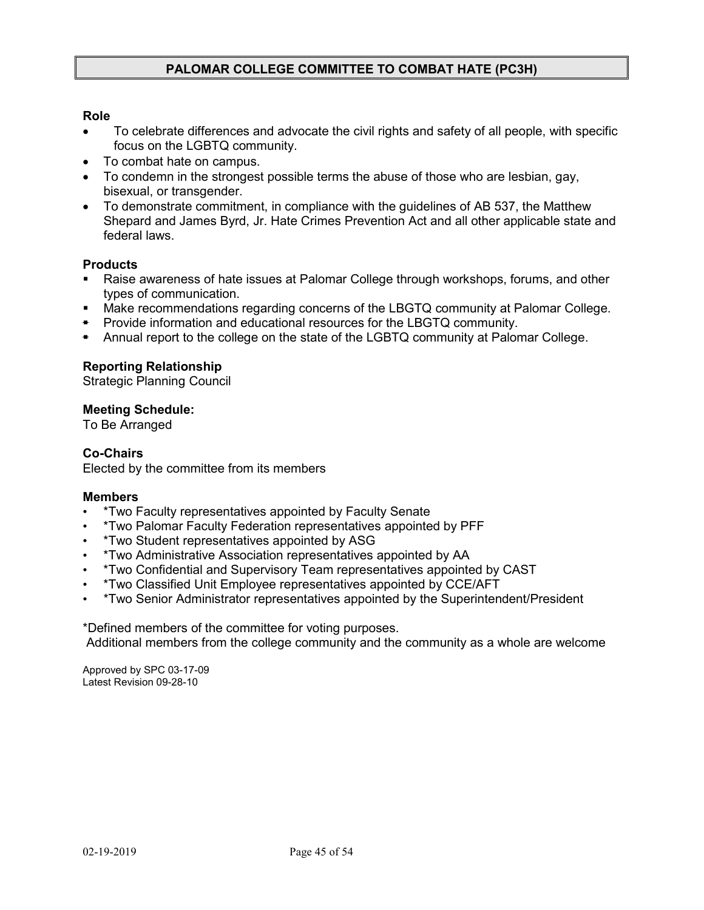## PALOMAR COLLEGE COMMITTEE TO COMBAT HATE (PC3H)

**Role**

- To celebrate differences and advocate the civil rights and safety of all people, with specific focus on the LGBTQ community.
- To combat hate on campus.
- To condemn in the strongest possible terms the abuse of those who are lesbian, gay, bisexual, or transgender.
- To demonstrate commitment, in compliance with the guidelines of AB 537, the Matthew Shepard and James Byrd, Jr. Hate Crimes Prevention Act and all other applicable state and federal laws.

**Products**

- Raise awareness of hate issues at Palomar College through workshops, forums, and other types of communication.
- Make recommendations regarding concerns of the LBGTQ community at Palomar College.
- Provide information and educational resources for the LBGTQ community.
- Annual report to the college on the state of the LGBTQ community at Palomar College.

**Reporting Relationship**
Strategic Planning Council

**Meeting Schedule:**
To Be Arranged

**Co-Chairs**
Elected by the committee from its members

**Members**

- *Two Faculty representatives appointed by Faculty Senate
- *Two Palomar Faculty Federation representatives appointed by PFF
- *Two Student representatives appointed by ASG
- *Two Administrative Association representatives appointed by AA
- *Two Confidential and Supervisory Team representatives appointed by CAST
- *Two Classified Unit Employee representatives appointed by CCE/AFT
- *Two Senior Administrator representatives appointed by the Superintendent/President

*Defined members of the committee for voting purposes.
Additional members from the college community and the community as a whole are welcome

Approved by SPC 03-17-09
Latest Revision 09-28-10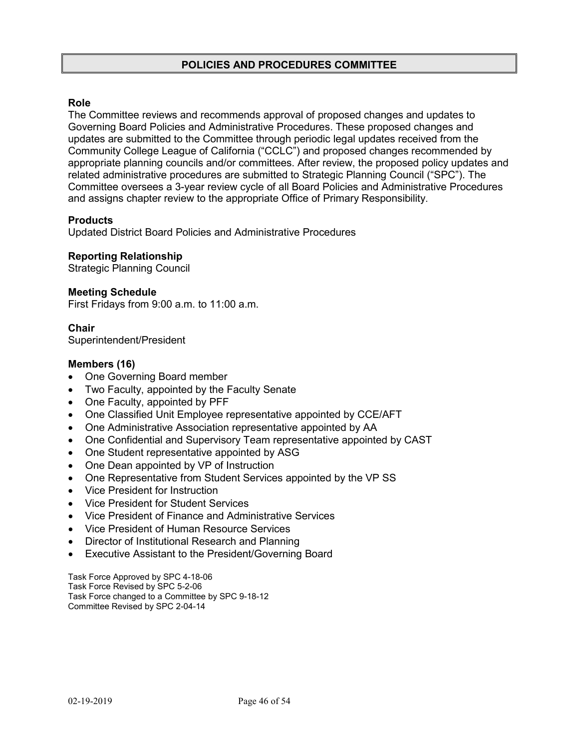# POLICIES AND PROCEDURES COMMITTEE

**Role**
The Committee reviews and recommends approval of proposed changes and updates to Governing Board Policies and Administrative Procedures. These proposed changes and updates are submitted to the Committee through periodic legal updates received from the Community College League of California ("CCLC") and proposed changes recommended by appropriate planning councils and/or committees. After review, the proposed policy updates and related administrative procedures are submitted to Strategic Planning Council ("SPC"). The Committee oversees a 3-year review cycle of all Board Policies and Administrative Procedures and assigns chapter review to the appropriate Office of Primary Responsibility.

**Products**
Updated District Board Policies and Administrative Procedures

**Reporting Relationship**
Strategic Planning Council

**Meeting Schedule**
First Fridays from 9:00 a.m. to 11:00 a.m.

**Chair**
Superintendent/President

**Members (16)**

- One Governing Board member
- Two Faculty, appointed by the Faculty Senate
- One Faculty, appointed by PFF
- One Classified Unit Employee representative appointed by CCE/AFT
- One Administrative Association representative appointed by AA
- One Confidential and Supervisory Team representative appointed by CAST
- One Student representative appointed by ASG
- One Dean appointed by VP of Instruction
- One Representative from Student Services appointed by the VP SS
- Vice President for Instruction
- Vice President for Student Services
- Vice President of Finance and Administrative Services
- Vice President of Human Resource Services
- Director of Institutional Research and Planning
- Executive Assistant to the President/Governing Board

Task Force Approved by SPC 4-18-06
Task Force Revised by SPC 5-2-06
Task Force changed to a Committee by SPC 9-18-12
Committee Revised by SPC 2-04-14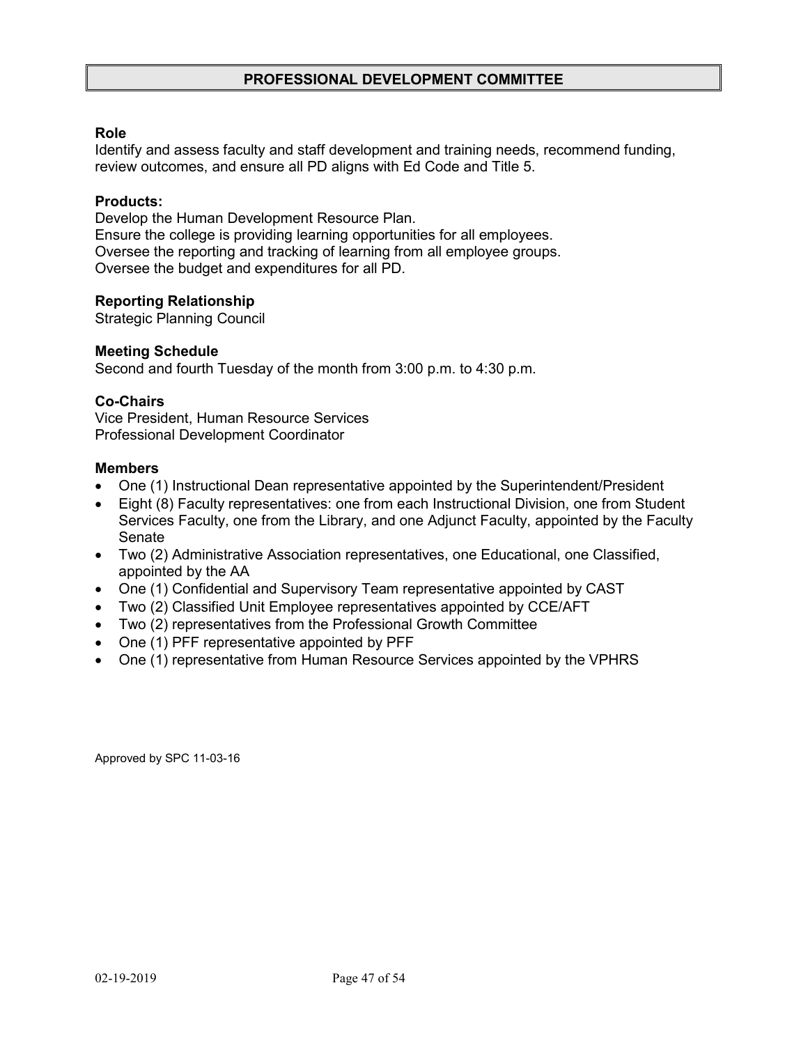# PROFESSIONAL DEVELOPMENT COMMITTEE

**Role**
Identify and assess faculty and staff development and training needs, recommend funding, review outcomes, and ensure all PD aligns with Ed Code and Title 5.

**Products:**
Develop the Human Development Resource Plan.
Ensure the college is providing learning opportunities for all employees.
Oversee the reporting and tracking of learning from all employee groups.
Oversee the budget and expenditures for all PD.

**Reporting Relationship**
Strategic Planning Council

**Meeting Schedule**
Second and fourth Tuesday of the month from 3:00 p.m. to 4:30 p.m.

**Co-Chairs**
Vice President, Human Resource Services
Professional Development Coordinator

**Members**

- One (1) Instructional Dean representative appointed by the Superintendent/President
- Eight (8) Faculty representatives: one from each Instructional Division, one from Student Services Faculty, one from the Library, and one Adjunct Faculty, appointed by the Faculty Senate
- Two (2) Administrative Association representatives, one Educational, one Classified, appointed by the AA
- One (1) Confidential and Supervisory Team representative appointed by CAST
- Two (2) Classified Unit Employee representatives appointed by CCE/AFT
- Two (2) representatives from the Professional Growth Committee
- One (1) PFF representative appointed by PFF
- One (1) representative from Human Resource Services appointed by the VPHRS

Approved by SPC 11-03-16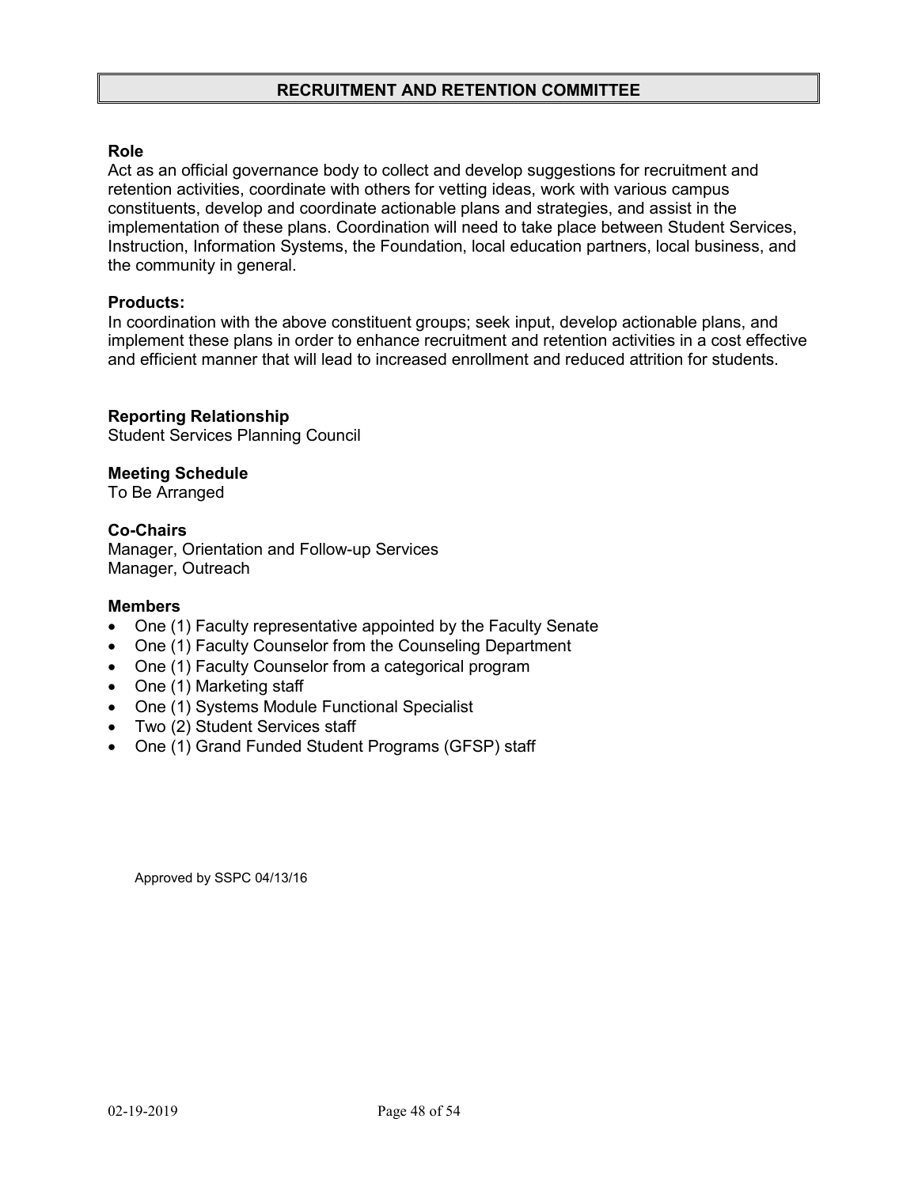# RECRUITMENT AND RETENTION COMMITTEE

**Role**

Act as an official governance body to collect and develop suggestions for recruitment and retention activities, coordinate with others for vetting ideas, work with various campus constituents, develop and coordinate actionable plans and strategies, and assist in the implementation of these plans. Coordination will need to take place between Student Services, Instruction, Information Systems, the Foundation, local education partners, local business, and the community in general.

**Products:**

In coordination with the above constituent groups; seek input, develop actionable plans, and implement these plans in order to enhance recruitment and retention activities in a cost effective and efficient manner that will lead to increased enrollment and reduced attrition for students.

**Reporting Relationship**

Student Services Planning Council

**Meeting Schedule**

To Be Arranged

**Co-Chairs**

Manager, Orientation and Follow-up Services
Manager, Outreach

**Members**

- One (1) Faculty representative appointed by the Faculty Senate
- One (1) Faculty Counselor from the Counseling Department
- One (1) Faculty Counselor from a categorical program
- One (1) Marketing staff
- One (1) Systems Module Functional Specialist
- Two (2) Student Services staff
- One (1) Grand Funded Student Programs (GFSP) staff

Approved by SSPC 04/13/16

02-19-2019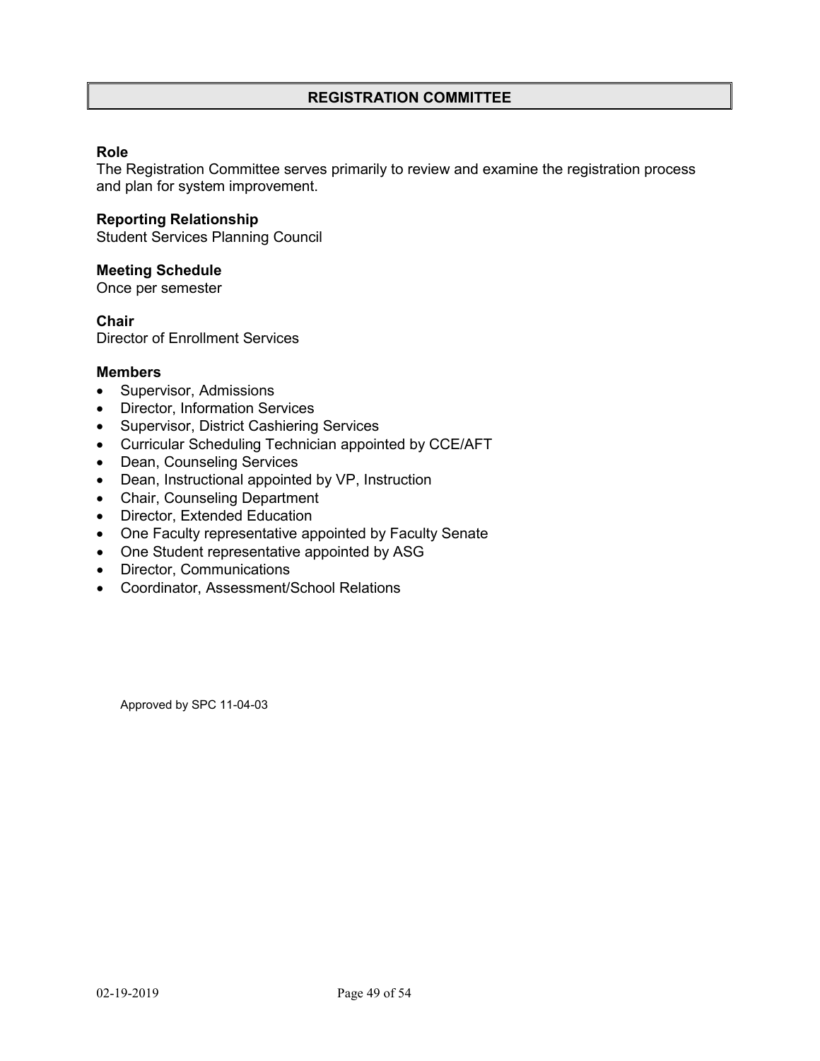## REGISTRATION COMMITTEE

**Role**
The Registration Committee serves primarily to review and examine the registration process and plan for system improvement.

**Reporting Relationship**
Student Services Planning Council

**Meeting Schedule**
Once per semester

**Chair**
Director of Enrollment Services

**Members**

- Supervisor, Admissions
- Director, Information Services
- Supervisor, District Cashiering Services
- Curricular Scheduling Technician appointed by CCE/AFT
- Dean, Counseling Services
- Dean, Instructional appointed by VP, Instruction
- Chair, Counseling Department
- Director, Extended Education
- One Faculty representative appointed by Faculty Senate
- One Student representative appointed by ASG
- Director, Communications
- Coordinator, Assessment/School Relations

Approved by SPC 11-04-03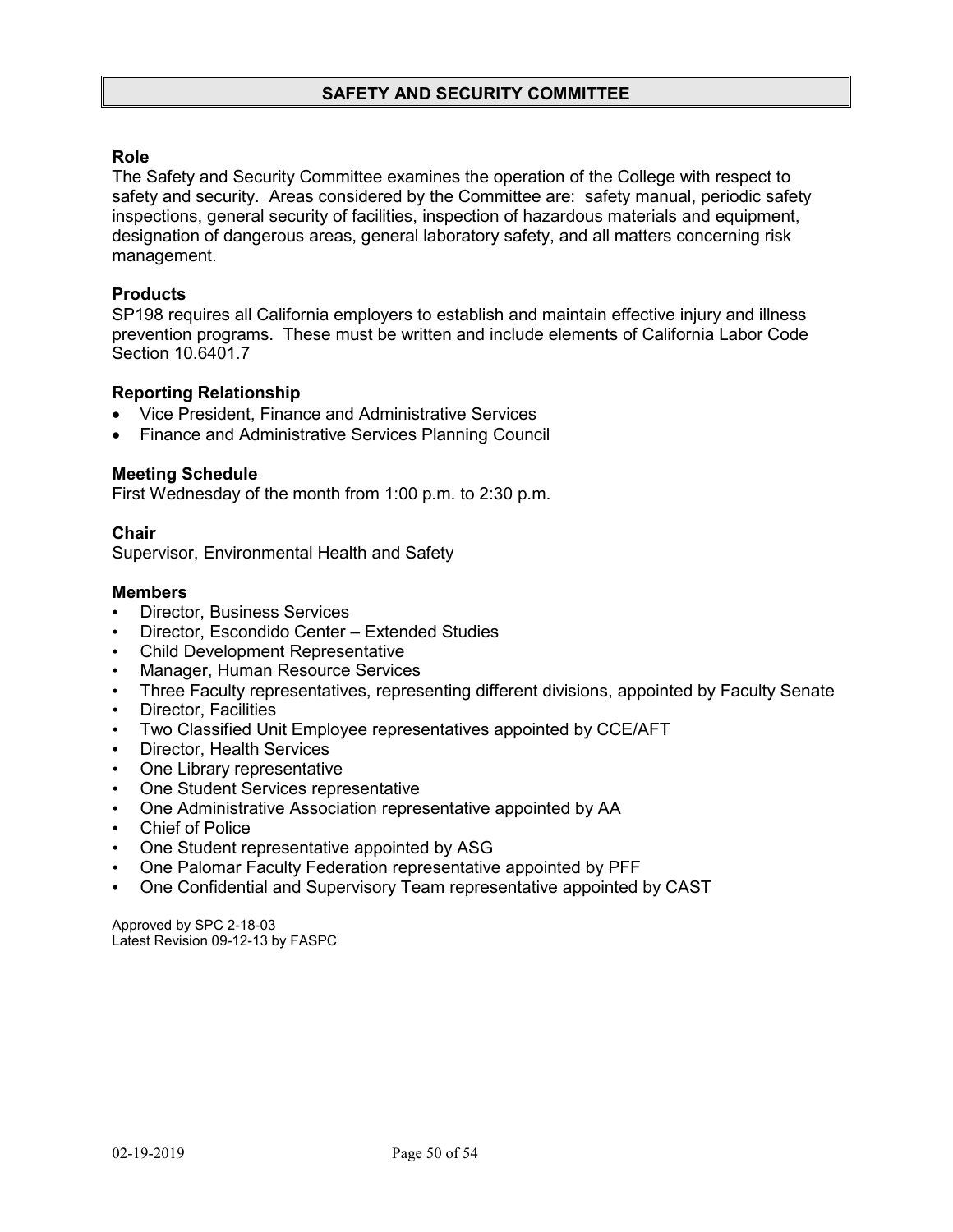# SAFETY AND SECURITY COMMITTEE

## Role

The Safety and Security Committee examines the operation of the College with respect to safety and security. Areas considered by the Committee are: safety manual, periodic safety inspections, general security of facilities, inspection of hazardous materials and equipment, designation of dangerous areas, general laboratory safety, and all matters concerning risk management.

## Products

SP198 requires all California employers to establish and maintain effective injury and illness prevention programs. These must be written and include elements of California Labor Code Section 10.6401.7

## Reporting Relationship

- Vice President, Finance and Administrative Services
- Finance and Administrative Services Planning Council

## Meeting Schedule

First Wednesday of the month from 1:00 p.m. to 2:30 p.m.

## Chair

Supervisor, Environmental Health and Safety

## Members

- Director, Business Services
- Director, Escondido Center – Extended Studies
- Child Development Representative
- Manager, Human Resource Services
- Three Faculty representatives, representing different divisions, appointed by Faculty Senate
- Director, Facilities
- Two Classified Unit Employee representatives appointed by CCE/AFT
- Director, Health Services
- One Library representative
- One Student Services representative
- One Administrative Association representative appointed by AA
- Chief of Police
- One Student representative appointed by ASG
- One Palomar Faculty Federation representative appointed by PFF
- One Confidential and Supervisory Team representative appointed by CAST

Approved by SPC 2-18-03
Latest Revision 09-12-13 by FASPC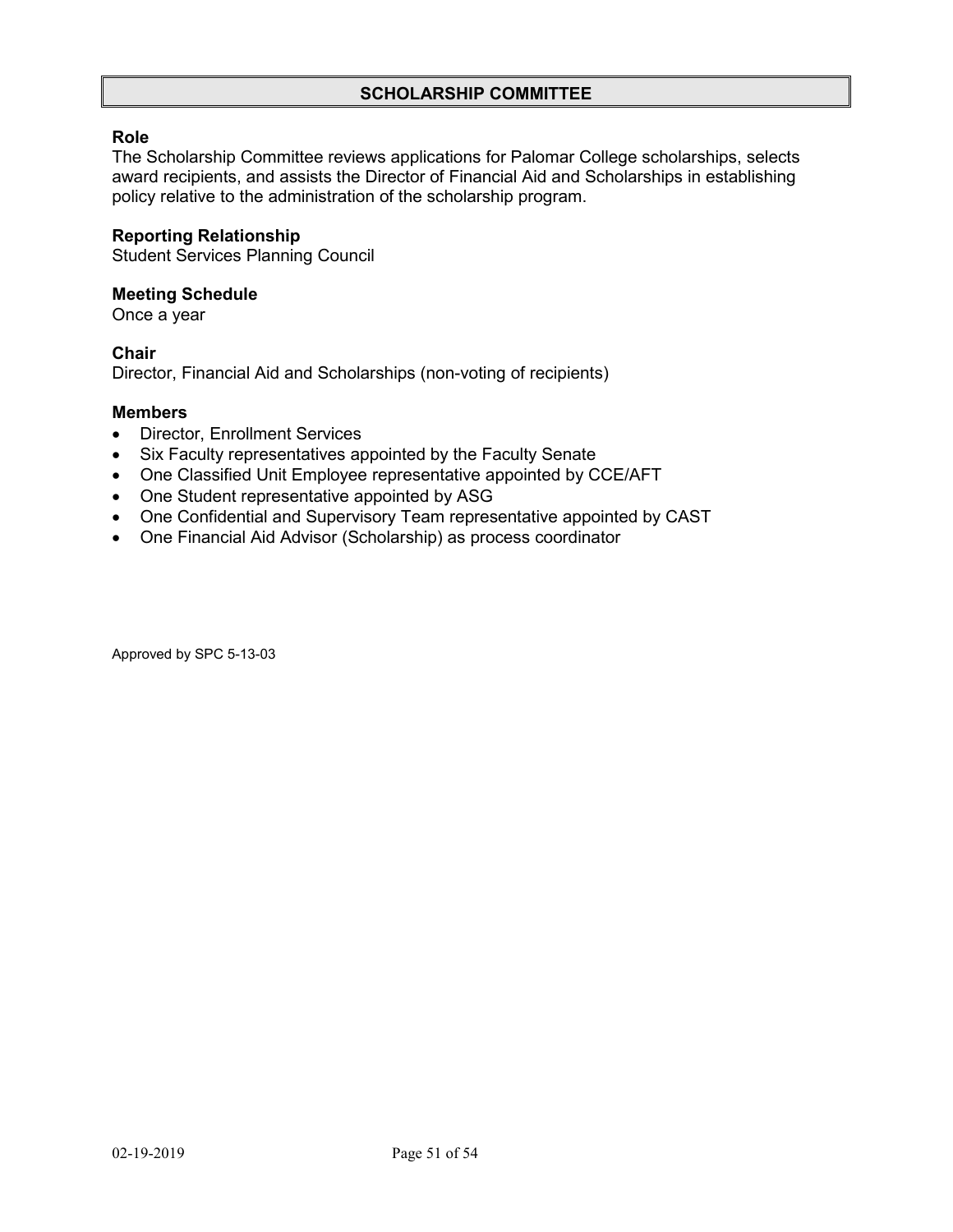## SCHOLARSHIP COMMITTEE

**Role**
The Scholarship Committee reviews applications for Palomar College scholarships, selects award recipients, and assists the Director of Financial Aid and Scholarships in establishing policy relative to the administration of the scholarship program.

**Reporting Relationship**
Student Services Planning Council

**Meeting Schedule**
Once a year

**Chair**
Director, Financial Aid and Scholarships (non-voting of recipients)

**Members**

- Director, Enrollment Services
- Six Faculty representatives appointed by the Faculty Senate
- One Classified Unit Employee representative appointed by CCE/AFT
- One Student representative appointed by ASG
- One Confidential and Supervisory Team representative appointed by CAST
- One Financial Aid Advisor (Scholarship) as process coordinator

Approved by SPC 5-13-03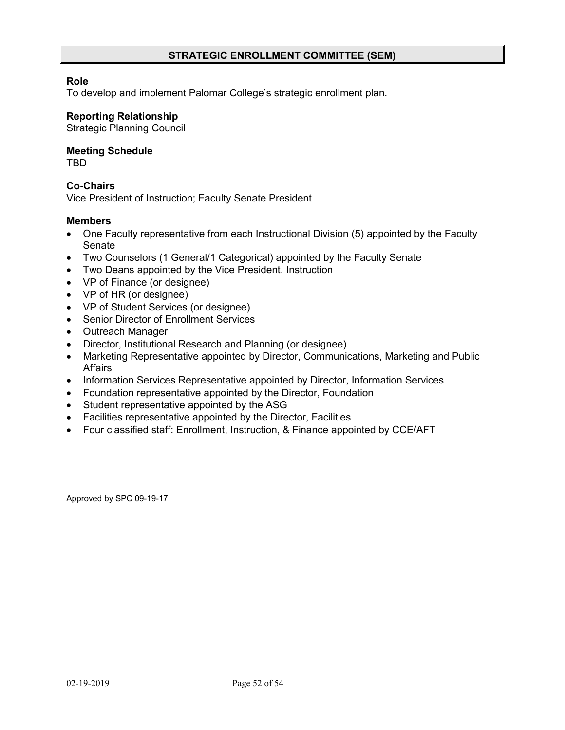## STRATEGIC ENROLLMENT COMMITTEE (SEM)

**Role**
To develop and implement Palomar College's strategic enrollment plan.

**Reporting Relationship**
Strategic Planning Council

**Meeting Schedule**
TBD

**Co-Chairs**
Vice President of Instruction; Faculty Senate President

**Members**

- One Faculty representative from each Instructional Division (5) appointed by the Faculty Senate
- Two Counselors (1 General/1 Categorical) appointed by the Faculty Senate
- Two Deans appointed by the Vice President, Instruction
- VP of Finance (or designee)
- VP of HR (or designee)
- VP of Student Services (or designee)
- Senior Director of Enrollment Services
- Outreach Manager
- Director, Institutional Research and Planning (or designee)
- Marketing Representative appointed by Director, Communications, Marketing and Public Affairs
- Information Services Representative appointed by Director, Information Services
- Foundation representative appointed by the Director, Foundation
- Student representative appointed by the ASG
- Facilities representative appointed by the Director, Facilities
- Four classified staff: Enrollment, Instruction, & Finance appointed by CCE/AFT

Approved by SPC 09-19-17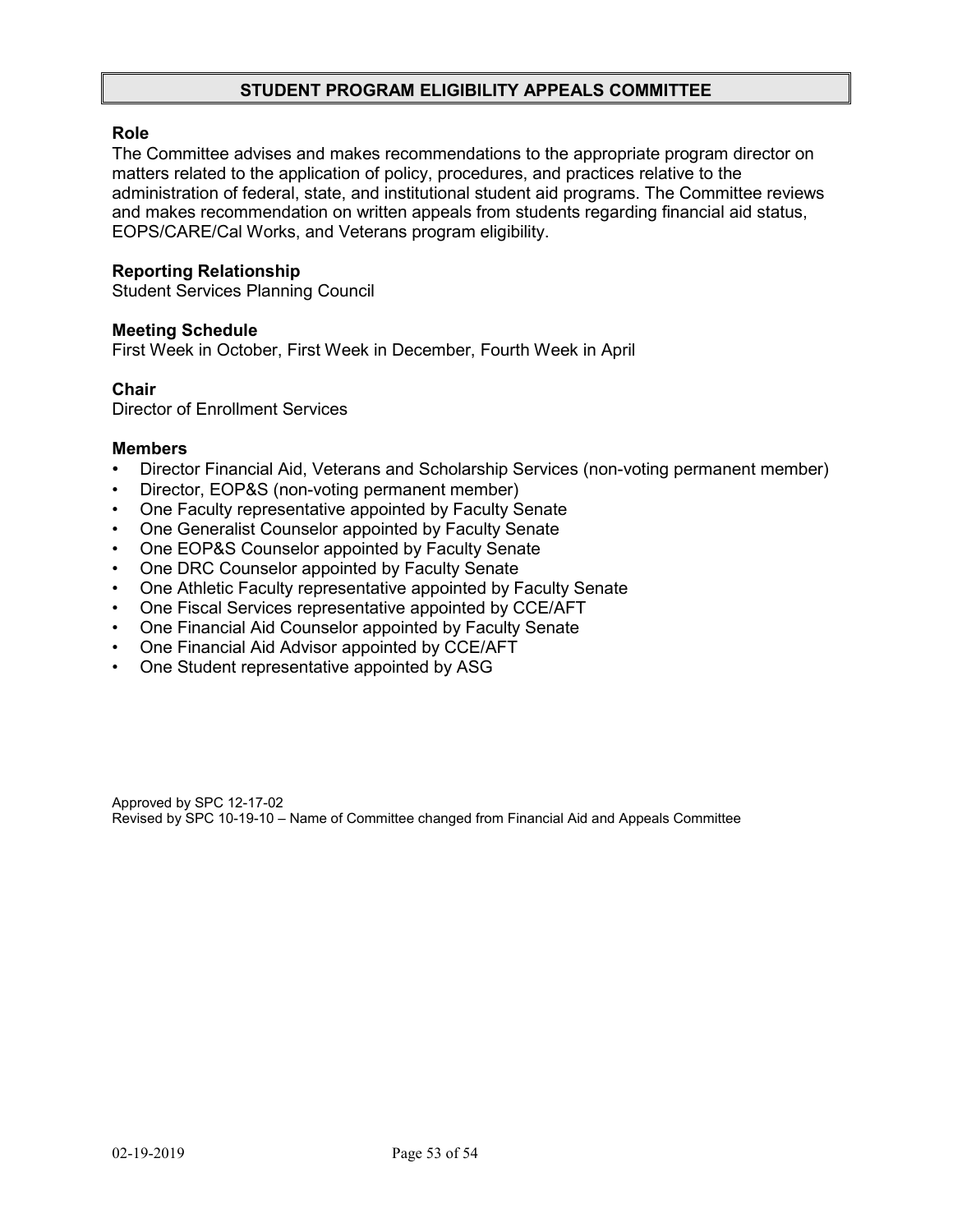# STUDENT PROGRAM ELIGIBILITY APPEALS COMMITTEE

**Role**
The Committee advises and makes recommendations to the appropriate program director on matters related to the application of policy, procedures, and practices relative to the administration of federal, state, and institutional student aid programs. The Committee reviews and makes recommendation on written appeals from students regarding financial aid status, EOPS/CARE/Cal Works, and Veterans program eligibility.

**Reporting Relationship**
Student Services Planning Council

**Meeting Schedule**
First Week in October, First Week in December, Fourth Week in April

**Chair**
Director of Enrollment Services

**Members**
- Director Financial Aid, Veterans and Scholarship Services (non-voting permanent member)
- Director, EOP&S (non-voting permanent member)
- One Faculty representative appointed by Faculty Senate
- One Generalist Counselor appointed by Faculty Senate
- One EOP&S Counselor appointed by Faculty Senate
- One DRC Counselor appointed by Faculty Senate
- One Athletic Faculty representative appointed by Faculty Senate
- One Fiscal Services representative appointed by CCE/AFT
- One Financial Aid Counselor appointed by Faculty Senate
- One Financial Aid Advisor appointed by CCE/AFT
- One Student representative appointed by ASG

Approved by SPC 12-17-02
Revised by SPC 10-19-10 – Name of Committee changed from Financial Aid and Appeals Committee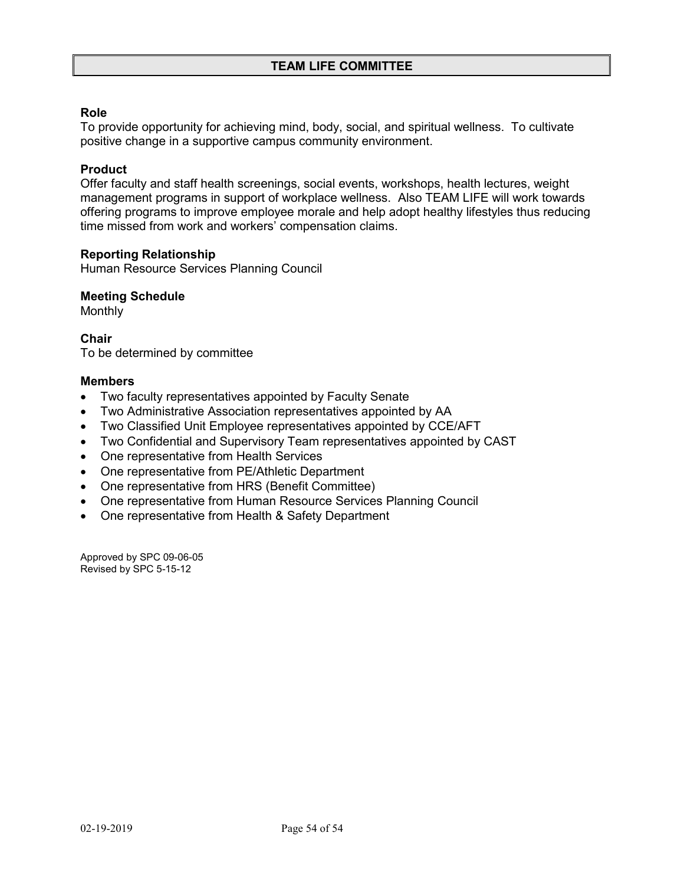# TEAM LIFE COMMITTEE

**Role**
To provide opportunity for achieving mind, body, social, and spiritual wellness. To cultivate positive change in a supportive campus community environment.

**Product**
Offer faculty and staff health screenings, social events, workshops, health lectures, weight management programs in support of workplace wellness. Also TEAM LIFE will work towards offering programs to improve employee morale and help adopt healthy lifestyles thus reducing time missed from work and workers' compensation claims.

**Reporting Relationship**
Human Resource Services Planning Council

**Meeting Schedule**
Monthly

**Chair**
To be determined by committee

**Members**

- Two faculty representatives appointed by Faculty Senate
- Two Administrative Association representatives appointed by AA
- Two Classified Unit Employee representatives appointed by CCE/AFT
- Two Confidential and Supervisory Team representatives appointed by CAST
- One representative from Health Services
- One representative from PE/Athletic Department
- One representative from HRS (Benefit Committee)
- One representative from Human Resource Services Planning Council
- One representative from Health & Safety Department

Approved by SPC 09-06-05
Revised by SPC 5-15-12